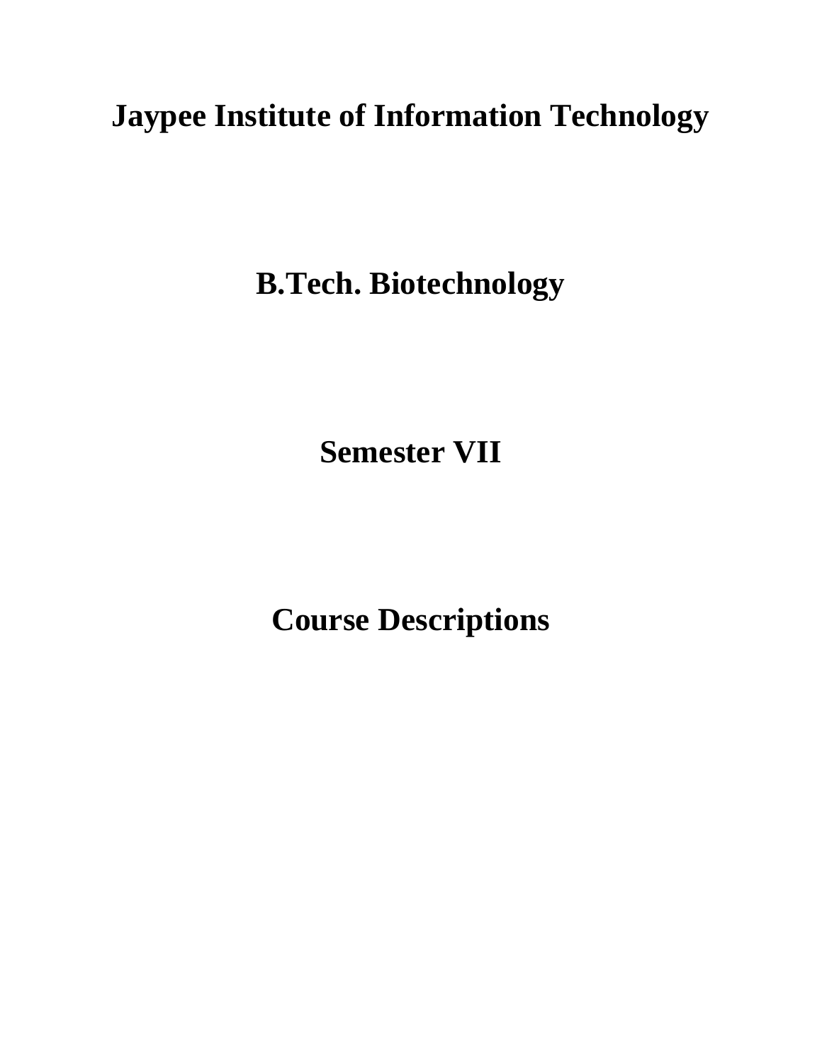# Jaypee Institute of Information Technology

# B.Tech. Biotechnology

# Semester VII

# Course Descriptions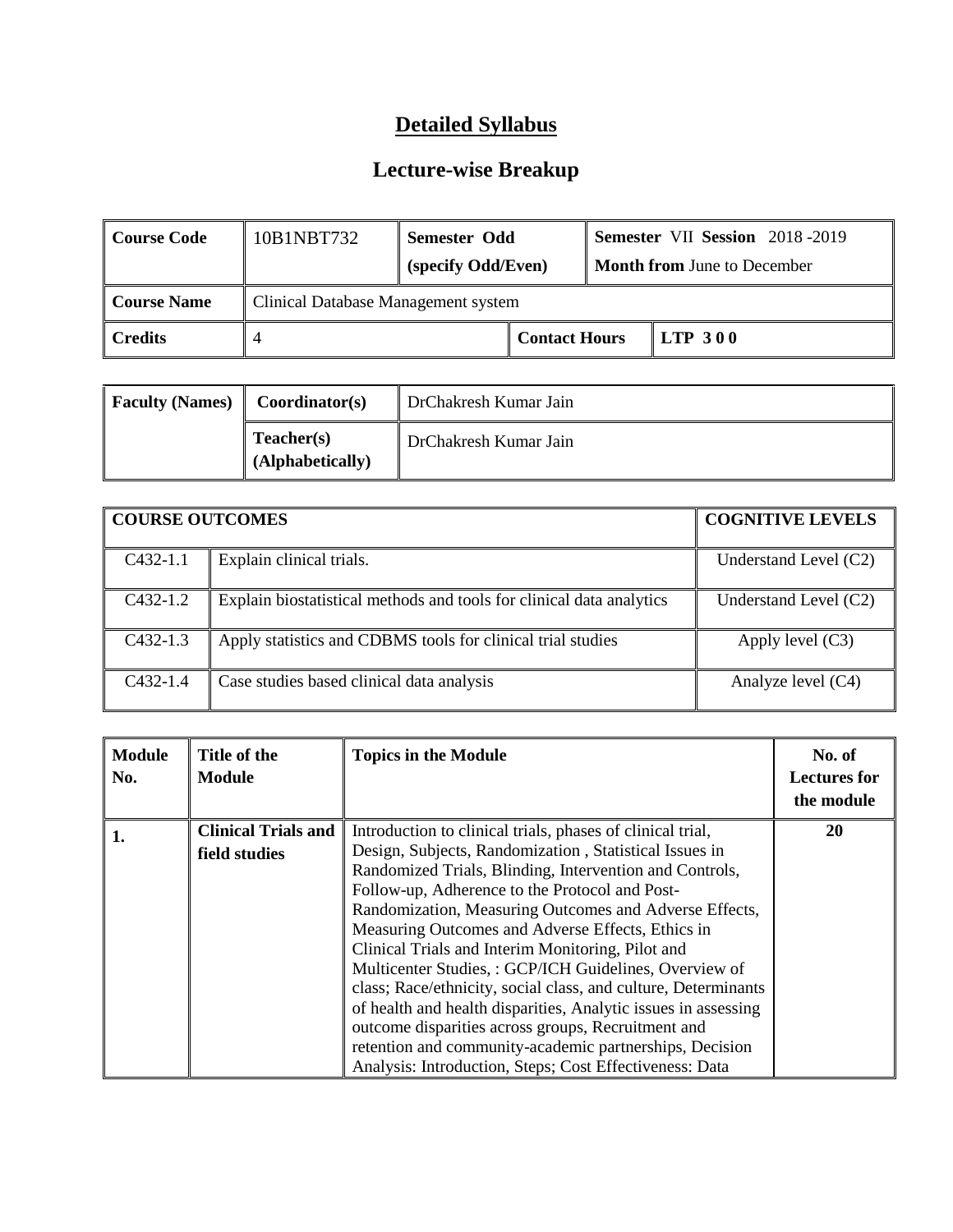# Detailed Syllabus

## Lecture-wise Breakup

| Course Code | 10B1NBT732 | Semester Odd (specify Odd/Even) | | Semester VII Session 2018 -2019 Month from June to December | |
|---|---|---|---|---|---|
| Course Name | Clinical Database Management system | | | | |
| Credits | 4 | | Contact Hours | | LTP 3 0 0 |

| Faculty (Names) | Coordinator(s) | DrChakresh Kumar Jain |
|---|---|---|
| | Teacher(s) (Alphabetically) | DrChakresh Kumar Jain |

| COURSE OUTCOMES | | COGNITIVE LEVELS |
|---|---|---|
| C432-1.1 | Explain clinical trials. | Understand Level (C2) |
| C432-1.2 | Explain biostatistical methods and tools for clinical data analytics | Understand Level (C2) |
| C432-1.3 | Apply statistics and CDBMS tools for clinical trial studies | Apply level (C3) |
| C432-1.4 | Case studies based clinical data analysis | Analyze level (C4) |

| Module No. | Title of the Module | Topics in the Module | No. of Lectures for the module |
|---|---|---|---|
| 1. | Clinical Trials and field studies | Introduction to clinical trials, phases of clinical trial, Design, Subjects, Randomization , Statistical Issues in Randomized Trials, Blinding, Intervention and Controls, Follow-up, Adherence to the Protocol and Post-Randomization, Measuring Outcomes and Adverse Effects, Measuring Outcomes and Adverse Effects, Ethics in Clinical Trials and Interim Monitoring, Pilot and Multicenter Studies, : GCP/ICH Guidelines, Overview of class; Race/ethnicity, social class, and culture, Determinants of health and health disparities, Analytic issues in assessing outcome disparities across groups, Recruitment and retention and community-academic partnerships, Decision Analysis: Introduction, Steps; Cost Effectiveness: Data | 20 |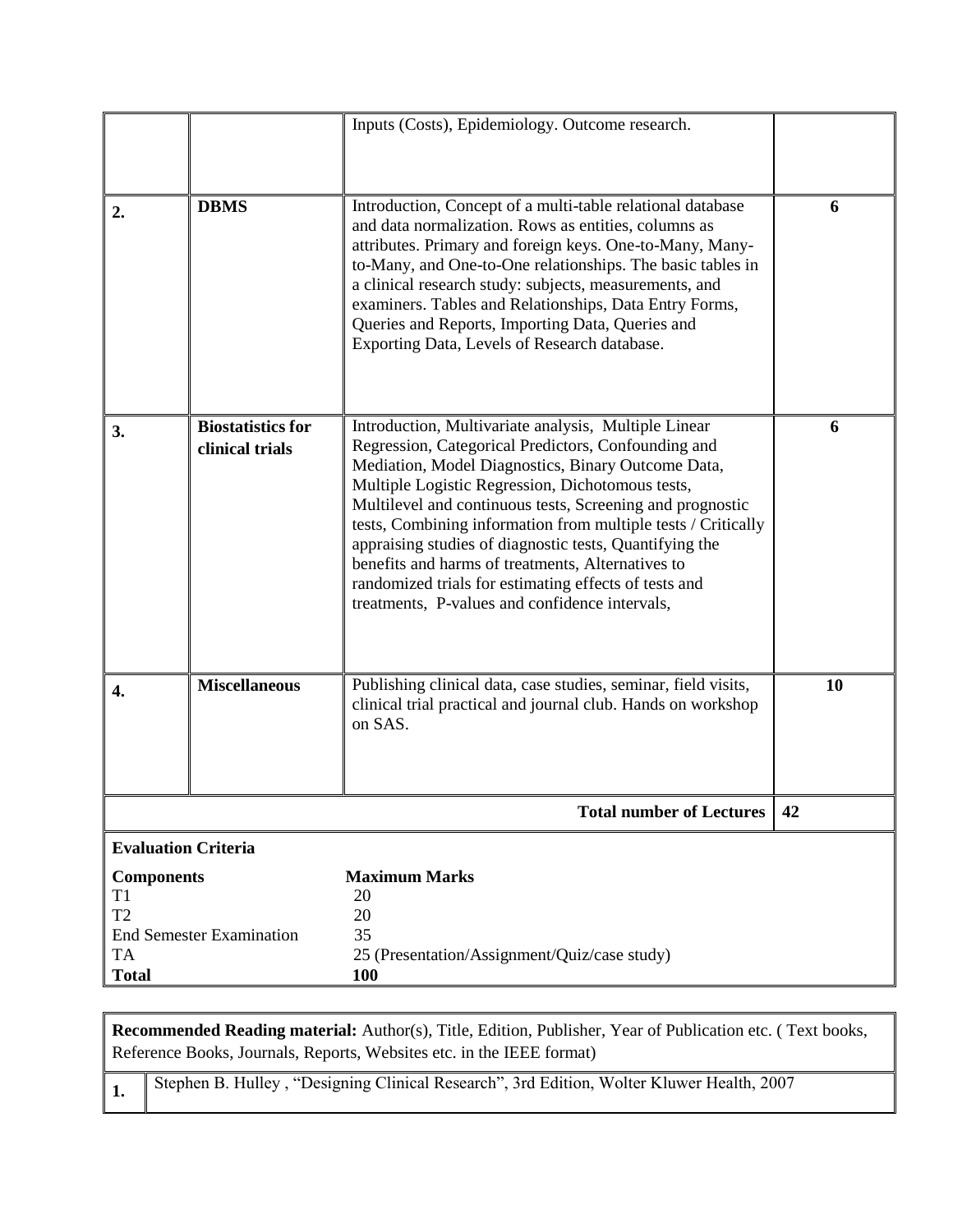| | | | |
|---|---|---|---|
| | | Inputs (Costs), Epidemiology. Outcome research. | |
| **2.** | **DBMS** | Introduction, Concept of a multi-table relational database and data normalization. Rows as entities, columns as attributes. Primary and foreign keys. One-to-Many, Many-to-Many, and One-to-One relationships. The basic tables in a clinical research study: subjects, measurements, and examiners. Tables and Relationships, Data Entry Forms, Queries and Reports, Importing Data, Queries and Exporting Data, Levels of Research database. | **6** |
| **3.** | **Biostatistics for clinical trials** | Introduction, Multivariate analysis, Multiple Linear Regression, Categorical Predictors, Confounding and Mediation, Model Diagnostics, Binary Outcome Data, Multiple Logistic Regression, Dichotomous tests, Multilevel and continuous tests, Screening and prognostic tests, Combining information from multiple tests / Critically appraising studies of diagnostic tests, Quantifying the benefits and harms of treatments, Alternatives to randomized trials for estimating effects of tests and treatments, P-values and confidence intervals, | **6** |
| **4.** | **Miscellaneous** | Publishing clinical data, case studies, seminar, field visits, clinical trial practical and journal club. Hands on workshop on SAS. | **10** |
| | | **Total number of Lectures** | **42** |

**Evaluation Criteria**

| **Components** | **Maximum Marks** |
|---|---|
| T1 | 20 |
| T2 | 20 |
| End Semester Examination | 35 |
| TA | 25 (Presentation/Assignment/Quiz/case study) |
| **Total** | **100** |

**Recommended Reading material:** Author(s), Title, Edition, Publisher, Year of Publication etc. ( Text books, Reference Books, Journals, Reports, Websites etc. in the IEEE format)

| | |
|---|---|
| **1.** | Stephen B. Hulley , "Designing Clinical Research", 3rd Edition, Wolter Kluwer Health, 2007 |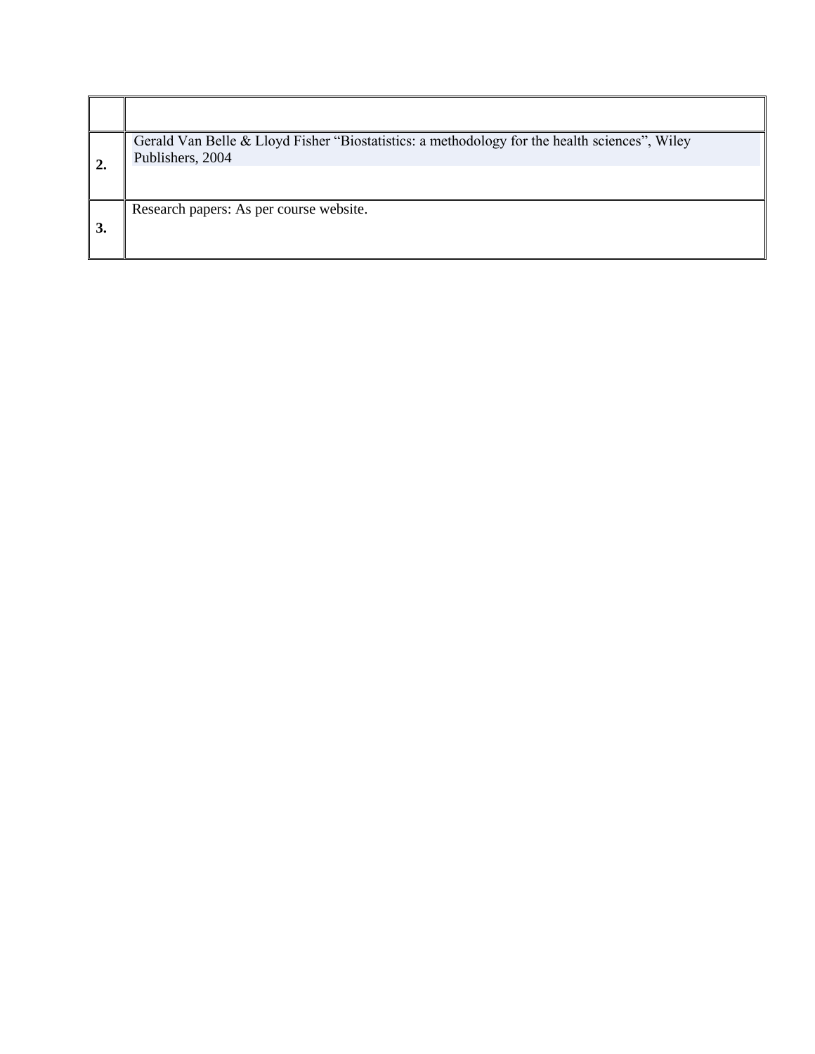| | |
|---|---|
| **2.** | Gerald Van Belle & Lloyd Fisher “Biostatistics: a methodology for the health sciences”, Wiley Publishers, 2004 |
| **3.** | Research papers: As per course website. |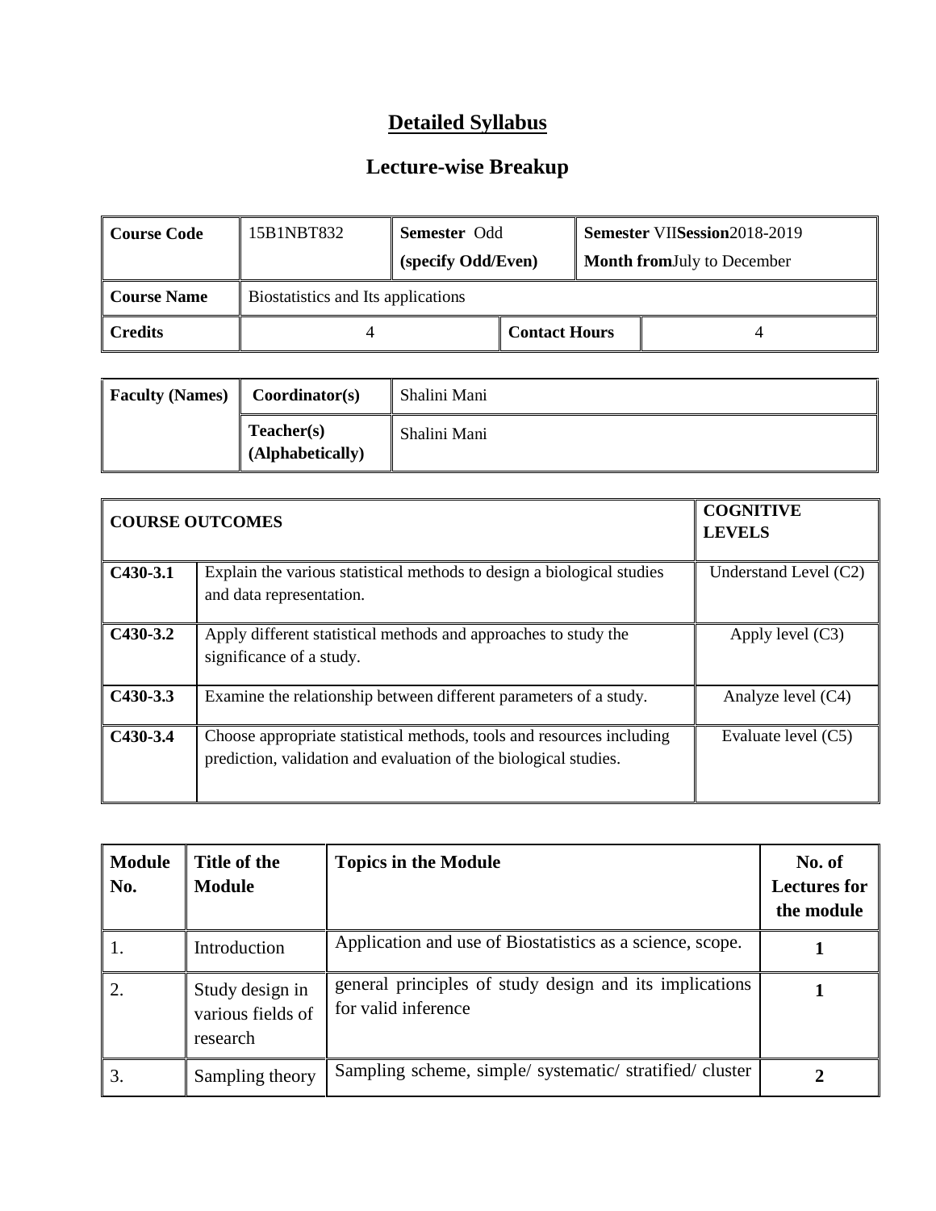# Detailed Syllabus

## Lecture-wise Breakup

| Course Code | 15B1NBT832 | Semester Odd (specify Odd/Even) | | Semester VII Session 2018-2019 Month from July to December |
|---|---|---|---|---|
| **Course Name** | Biostatistics and Its applications | | | |
| **Credits** | 4 | | **Contact Hours** | 4 |

| Faculty (Names) | Coordinator(s) | Shalini Mani |
|---|---|---|
| | **Teacher(s) (Alphabetically)** | Shalini Mani |

| COURSE OUTCOMES | | COGNITIVE LEVELS |
|---|---|---|
| **C430-3.1** | Explain the various statistical methods to design a biological studies and data representation. | Understand Level (C2) |
| **C430-3.2** | Apply different statistical methods and approaches to study the significance of a study. | Apply level (C3) |
| **C430-3.3** | Examine the relationship between different parameters of a study. | Analyze level (C4) |
| **C430-3.4** | Choose appropriate statistical methods, tools and resources including prediction, validation and evaluation of the biological studies. | Evaluate level (C5) |

| Module No. | Title of the Module | Topics in the Module | No. of Lectures for the module |
|---|---|---|---|
| 1. | Introduction | Application and use of Biostatistics as a science, scope. | **1** |
| 2. | Study design in various fields of research | general principles of study design and its implications for valid inference | **1** |
| 3. | Sampling theory | Sampling scheme, simple/ systematic/ stratified/ cluster | **2** |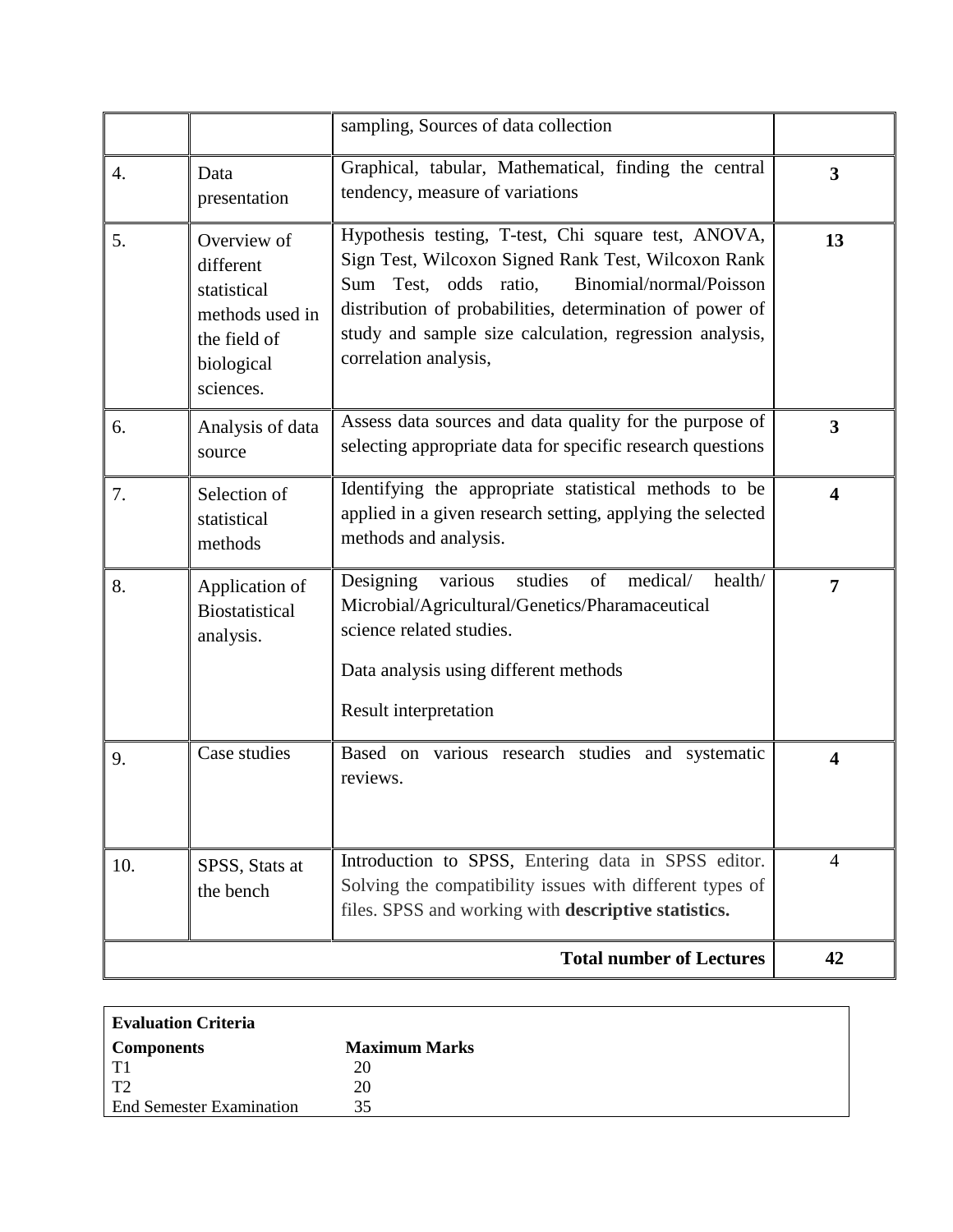| | | | |
|---|---|---|---|
| | | sampling, Sources of data collection | |
| 4. | Data presentation | Graphical, tabular, Mathematical, finding the central tendency, measure of variations | **3** |
| 5. | Overview of different statistical methods used in the field of biological sciences. | Hypothesis testing, T-test, Chi square test, ANOVA, Sign Test, Wilcoxon Signed Rank Test, Wilcoxon Rank Sum Test, odds ratio, Binomial/normal/Poisson distribution of probabilities, determination of power of study and sample size calculation, regression analysis, correlation analysis, | **13** |
| 6. | Analysis of data source | Assess data sources and data quality for the purpose of selecting appropriate data for specific research questions | **3** |
| 7. | Selection of statistical methods | Identifying the appropriate statistical methods to be applied in a given research setting, applying the selected methods and analysis. | **4** |
| 8. | Application of Biostatistical analysis. | Designing various studies of medical/ health/ Microbial/Agricultural/Genetics/Pharamaceutical science related studies.<br><br>Data analysis using different methods<br><br>Result interpretation | **7** |
| 9. | Case studies | Based on various research studies and systematic reviews. | **4** |
| 10. | SPSS, Stats at the bench | Introduction to SPSS, Entering data in SPSS editor. Solving the compatibility issues with different types of files. SPSS and working with **descriptive statistics.** | 4 |
| | | **Total number of Lectures** | **42** |

| **Evaluation Criteria** | |
|---|---|
| **Components** | **Maximum Marks** |
| T1 | 20 |
| T2 | 20 |
| End Semester Examination | 35 |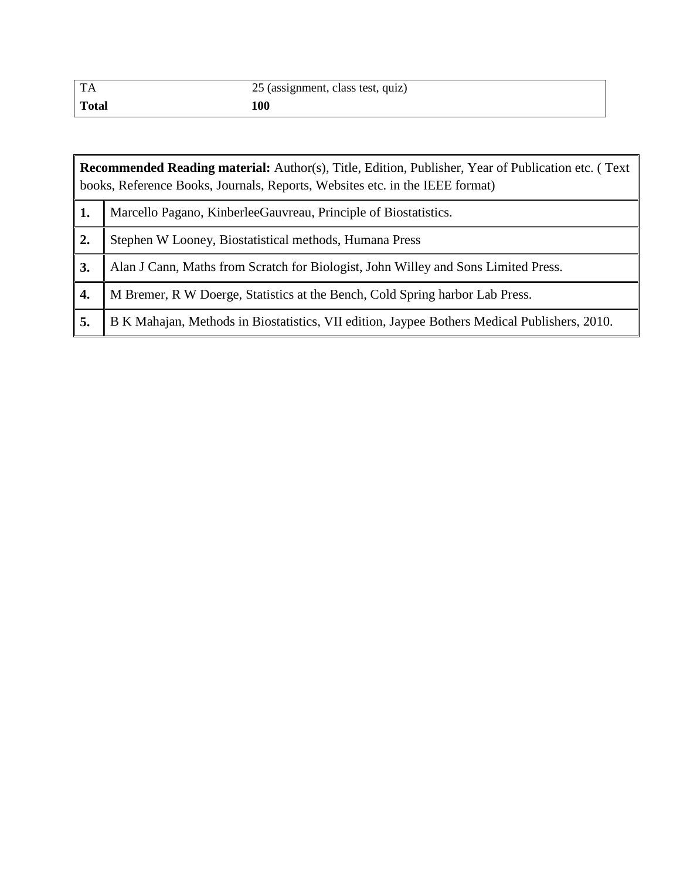| TA | 25 (assignment, class test, quiz) |
|---|---|
| **Total** | **100** |

| **Recommended Reading material:** Author(s), Title, Edition, Publisher, Year of Publication etc. ( Text books, Reference Books, Journals, Reports, Websites etc. in the IEEE format) | |
|---|---|
| **1.** | Marcello Pagano, KinberleeGauvreau, Principle of Biostatistics. |
| **2.** | Stephen W Looney, Biostatistical methods, Humana Press |
| **3.** | Alan J Cann, Maths from Scratch for Biologist, John Willey and Sons Limited Press. |
| **4.** | M Bremer, R W Doerge, Statistics at the Bench, Cold Spring harbor Lab Press. |
| **5.** | B K Mahajan, Methods in Biostatistics, VII edition, Jaypee Bothers Medical Publishers, 2010. |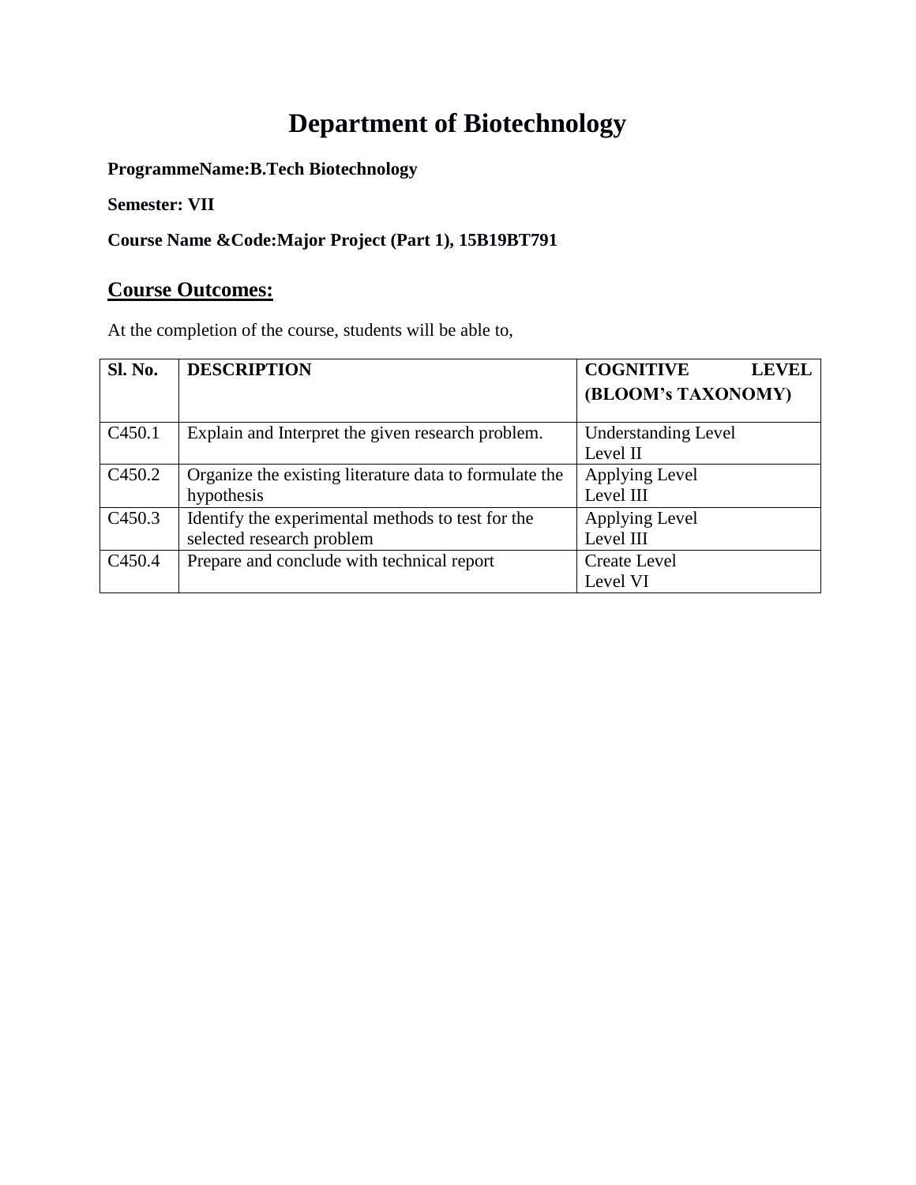# Department of Biotechnology

**ProgrammeName:B.Tech Biotechnology**

**Semester: VII**

**Course Name &Code:Major Project (Part 1), 15B19BT791**

## Course Outcomes:

At the completion of the course, students will be able to,

| Sl. No. | DESCRIPTION | COGNITIVE LEVEL (BLOOM's TAXONOMY) |
|---|---|---|
| C450.1 | Explain and Interpret the given research problem. | Understanding Level<br>Level II |
| C450.2 | Organize the existing literature data to formulate the hypothesis | Applying Level<br>Level III |
| C450.3 | Identify the experimental methods to test for the selected research problem | Applying Level<br>Level III |
| C450.4 | Prepare and conclude with technical report | Create Level<br>Level VI |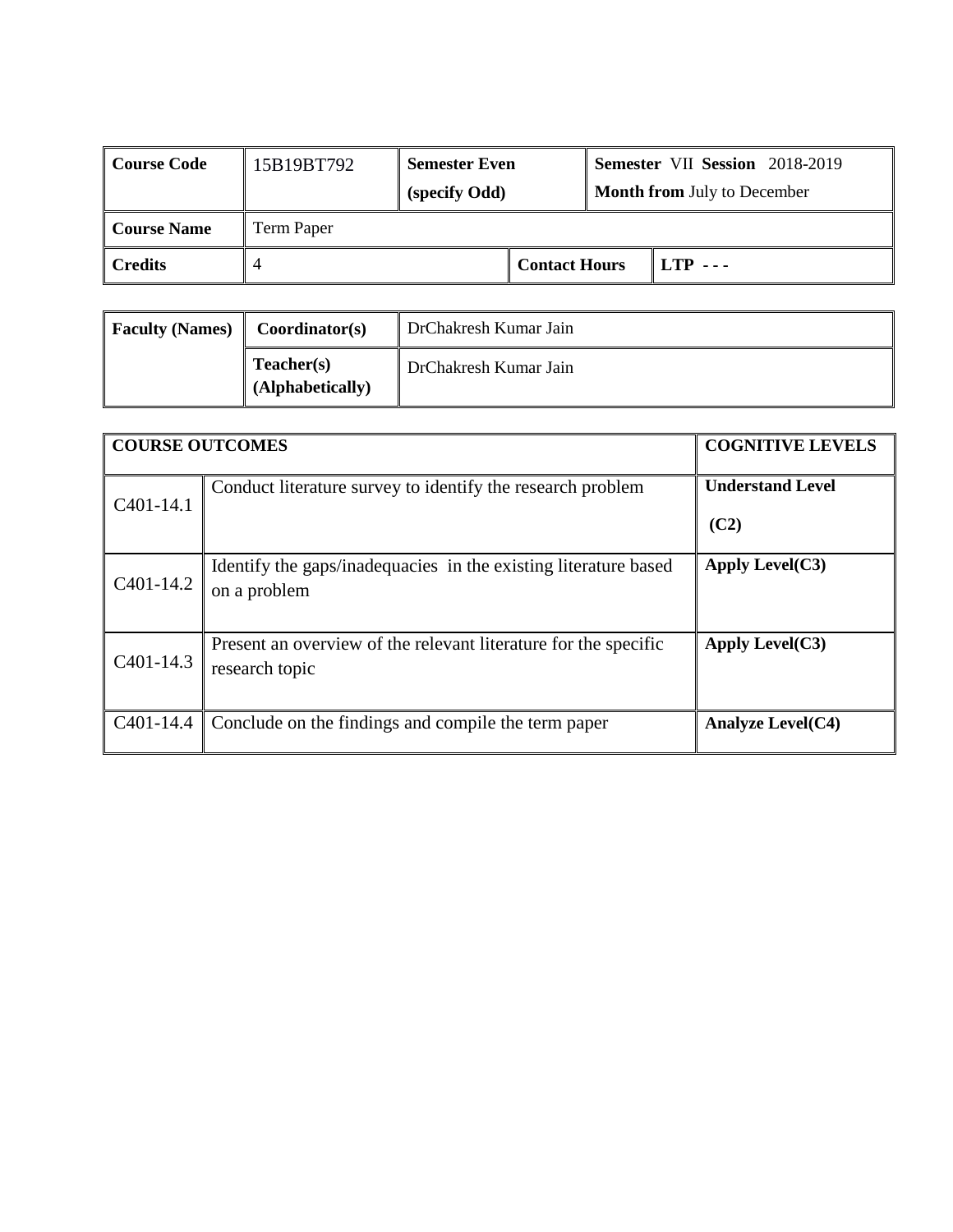| Course Code | 15B19BT792 | Semester Even (specify Odd) | | Semester VII Session 2018-2019 Month from July to December |
|---|---|---|---|---|
| Course Name | Term Paper | | | |
| Credits | 4 | | Contact Hours | LTP - - - |

| Faculty (Names) | Coordinator(s) | DrChakresh Kumar Jain |
|---|---|---|
| | Teacher(s) (Alphabetically) | DrChakresh Kumar Jain |

| COURSE OUTCOMES | | COGNITIVE LEVELS |
|---|---|---|
| C401-14.1 | Conduct literature survey to identify the research problem | Understand Level (C2) |
| C401-14.2 | Identify the gaps/inadequacies in the existing literature based on a problem | Apply Level(C3) |
| C401-14.3 | Present an overview of the relevant literature for the specific research topic | Apply Level(C3) |
| C401-14.4 | Conclude on the findings and compile the term paper | Analyze Level(C4) |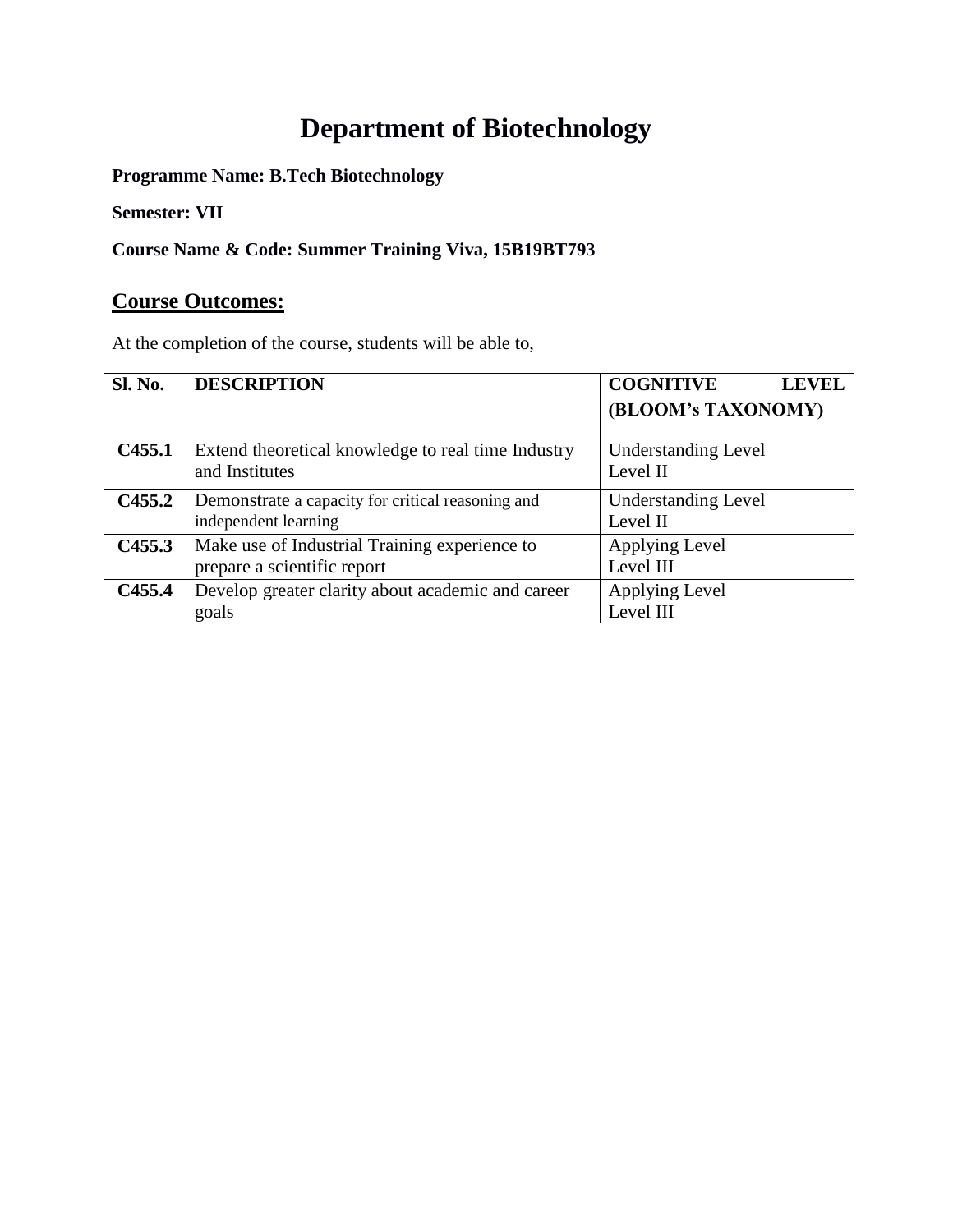# Department of Biotechnology

**Programme Name: B.Tech Biotechnology**

**Semester: VII**

**Course Name & Code: Summer Training Viva, 15B19BT793**

## Course Outcomes:

At the completion of the course, students will be able to,

| Sl. No. | DESCRIPTION | COGNITIVE LEVEL (BLOOM's TAXONOMY) |
|---|---|---|
| **C455.1** | Extend theoretical knowledge to real time Industry and Institutes | Understanding Level<br>Level II |
| **C455.2** | Demonstrate a capacity for critical reasoning and independent learning | Understanding Level<br>Level II |
| **C455.3** | Make use of Industrial Training experience to prepare a scientific report | Applying Level<br>Level III |
| **C455.4** | Develop greater clarity about academic and career goals | Applying Level<br>Level III |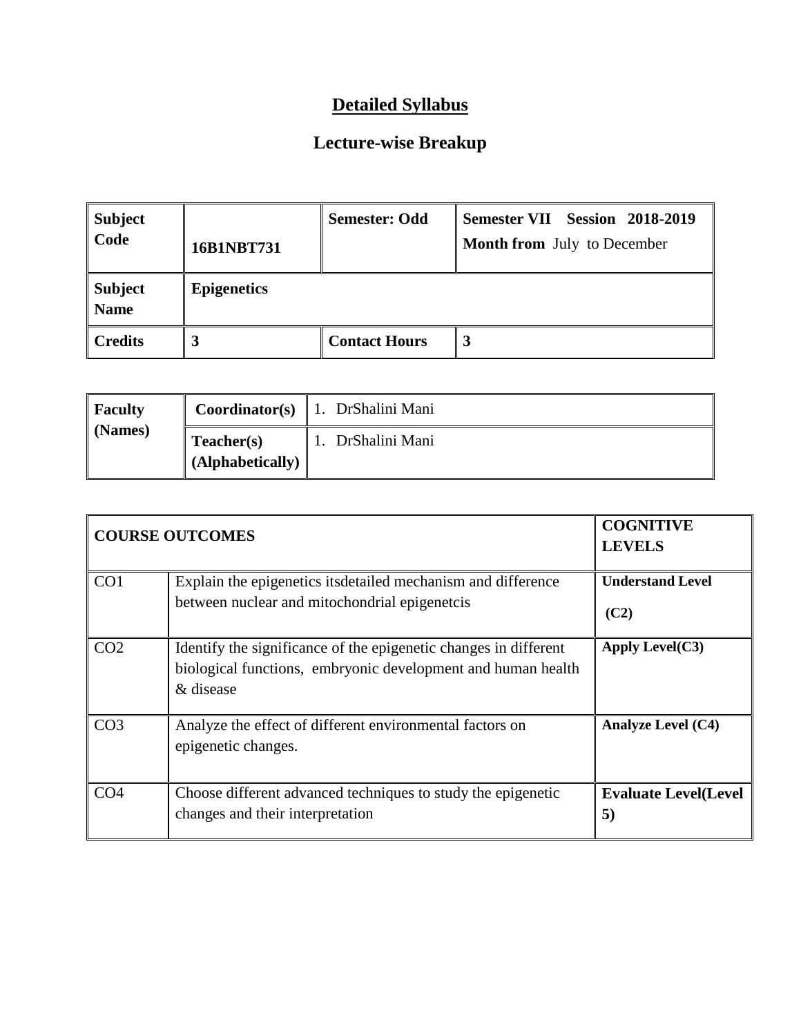# Detailed Syllabus

## Lecture-wise Breakup

| **Subject Code** | **16B1NBT731** | **Semester: Odd** | **Semester VII Session 2018-2019** **Month from** July to December |
|---|---|---|---|
| **Subject Name** | **Epigenetics** | | |
| **Credits** | **3** | **Contact Hours** | **3** |

| **Faculty (Names)** | **Coordinator(s)** | 1. DrShalini Mani |
|---|---|---|
| | **Teacher(s) (Alphabetically)** | 1. DrShalini Mani |

| **COURSE OUTCOMES** | | **COGNITIVE LEVELS** |
|---|---|---|
| CO1 | Explain the epigenetics itsdetailed mechanism and difference between nuclear and mitochondrial epigenetcis | **Understand Level (C2)** |
| CO2 | Identify the significance of the epigenetic changes in different biological functions, embryonic development and human health & disease | **Apply Level(C3)** |
| CO3 | Analyze the effect of different environmental factors on epigenetic changes. | **Analyze Level (C4)** |
| CO4 | Choose different advanced techniques to study the epigenetic changes and their interpretation | **Evaluate Level(Level 5)** |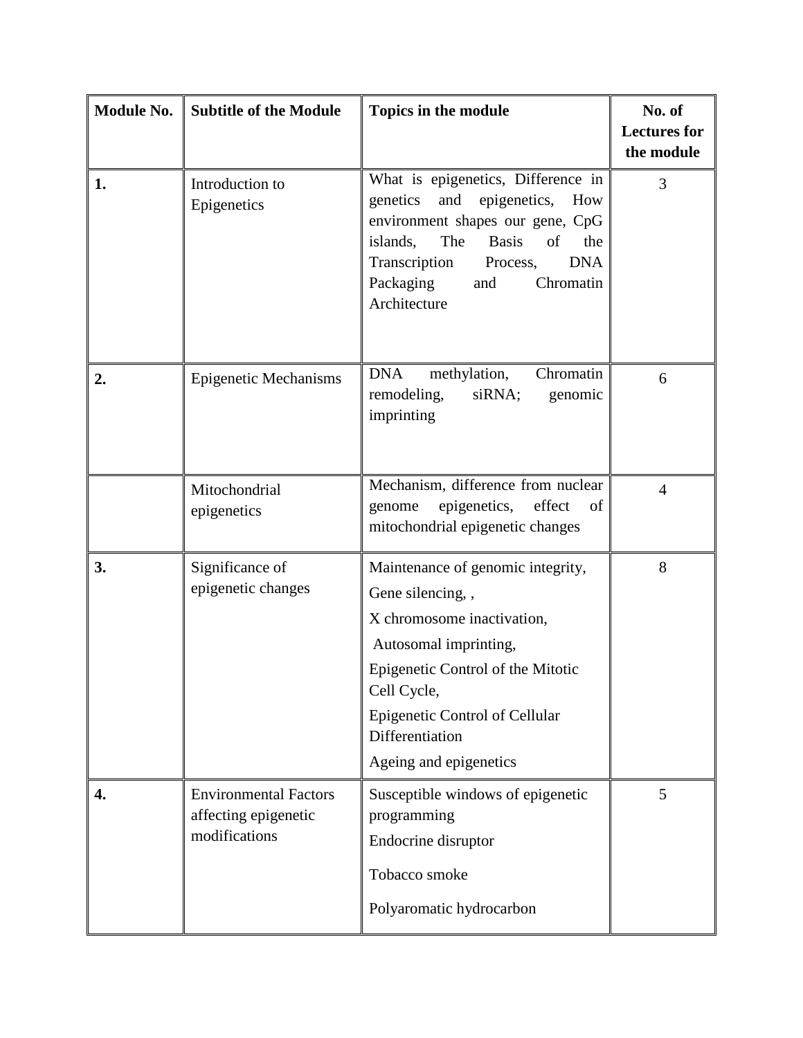| Module No. | Subtitle of the Module | Topics in the module | No. of Lectures for the module |
|---|---|---|---|
| **1.** | Introduction to Epigenetics | What is epigenetics, Difference in genetics and epigenetics, How environment shapes our gene, CpG islands, The Basis of the Transcription Process, DNA Packaging and Chromatin Architecture | 3 |
| **2.** | Epigenetic Mechanisms | DNA methylation, Chromatin remodeling, siRNA; genomic imprinting | 6 |
| | Mitochondrial epigenetics | Mechanism, difference from nuclear genome epigenetics, effect of mitochondrial epigenetic changes | 4 |
| **3.** | Significance of epigenetic changes | Maintenance of genomic integrity, Gene silencing, , X chromosome inactivation, Autosomal imprinting, Epigenetic Control of the Mitotic Cell Cycle, Epigenetic Control of Cellular Differentiation Ageing and epigenetics | 8 |
| **4.** | Environmental Factors affecting epigenetic modifications | Susceptible windows of epigenetic programming Endocrine disruptor Tobacco smoke Polyaromatic hydrocarbon | 5 |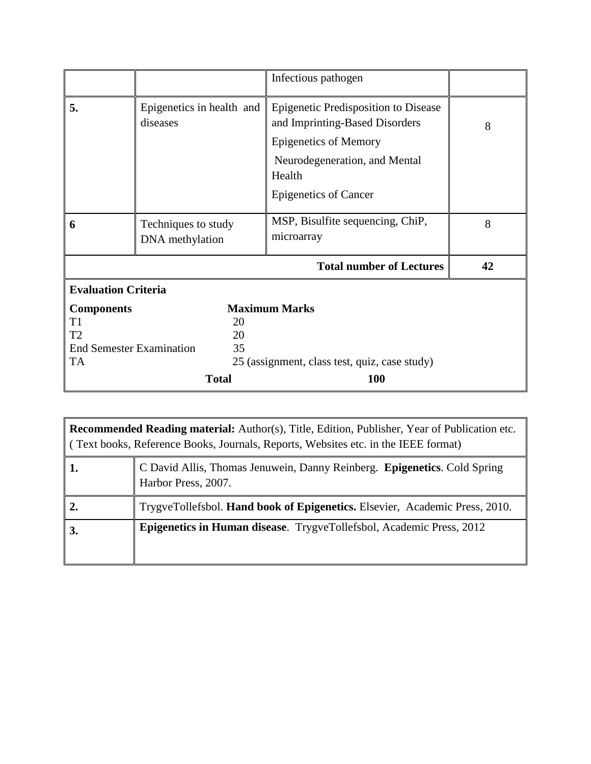| | | | |
|---|---|---|---|
| | | Infectious pathogen | |
| **5.** | Epigenetics in health and diseases | Epigenetic Predisposition to Disease and Imprinting-Based Disorders<br>Epigenetics of Memory<br>Neurodegeneration, and Mental Health<br>Epigenetics of Cancer | 8 |
| **6** | Techniques to study DNA methylation | MSP, Bisulfite sequencing, ChiP, microarray | 8 |
| | | **Total number of Lectures** | **42** |

**Evaluation Criteria**

| **Components** | **Maximum Marks** |
|---|---|
| T1 | 20 |
| T2 | 20 |
| End Semester Examination | 35 |
| TA | 25 (assignment, class test, quiz, case study) |
| **Total** | **100** |

| **Recommended Reading material:** Author(s), Title, Edition, Publisher, Year of Publication etc. ( Text books, Reference Books, Journals, Reports, Websites etc. in the IEEE format) | |
|---|---|
| **1.** | C David Allis, Thomas Jenuwein, Danny Reinberg. **Epigenetics**. Cold Spring Harbor Press, 2007. |
| **2.** | TrygveTollefsbol. **Hand book of Epigenetics.** Elsevier, Academic Press, 2010. |
| **3.** | **Epigenetics in Human disease**. TrygveTollefsbol, Academic Press, 2012 |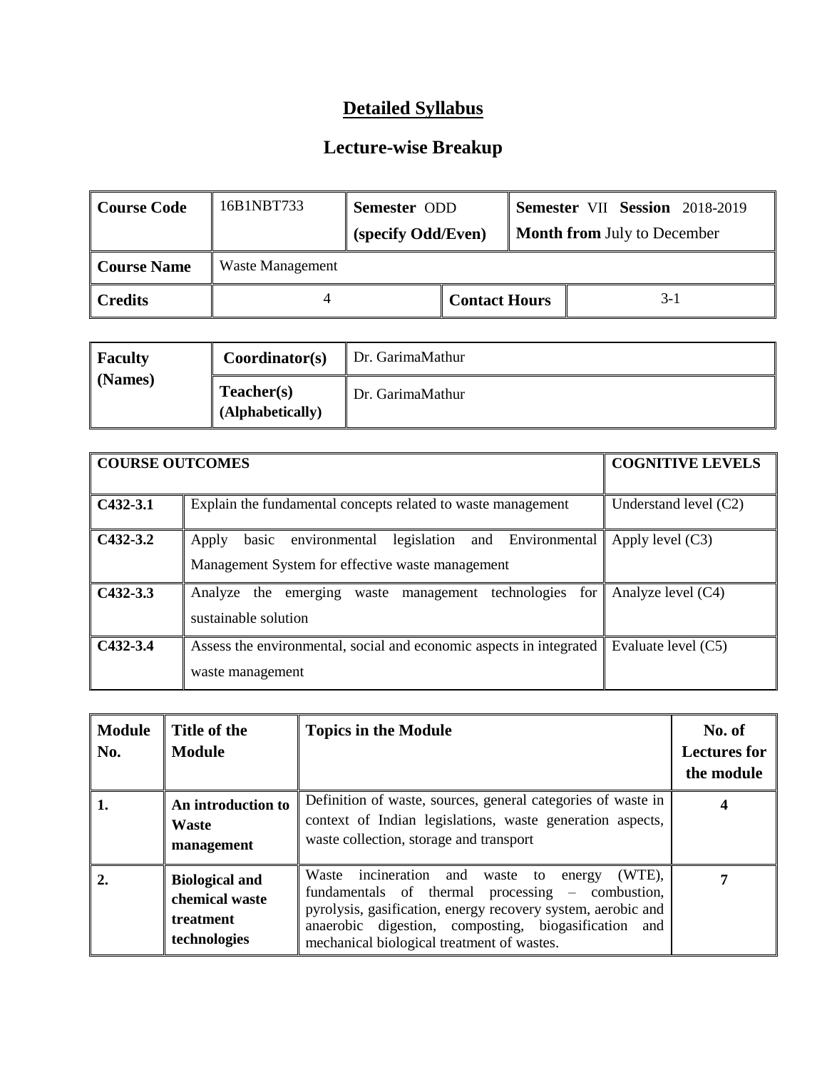# Detailed Syllabus

## Lecture-wise Breakup

| Course Code | 16B1NBT733 | Semester ODD (specify Odd/Even) | | Semester VII Session 2018-2019 Month from July to December |
|---|---|---|---|---|
| Course Name | Waste Management | | | |
| Credits | 4 | | Contact Hours | 3-1 |

| Faculty (Names) | Coordinator(s) | Dr. GarimaMathur |
|---|---|---|
| | Teacher(s) (Alphabetically) | Dr. GarimaMathur |

| COURSE OUTCOMES | | COGNITIVE LEVELS |
|---|---|---|
| C432-3.1 | Explain the fundamental concepts related to waste management | Understand level (C2) |
| C432-3.2 | Apply basic environmental legislation and Environmental Management System for effective waste management | Apply level (C3) |
| C432-3.3 | Analyze the emerging waste management technologies for sustainable solution | Analyze level (C4) |
| C432-3.4 | Assess the environmental, social and economic aspects in integrated waste management | Evaluate level (C5) |

| Module No. | Title of the Module | Topics in the Module | No. of Lectures for the module |
|---|---|---|---|
| 1. | An introduction to Waste management | Definition of waste, sources, general categories of waste in context of Indian legislations, waste generation aspects, waste collection, storage and transport | 4 |
| 2. | Biological and chemical waste treatment technologies | Waste incineration and waste to energy (WTE), fundamentals of thermal processing – combustion, pyrolysis, gasification, energy recovery system, aerobic and anaerobic digestion, composting, biogasification and mechanical biological treatment of wastes. | 7 |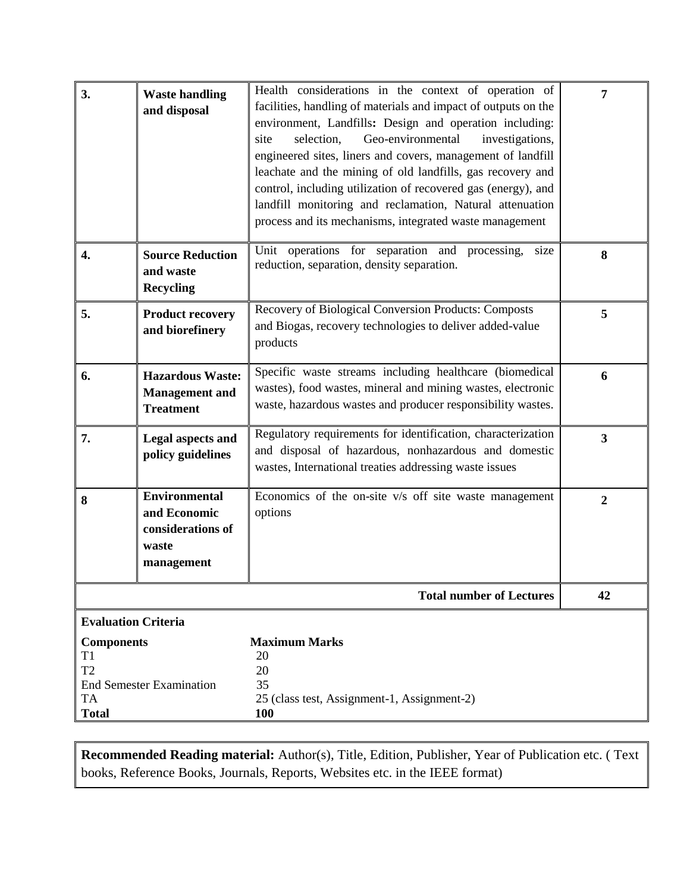| 3. | **Waste handling and disposal** | Health considerations in the context of operation of facilities, handling of materials and impact of outputs on the environment, Landfills**:** Design and operation including: site selection, Geo-environmental investigations, engineered sites, liners and covers, management of landfill leachate and the mining of old landfills, gas recovery and control, including utilization of recovered gas (energy), and landfill monitoring and reclamation, Natural attenuation process and its mechanisms, integrated waste management | **7** |
|---|---|---|---|
| **4.** | **Source Reduction and waste Recycling** | Unit operations for separation and processing, size reduction, separation, density separation. | **8** |
| **5.** | **Product recovery and biorefinery** | Recovery of Biological Conversion Products: Composts and Biogas, recovery technologies to deliver added-value products | **5** |
| **6.** | **Hazardous Waste: Management and Treatment** | Specific waste streams including healthcare (biomedical wastes), food wastes, mineral and mining wastes, electronic waste, hazardous wastes and producer responsibility wastes. | **6** |
| **7.** | **Legal aspects and policy guidelines** | Regulatory requirements for identification, characterization and disposal of hazardous, nonhazardous and domestic wastes, International treaties addressing waste issues | **3** |
| **8** | **Environmental and Economic considerations of waste management** | Economics of the on-site v/s off site waste management options | **2** |
| | | **Total number of Lectures** | **42** |

**Evaluation Criteria**

| **Components** | **Maximum Marks** |
|---|---|
| T1 | 20 |
| T2 | 20 |
| End Semester Examination | 35 |
| TA | 25 (class test, Assignment-1, Assignment-2) |
| **Total** | **100** |

**Recommended Reading material:** Author(s), Title, Edition, Publisher, Year of Publication etc. ( Text books, Reference Books, Journals, Reports, Websites etc. in the IEEE format)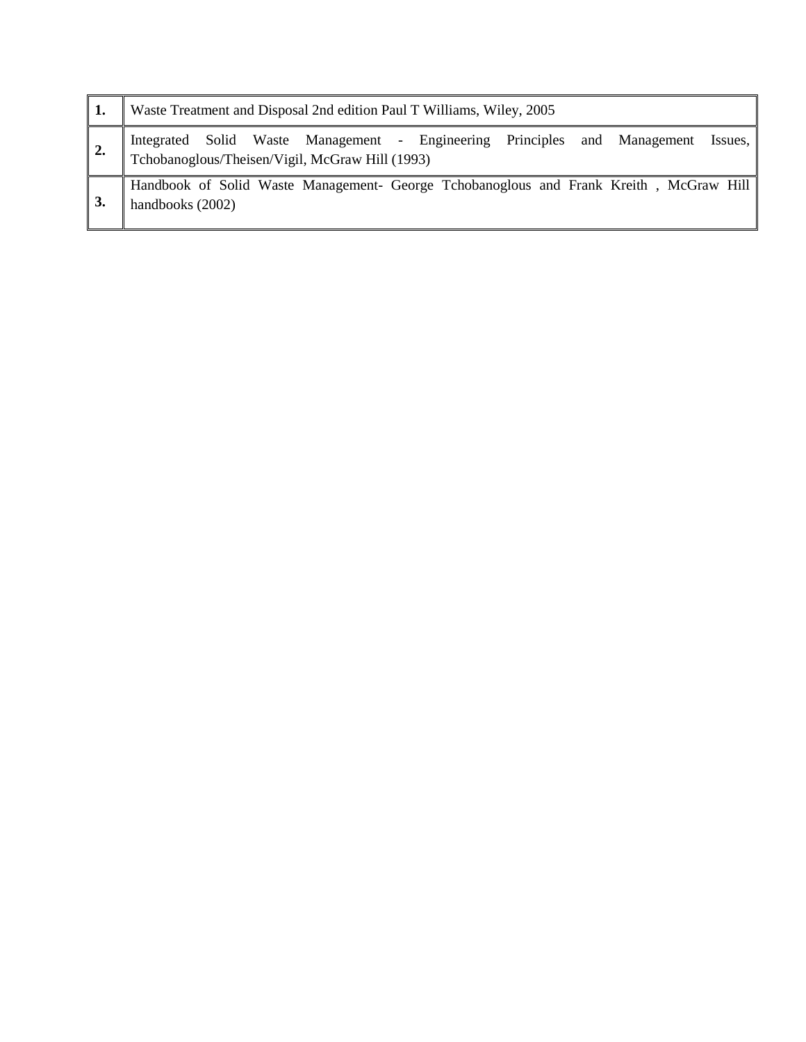| | |
|---|---|
| **1.** | Waste Treatment and Disposal 2nd edition Paul T Williams, Wiley, 2005 |
| **2.** | Integrated Solid Waste Management - Engineering Principles and Management Issues, Tchobanoglous/Theisen/Vigil, McGraw Hill (1993) |
| **3.** | Handbook of Solid Waste Management- George Tchobanoglous and Frank Kreith , McGraw Hill handbooks (2002) |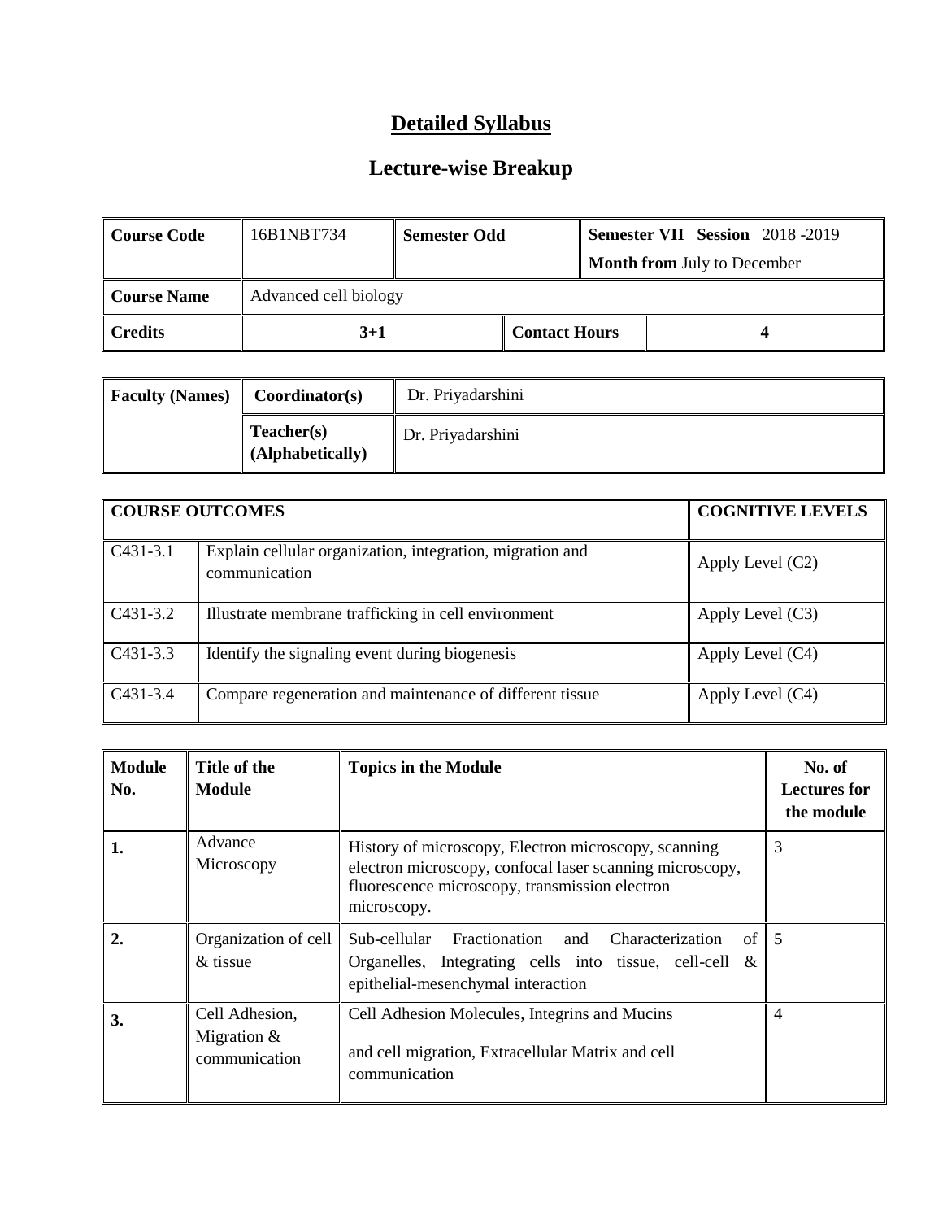# Detailed Syllabus

## Lecture-wise Breakup

| Course Code | 16B1NBT734 | Semester Odd | Semester VII Session 2018 -2019<br>Month from July to December |
|---|---|---|---|
| Course Name | Advanced cell biology | | |
| Credits | 3+1 | Contact Hours | 4 |

| Faculty (Names) | Coordinator(s) | Dr. Priyadarshini |
|---|---|---|
| | Teacher(s) (Alphabetically) | Dr. Priyadarshini |

| COURSE OUTCOMES | | COGNITIVE LEVELS |
|---|---|---|
| C431-3.1 | Explain cellular organization, integration, migration and communication | Apply Level (C2) |
| C431-3.2 | Illustrate membrane trafficking in cell environment | Apply Level (C3) |
| C431-3.3 | Identify the signaling event during biogenesis | Apply Level (C4) |
| C431-3.4 | Compare regeneration and maintenance of different tissue | Apply Level (C4) |

| Module No. | Title of the Module | Topics in the Module | No. of Lectures for the module |
|---|---|---|---|
| 1. | Advance Microscopy | History of microscopy, Electron microscopy, scanning electron microscopy, confocal laser scanning microscopy, fluorescence microscopy, transmission electron microscopy. | 3 |
| 2. | Organization of cell & tissue | Sub-cellular Fractionation and Characterization of Organelles, Integrating cells into tissue, cell-cell & epithelial-mesenchymal interaction | 5 |
| 3. | Cell Adhesion, Migration & communication | Cell Adhesion Molecules, Integrins and Mucins<br><br>and cell migration, Extracellular Matrix and cell communication | 4 |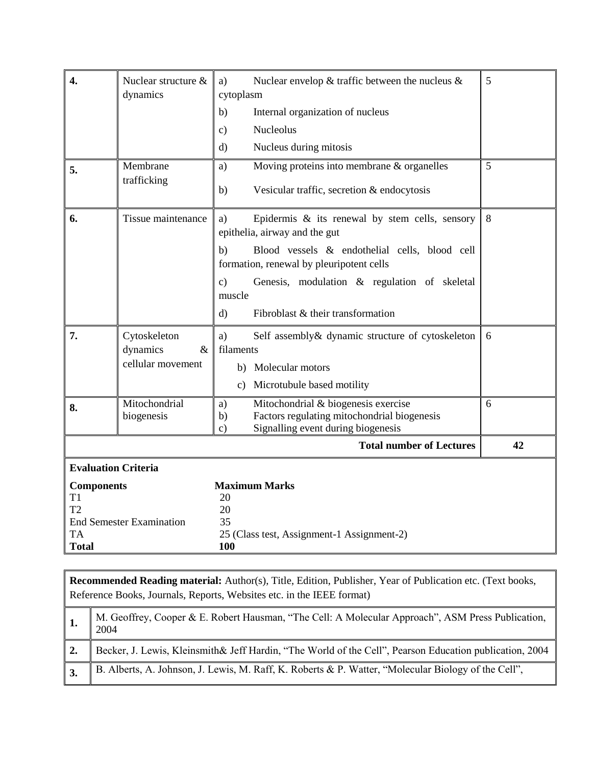| | | | |
|---|---|---|---|
| **4.** | Nuclear structure & dynamics | a) Nuclear envelop & traffic between the nucleus & cytoplasm<br>b) Internal organization of nucleus<br>c) Nucleolus<br>d) Nucleus during mitosis | 5 |
| **5.** | Membrane trafficking | a) Moving proteins into membrane & organelles<br>b) Vesicular traffic, secretion & endocytosis | 5 |
| **6.** | Tissue maintenance | a) Epidermis & its renewal by stem cells, sensory epithelia, airway and the gut<br>b) Blood vessels & endothelial cells, blood cell formation, renewal by pleuripotent cells<br>c) Genesis, modulation & regulation of skeletal muscle<br>d) Fibroblast & their transformation | 8 |
| **7.** | Cytoskeleton dynamics & cellular movement | a) Self assembly& dynamic structure of cytoskeleton filaments<br>b) Molecular motors<br>c) Microtubule based motility | 6 |
| **8.** | Mitochondrial biogenesis | a) Mitochondrial & biogenesis exercise<br>b) Factors regulating mitochondrial biogenesis<br>c) Signalling event during biogenesis | 6 |
| | | **Total number of Lectures** | **42** |

**Evaluation Criteria**

| **Components** | **Maximum Marks** |
|---|---|
| T1 | 20 |
| T2 | 20 |
| End Semester Examination | 35 |
| TA | 25 (Class test, Assignment-1 Assignment-2) |
| **Total** | **100** |

**Recommended Reading material:** Author(s), Title, Edition, Publisher, Year of Publication etc. (Text books, Reference Books, Journals, Reports, Websites etc. in the IEEE format)

| | |
|---|---|
| **1.** | M. Geoffrey, Cooper & E. Robert Hausman, "The Cell: A Molecular Approach", ASM Press Publication, 2004 |
| **2.** | Becker, J. Lewis, Kleinsmith& Jeff Hardin, "The World of the Cell", Pearson Education publication, 2004 |
| **3.** | B. Alberts, A. Johnson, J. Lewis, M. Raff, K. Roberts & P. Watter, "Molecular Biology of the Cell", |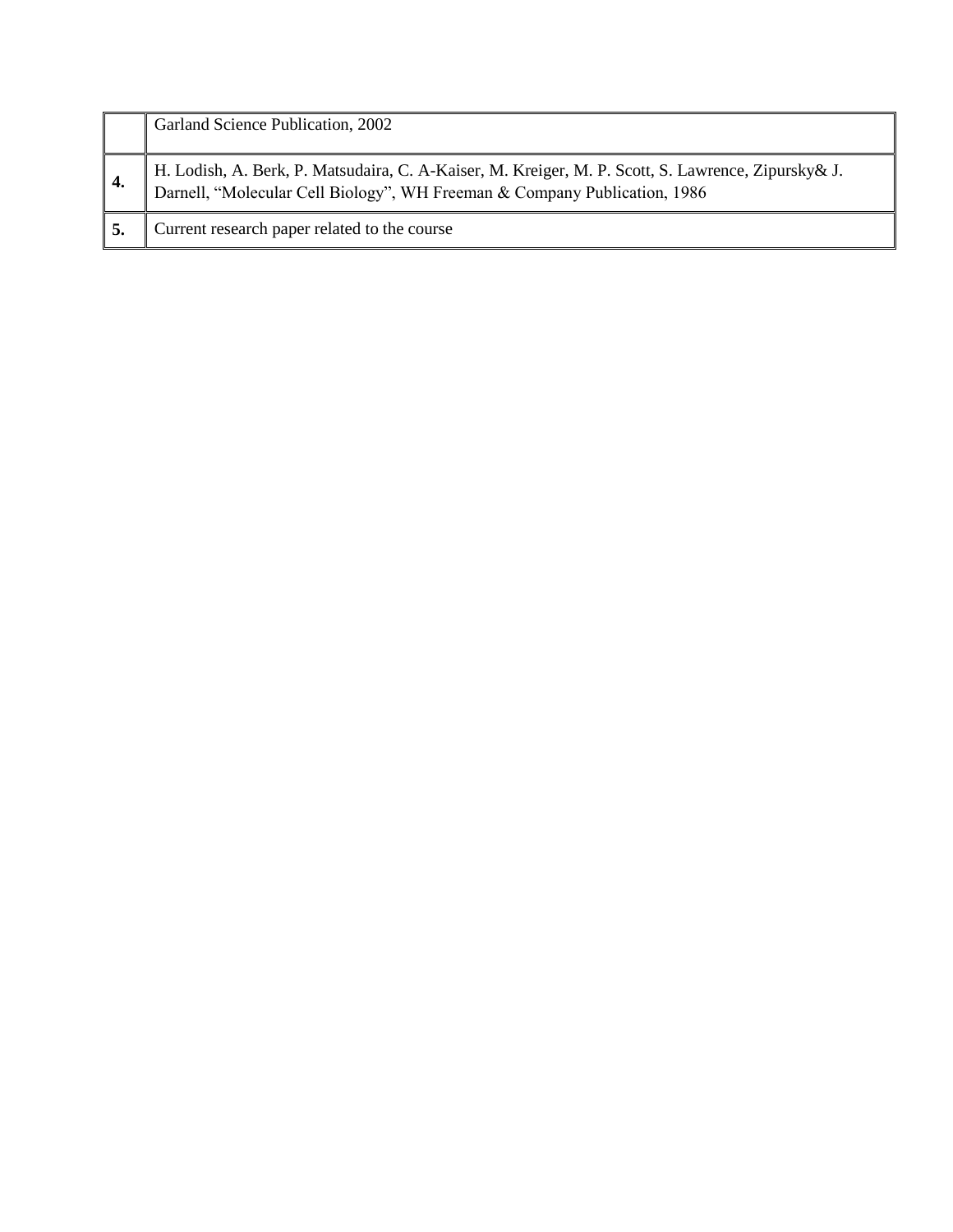| | |
|---|---|
| | Garland Science Publication, 2002 |
| **4.** | H. Lodish, A. Berk, P. Matsudaira, C. A-Kaiser, M. Kreiger, M. P. Scott, S. Lawrence, Zipursky& J. Darnell, "Molecular Cell Biology", WH Freeman & Company Publication, 1986 |
| **5.** | Current research paper related to the course |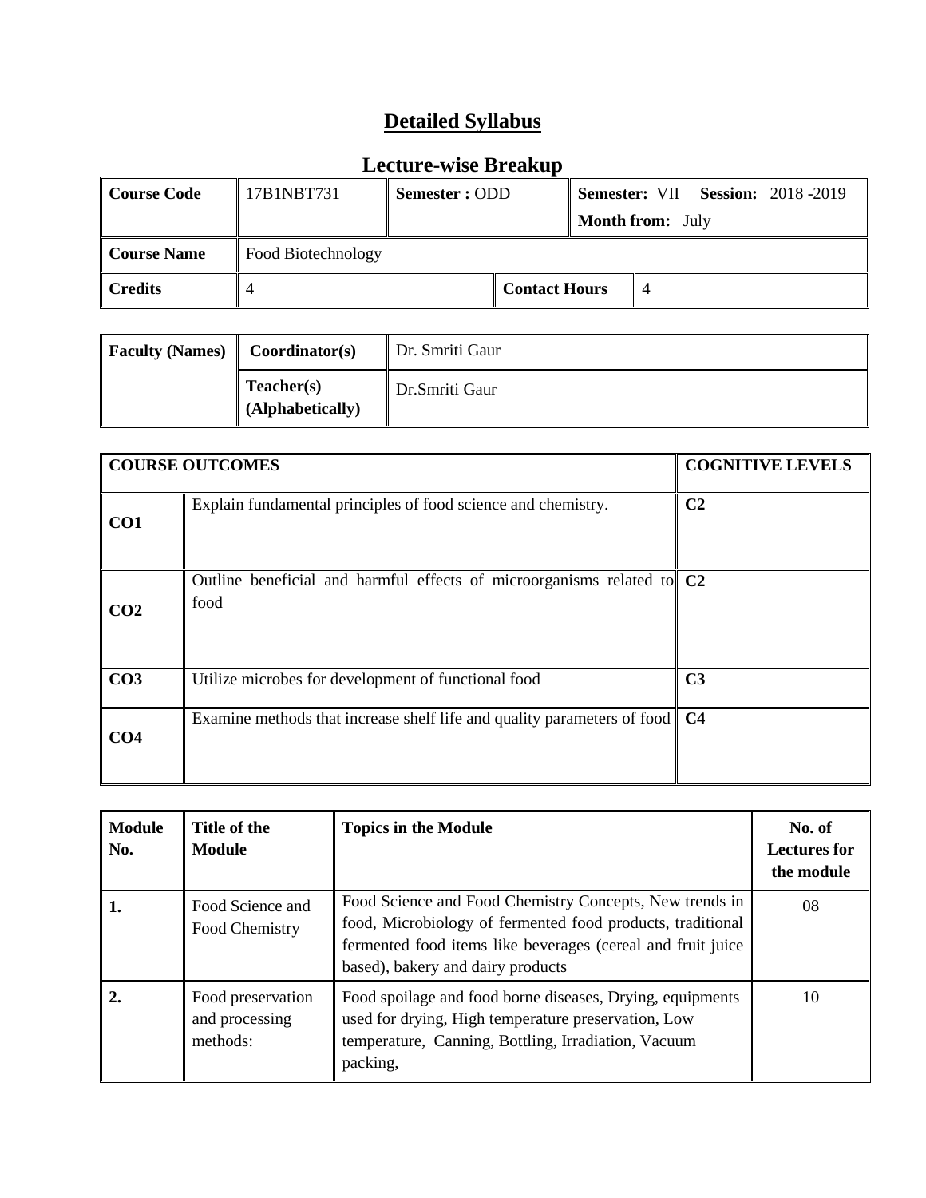# Detailed Syllabus

## Lecture-wise Breakup

| Course Code | 17B1NBT731 | Semester : ODD | | Semester: VII Session: 2018 -2019<br>Month from: July | |
|---|---|---|---|---|---|
| Course Name | Food Biotechnology | | | | |
| Credits | 4 | | Contact Hours | 4 | |

| Faculty (Names) | Coordinator(s) | Dr. Smriti Gaur |
|---|---|---|
| | Teacher(s) (Alphabetically) | Dr.Smriti Gaur |

| COURSE OUTCOMES | | COGNITIVE LEVELS |
|---|---|---|
| CO1 | Explain fundamental principles of food science and chemistry. | C2 |
| CO2 | Outline beneficial and harmful effects of microorganisms related to food | C2 |
| CO3 | Utilize microbes for development of functional food | C3 |
| CO4 | Examine methods that increase shelf life and quality parameters of food | C4 |

| Module No. | Title of the Module | Topics in the Module | No. of Lectures for the module |
|---|---|---|---|
| 1. | Food Science and Food Chemistry | Food Science and Food Chemistry Concepts, New trends in food, Microbiology of fermented food products, traditional fermented food items like beverages (cereal and fruit juice based), bakery and dairy products | 08 |
| 2. | Food preservation and processing methods: | Food spoilage and food borne diseases, Drying, equipments used for drying, High temperature preservation, Low temperature, Canning, Bottling, Irradiation, Vacuum packing, | 10 |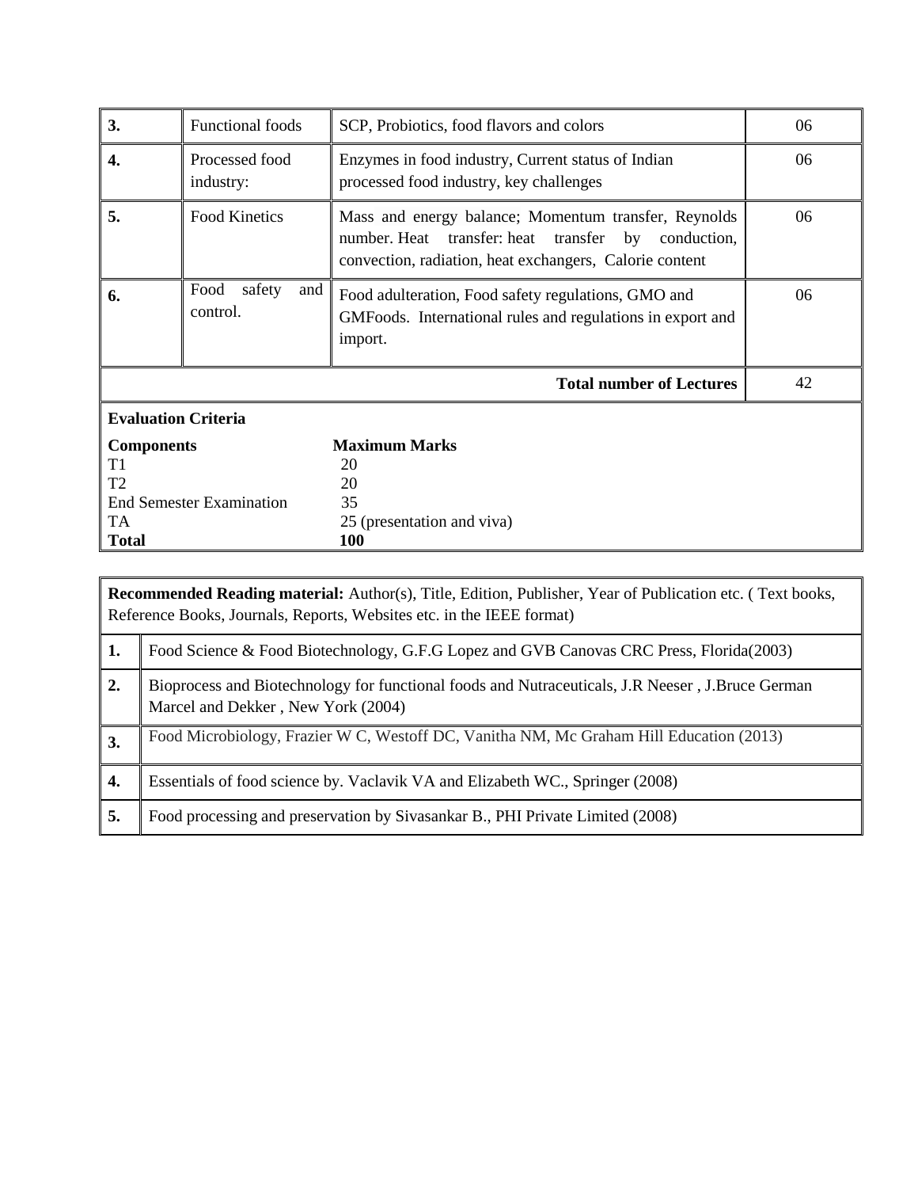| 3. | Functional foods | SCP, Probiotics, food flavors and colors | 06 |
|---|---|---|---|
| 4. | Processed food industry: | Enzymes in food industry, Current status of Indian processed food industry, key challenges | 06 |
| 5. | Food Kinetics | Mass and energy balance; Momentum transfer, Reynolds number. Heat transfer: heat transfer by conduction, convection, radiation, heat exchangers, Calorie content | 06 |
| 6. | Food safety and control. | Food adulteration, Food safety regulations, GMO and GMFoods. International rules and regulations in export and import. | 06 |
| | | **Total number of Lectures** | 42 |

**Evaluation Criteria**

| **Components** | **Maximum Marks** |
|---|---|
| T1 | 20 |
| T2 | 20 |
| End Semester Examination | 35 |
| TA | 25 (presentation and viva) |
| **Total** | **100** |

**Recommended Reading material:** Author(s), Title, Edition, Publisher, Year of Publication etc. ( Text books, Reference Books, Journals, Reports, Websites etc. in the IEEE format)

| | |
|---|---|
| 1. | Food Science & Food Biotechnology, G.F.G Lopez and GVB Canovas CRC Press, Florida(2003) |
| 2. | Bioprocess and Biotechnology for functional foods and Nutraceuticals, J.R Neeser , J.Bruce German Marcel and Dekker , New York (2004) |
| 3. | Food Microbiology, Frazier W C, Westoff DC, Vanitha NM, Mc Graham Hill Education (2013) |
| 4. | Essentials of food science by. Vaclavik VA and Elizabeth WC., Springer (2008) |
| 5. | Food processing and preservation by Sivasankar B., PHI Private Limited (2008) |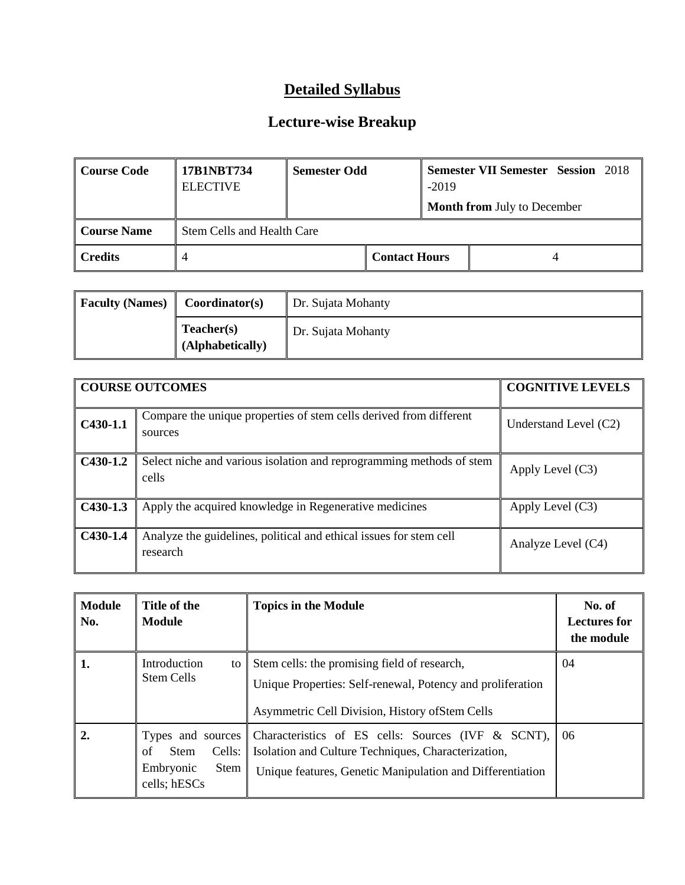# Detailed Syllabus

## Lecture-wise Breakup

| Course Code | 17B1NBT734 ELECTIVE | Semester Odd | | Semester VII Semester Session 2018 -2019 Month from July to December |
|---|---|---|---|---|
| Course Name | Stem Cells and Health Care | | | |
| Credits | 4 | | Contact Hours | 4 |

| Faculty (Names) | Coordinator(s) | Dr. Sujata Mohanty |
|---|---|---|
| | Teacher(s) (Alphabetically) | Dr. Sujata Mohanty |

| COURSE OUTCOMES | | COGNITIVE LEVELS |
|---|---|---|
| C430-1.1 | Compare the unique properties of stem cells derived from different sources | Understand Level (C2) |
| C430-1.2 | Select niche and various isolation and reprogramming methods of stem cells | Apply Level (C3) |
| C430-1.3 | Apply the acquired knowledge in Regenerative medicines | Apply Level (C3) |
| C430-1.4 | Analyze the guidelines, political and ethical issues for stem cell research | Analyze Level (C4) |

| Module No. | Title of the Module | Topics in the Module | No. of Lectures for the module |
|---|---|---|---|
| 1. | Introduction to Stem Cells | Stem cells: the promising field of research, Unique Properties: Self-renewal, Potency and proliferation Asymmetric Cell Division, History ofStem Cells | 04 |
| 2. | Types and sources of Stem Cells: Embryonic Stem cells; hESCs | Characteristics of ES cells: Sources (IVF & SCNT), Isolation and Culture Techniques, Characterization, Unique features, Genetic Manipulation and Differentiation | 06 |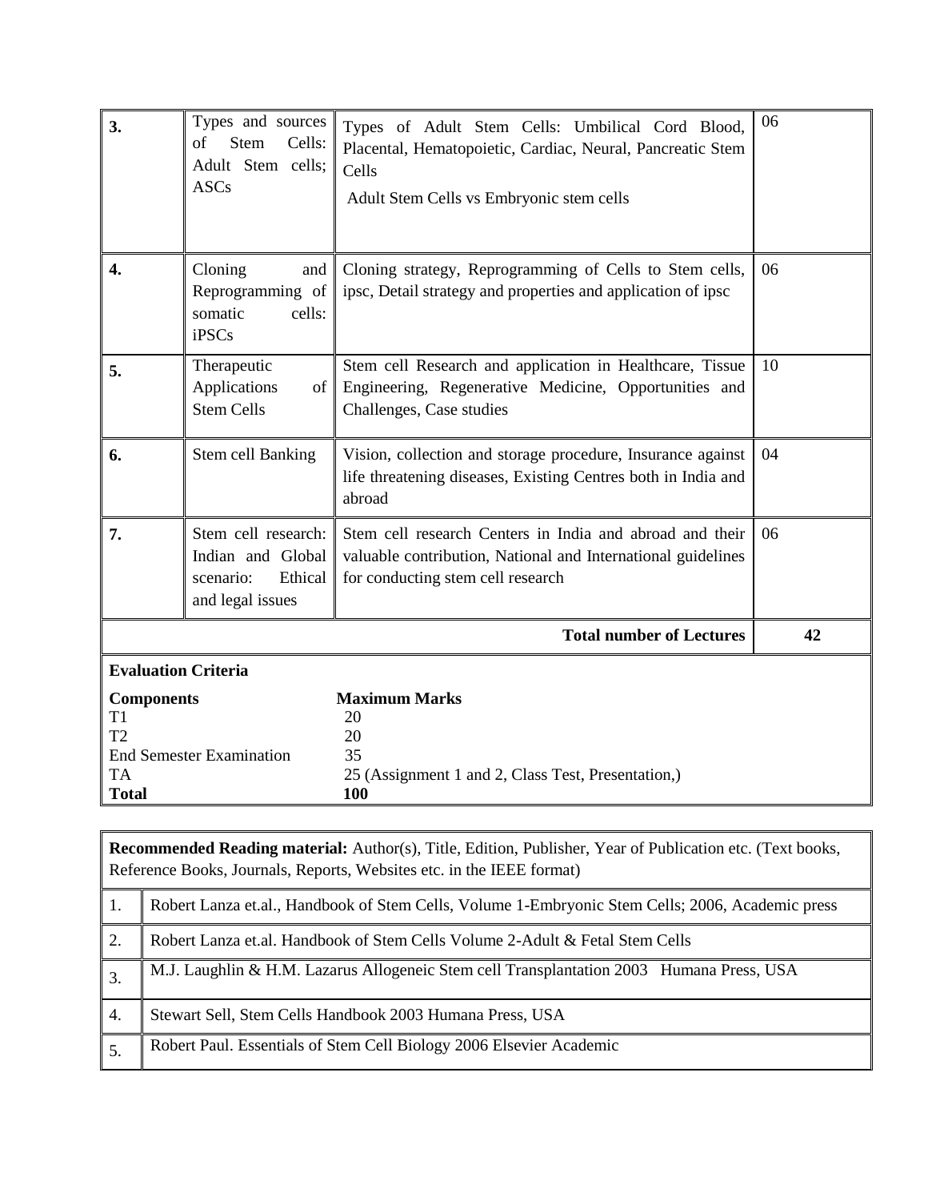| 3. | Types and sources of Stem Cells: Adult Stem cells; ASCs | Types of Adult Stem Cells: Umbilical Cord Blood, Placental, Hematopoietic, Cardiac, Neural, Pancreatic Stem Cells<br>Adult Stem Cells vs Embryonic stem cells | 06 |
|---|---|---|---|
| 4. | Cloning and Reprogramming of somatic cells: iPSCs | Cloning strategy, Reprogramming of Cells to Stem cells, ipsc, Detail strategy and properties and application of ipsc | 06 |
| 5. | Therapeutic Applications of Stem Cells | Stem cell Research and application in Healthcare, Tissue Engineering, Regenerative Medicine, Opportunities and Challenges, Case studies | 10 |
| 6. | Stem cell Banking | Vision, collection and storage procedure, Insurance against life threatening diseases, Existing Centres both in India and abroad | 04 |
| 7. | Stem cell research: Indian and Global scenario: Ethical and legal issues | Stem cell research Centers in India and abroad and their valuable contribution, National and International guidelines for conducting stem cell research | 06 |
| | | **Total number of Lectures** | **42** |

**Evaluation Criteria**

| **Components** | **Maximum Marks** |
|---|---|
| T1 | 20 |
| T2 | 20 |
| End Semester Examination | 35 |
| TA | 25 (Assignment 1 and 2, Class Test, Presentation,) |
| **Total** | **100** |

**Recommended Reading material:** Author(s), Title, Edition, Publisher, Year of Publication etc. (Text books, Reference Books, Journals, Reports, Websites etc. in the IEEE format)

| | |
|---|---|
| 1. | Robert Lanza et.al., Handbook of Stem Cells, Volume 1-Embryonic Stem Cells; 2006, Academic press |
| 2. | Robert Lanza et.al. Handbook of Stem Cells Volume 2-Adult & Fetal Stem Cells |
| 3. | M.J. Laughlin & H.M. Lazarus Allogeneic Stem cell Transplantation 2003 Humana Press, USA |
| 4. | Stewart Sell, Stem Cells Handbook 2003 Humana Press, USA |
| 5. | Robert Paul. Essentials of Stem Cell Biology 2006 Elsevier Academic |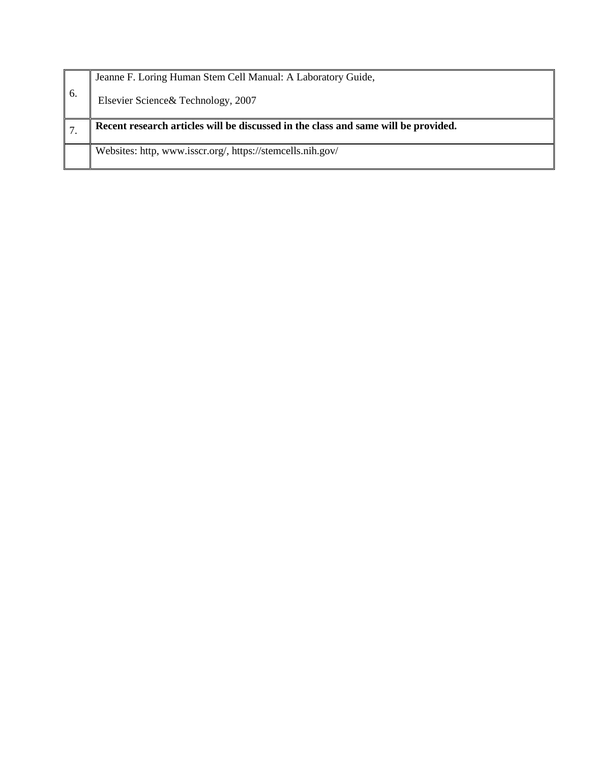| | |
|---|---|
| 6. | Jeanne F. Loring Human Stem Cell Manual: A Laboratory Guide,<br><br>Elsevier Science& Technology, 2007 |
| 7. | **Recent research articles will be discussed in the class and same will be provided.** |
| | Websites: http, www.isscr.org/, https://stemcells.nih.gov/ |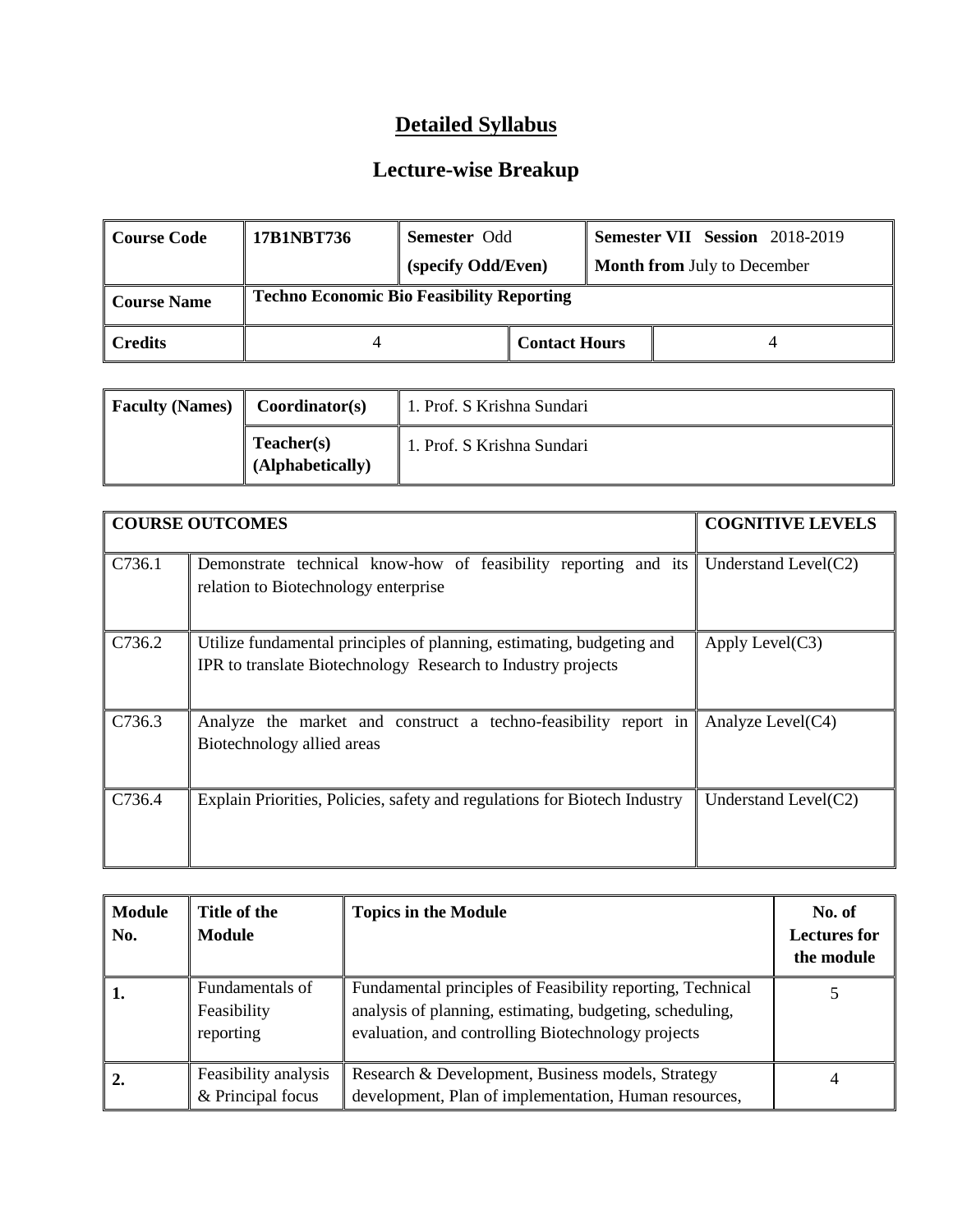# Detailed Syllabus

## Lecture-wise Breakup

| Course Code | 17B1NBT736 | Semester Odd (specify Odd/Even) | | Semester VII Session 2018-2019 Month from July to December |
|---|---|---|---|---|
| Course Name | Techno Economic Bio Feasibility Reporting | | | |
| Credits | 4 | | Contact Hours | 4 |

| Faculty (Names) | Coordinator(s) | 1. Prof. S Krishna Sundari |
|---|---|---|
| | Teacher(s) (Alphabetically) | 1. Prof. S Krishna Sundari |

| COURSE OUTCOMES | | COGNITIVE LEVELS |
|---|---|---|
| C736.1 | Demonstrate technical know-how of feasibility reporting and its relation to Biotechnology enterprise | Understand Level(C2) |
| C736.2 | Utilize fundamental principles of planning, estimating, budgeting and IPR to translate Biotechnology Research to Industry projects | Apply Level(C3) |
| C736.3 | Analyze the market and construct a techno-feasibility report in Biotechnology allied areas | Analyze Level(C4) |
| C736.4 | Explain Priorities, Policies, safety and regulations for Biotech Industry | Understand Level(C2) |

| Module No. | Title of the Module | Topics in the Module | No. of Lectures for the module |
|---|---|---|---|
| 1. | Fundamentals of Feasibility reporting | Fundamental principles of Feasibility reporting, Technical analysis of planning, estimating, budgeting, scheduling, evaluation, and controlling Biotechnology projects | 5 |
| 2. | Feasibility analysis & Principal focus | Research & Development, Business models, Strategy development, Plan of implementation, Human resources, | 4 |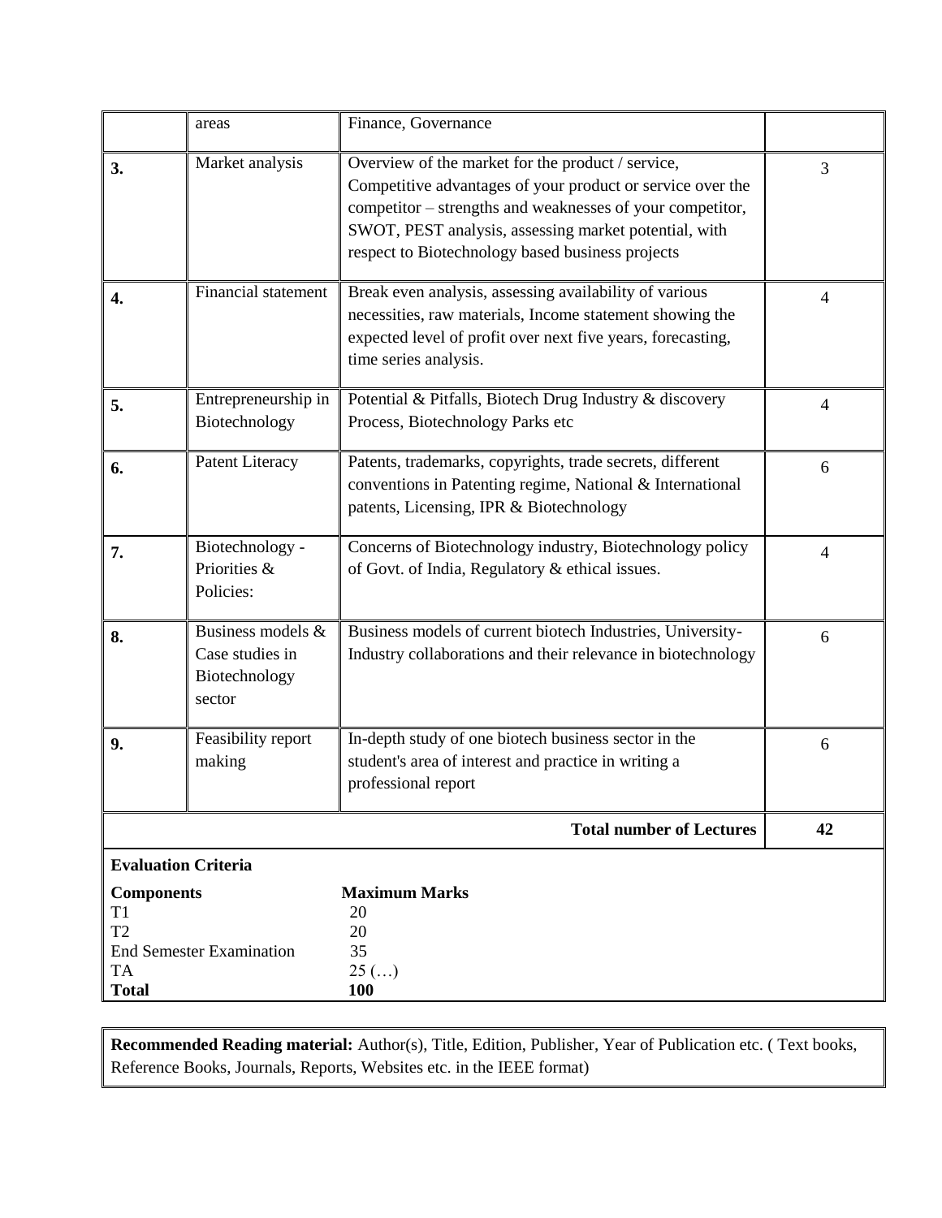|  | areas | Finance, Governance |  |
|---|---|---|---|
| **3.** | Market analysis | Overview of the market for the product / service, Competitive advantages of your product or service over the competitor – strengths and weaknesses of your competitor, SWOT, PEST analysis, assessing market potential, with respect to Biotechnology based business projects | 3 |
| **4.** | Financial statement | Break even analysis, assessing availability of various necessities, raw materials, Income statement showing the expected level of profit over next five years, forecasting, time series analysis. | 4 |
| **5.** | Entrepreneurship in Biotechnology | Potential & Pitfalls, Biotech Drug Industry & discovery Process, Biotechnology Parks etc | 4 |
| **6.** | Patent Literacy | Patents, trademarks, copyrights, trade secrets, different conventions in Patenting regime, National & International patents, Licensing, IPR & Biotechnology | 6 |
| **7.** | Biotechnology - Priorities & Policies: | Concerns of Biotechnology industry, Biotechnology policy of Govt. of India, Regulatory & ethical issues. | 4 |
| **8.** | Business models & Case studies in Biotechnology sector | Business models of current biotech Industries, University-Industry collaborations and their relevance in biotechnology | 6 |
| **9.** | Feasibility report making | In-depth study of one biotech business sector in the student's area of interest and practice in writing a professional report | 6 |
|  |  | **Total number of Lectures** | **42** |

**Evaluation Criteria**

| **Components** | **Maximum Marks** |
|---|---|
| T1 | 20 |
| T2 | 20 |
| End Semester Examination | 35 |
| TA | 25 (…) |
| **Total** | **100** |

**Recommended Reading material:** Author(s), Title, Edition, Publisher, Year of Publication etc. ( Text books, Reference Books, Journals, Reports, Websites etc. in the IEEE format)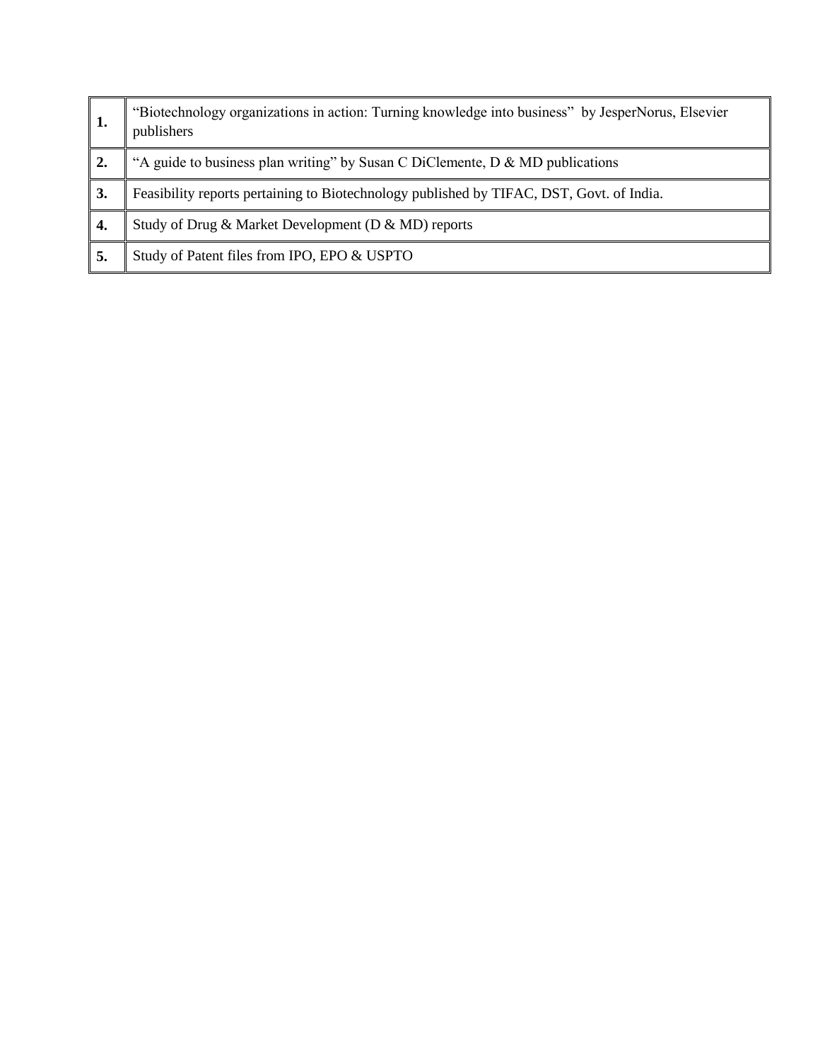| | |
|---|---|
| **1.** | "Biotechnology organizations in action: Turning knowledge into business" by JesperNorus, Elsevier publishers |
| **2.** | "A guide to business plan writing" by Susan C DiClemente, D & MD publications |
| **3.** | Feasibility reports pertaining to Biotechnology published by TIFAC, DST, Govt. of India. |
| **4.** | Study of Drug & Market Development (D & MD) reports |
| **5.** | Study of Patent files from IPO, EPO & USPTO |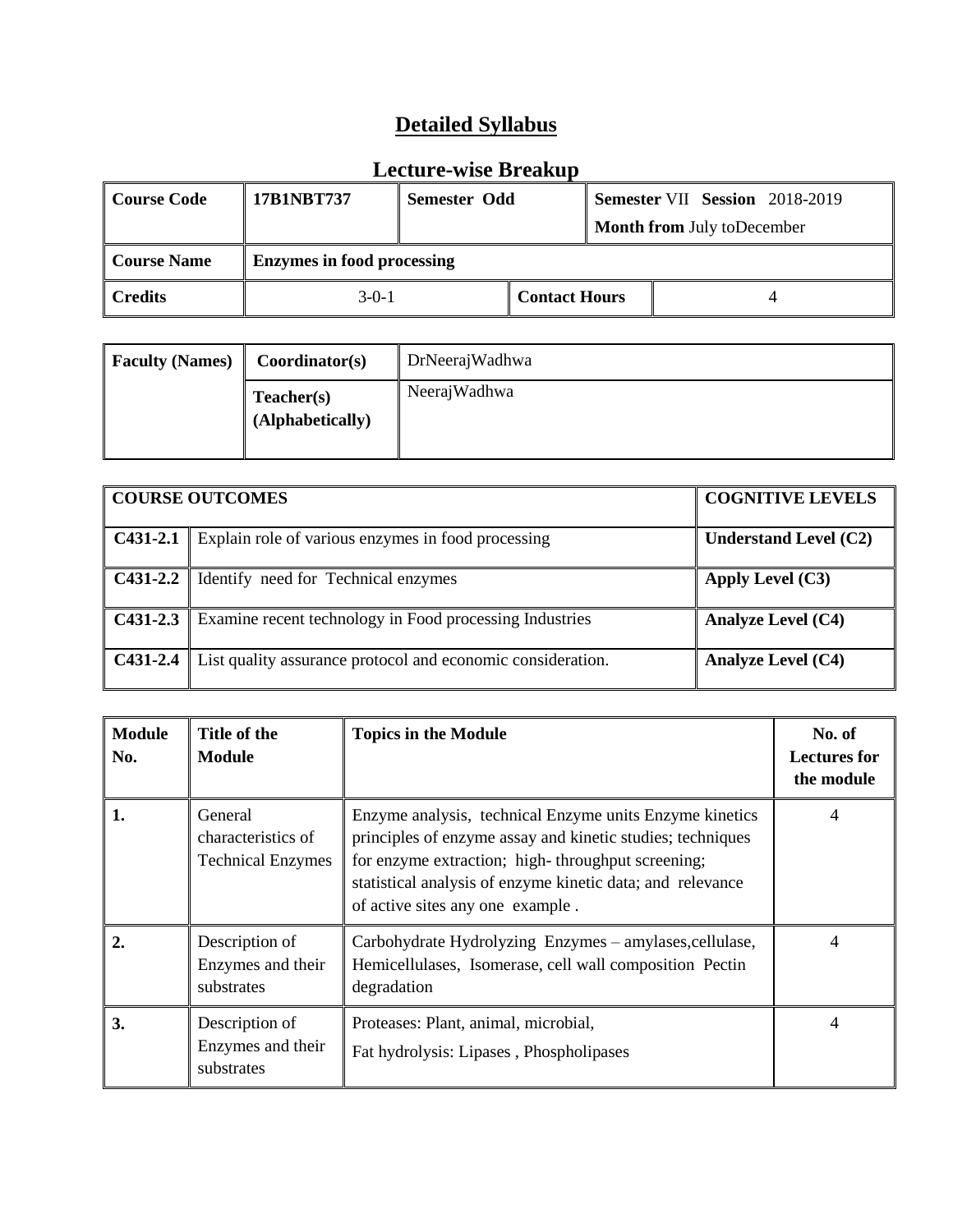# Detailed Syllabus

## Lecture-wise Breakup

| Course Code | 17B1NBT737 | Semester Odd | | Semester VII Session 2018-2019<br>Month from July toDecember |
|---|---|---|---|---|
| Course Name | Enzymes in food processing | | | |
| Credits | 3-0-1 | | Contact Hours | 4 |

| Faculty (Names) | Coordinator(s) | DrNeerajWadhwa |
|---|---|---|
| | Teacher(s) (Alphabetically) | NeerajWadhwa |

| COURSE OUTCOMES | | COGNITIVE LEVELS |
|---|---|---|
| C431-2.1 | Explain role of various enzymes in food processing | Understand Level (C2) |
| C431-2.2 | Identify need for Technical enzymes | Apply Level (C3) |
| C431-2.3 | Examine recent technology in Food processing Industries | Analyze Level (C4) |
| C431-2.4 | List quality assurance protocol and economic consideration. | Analyze Level (C4) |

| Module No. | Title of the Module | Topics in the Module | No. of Lectures for the module |
|---|---|---|---|
| 1. | General characteristics of Technical Enzymes | Enzyme analysis, technical Enzyme units Enzyme kinetics principles of enzyme assay and kinetic studies; techniques for enzyme extraction; high- throughput screening; statistical analysis of enzyme kinetic data; and relevance of active sites any one example . | 4 |
| 2. | Description of Enzymes and their substrates | Carbohydrate Hydrolyzing Enzymes – amylases,cellulase, Hemicellulases, Isomerase, cell wall composition Pectin degradation | 4 |
| 3. | Description of Enzymes and their substrates | Proteases: Plant, animal, microbial,<br>Fat hydrolysis: Lipases , Phospholipases | 4 |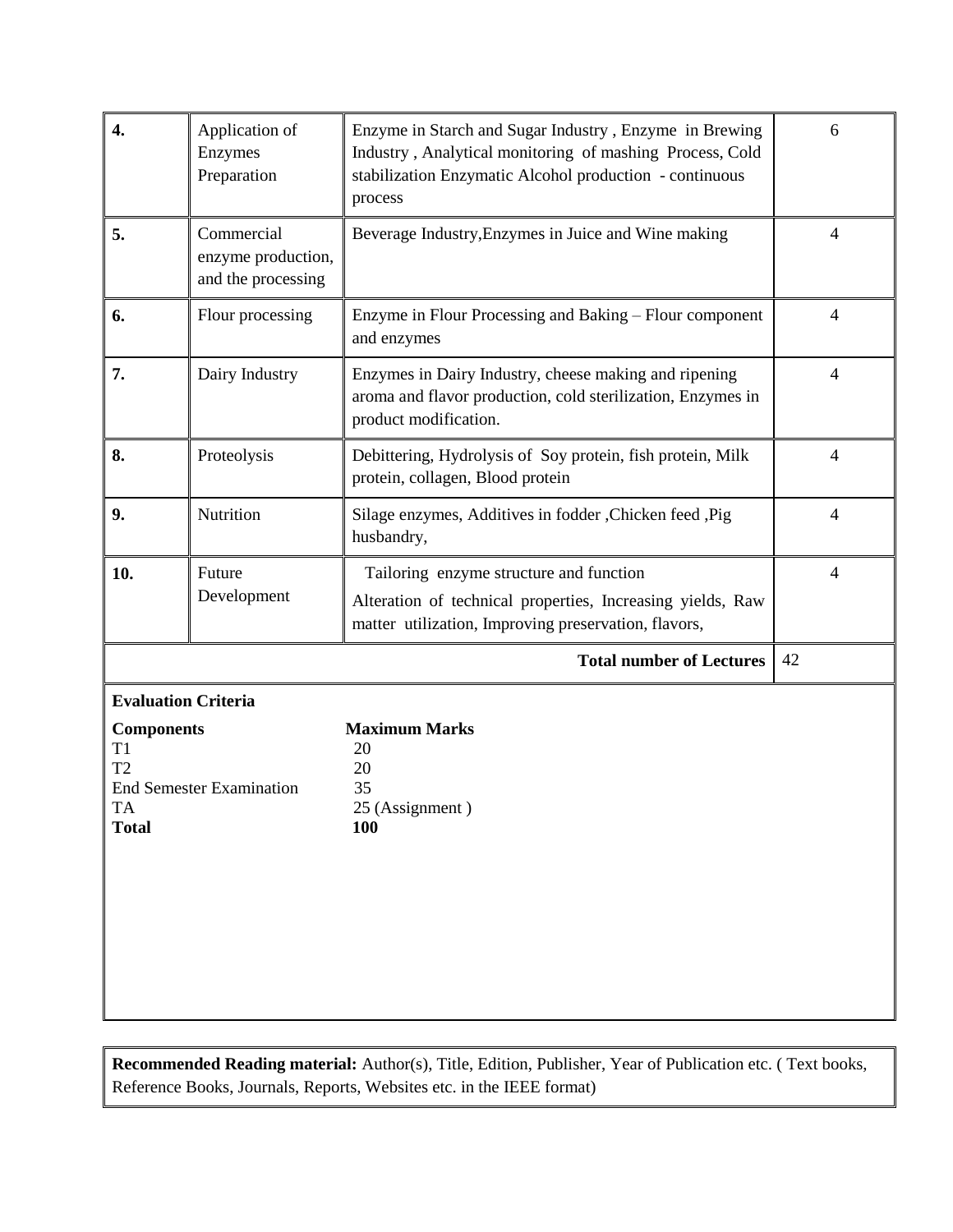| 4. | Application of Enzymes Preparation | Enzyme in Starch and Sugar Industry , Enzyme in Brewing Industry , Analytical monitoring of mashing Process, Cold stabilization Enzymatic Alcohol production - continuous process | 6 |
|---|---|---|---|
| 5. | Commercial enzyme production, and the processing | Beverage Industry,Enzymes in Juice and Wine making | 4 |
| 6. | Flour processing | Enzyme in Flour Processing and Baking – Flour component and enzymes | 4 |
| 7. | Dairy Industry | Enzymes in Dairy Industry, cheese making and ripening aroma and flavor production, cold sterilization, Enzymes in product modification. | 4 |
| 8. | Proteolysis | Debittering, Hydrolysis of Soy protein, fish protein, Milk protein, collagen, Blood protein | 4 |
| 9. | Nutrition | Silage enzymes, Additives in fodder ,Chicken feed ,Pig husbandry, | 4 |
| 10. | Future Development | Tailoring enzyme structure and function<br>Alteration of technical properties, Increasing yields, Raw matter utilization, Improving preservation, flavors, | 4 |
| | | **Total number of Lectures** | 42 |

**Evaluation Criteria**

| **Components** | **Maximum Marks** |
|---|---|
| T1 | 20 |
| T2 | 20 |
| End Semester Examination | 35 |
| TA | 25 (Assignment ) |
| **Total** | **100** |

**Recommended Reading material:** Author(s), Title, Edition, Publisher, Year of Publication etc. ( Text books, Reference Books, Journals, Reports, Websites etc. in the IEEE format)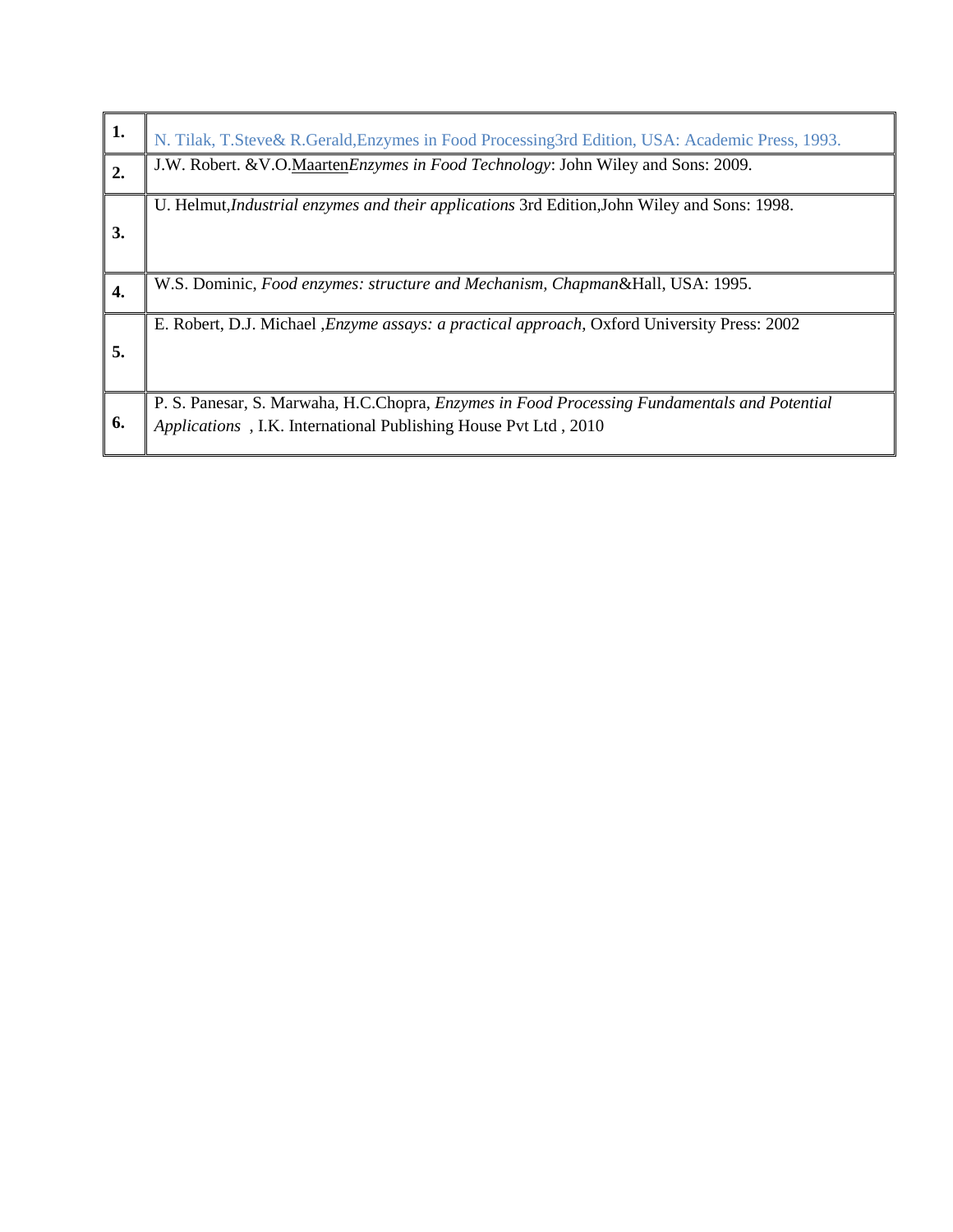| | |
|---|---|
| **1.** | N. Tilak, T.Steve& R.Gerald,Enzymes in Food Processing3rd Edition, USA: Academic Press, 1993. |
| **2.** | J.W. Robert. &V.O.Maarten*Enzymes in Food Technology*: John Wiley and Sons: 2009. |
| **3.** | U. Helmut,*Industrial enzymes and their applications* 3rd Edition,John Wiley and Sons: 1998. |
| **4.** | W.S. Dominic, *Food enzymes: structure and Mechanism, Chapman*&Hall, USA: 1995. |
| **5.** | E. Robert, D.J. Michael ,*Enzyme assays: a practical approach*, Oxford University Press: 2002 |
| **6.** | P. S. Panesar, S. Marwaha, H.C.Chopra, *Enzymes in Food Processing Fundamentals and Potential Applications* , I.K. International Publishing House Pvt Ltd , 2010 |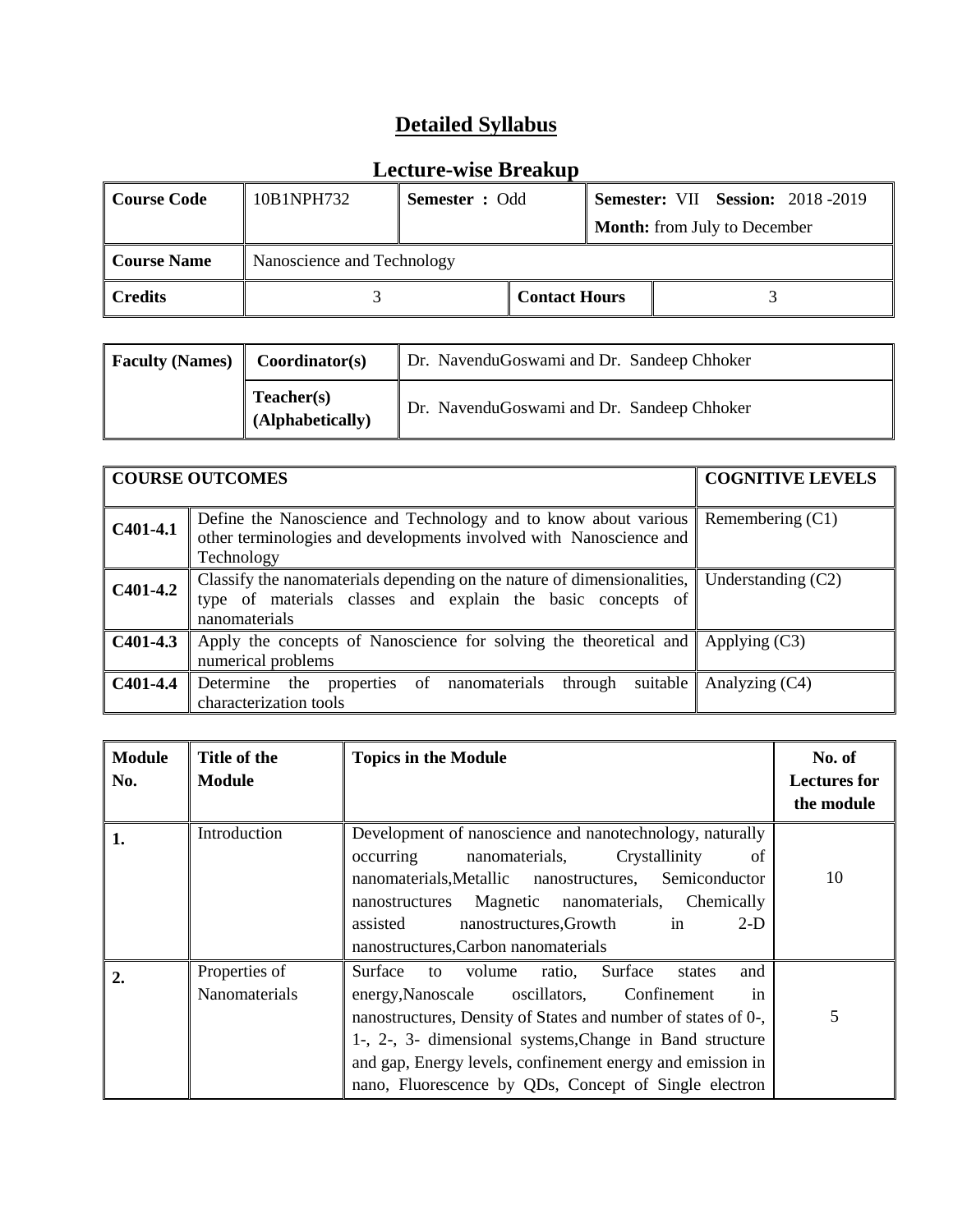# Detailed Syllabus

## Lecture-wise Breakup

| Course Code | 10B1NPH732 | Semester : Odd | Semester: VII Session: 2018 -2019<br>Month: from July to December |
|---|---|---|---|
| Course Name | Nanoscience and Technology | | |
| Credits | 3 | Contact Hours | 3 |

| Faculty (Names) | Coordinator(s) | Dr. NavenduGoswami and Dr. Sandeep Chhoker |
|---|---|---|
| | Teacher(s) (Alphabetically) | Dr. NavenduGoswami and Dr. Sandeep Chhoker |

| COURSE OUTCOMES | | COGNITIVE LEVELS |
|---|---|---|
| C401-4.1 | Define the Nanoscience and Technology and to know about various other terminologies and developments involved with Nanoscience and Technology | Remembering (C1) |
| C401-4.2 | Classify the nanomaterials depending on the nature of dimensionalities, type of materials classes and explain the basic concepts of nanomaterials | Understanding (C2) |
| C401-4.3 | Apply the concepts of Nanoscience for solving the theoretical and numerical problems | Applying (C3) |
| C401-4.4 | Determine the properties of nanomaterials through suitable characterization tools | Analyzing (C4) |

| Module No. | Title of the Module | Topics in the Module | No. of Lectures for the module |
|---|---|---|---|
| 1. | Introduction | Development of nanoscience and nanotechnology, naturally occurring nanomaterials, Crystallinity of nanomaterials,Metallic nanostructures, Semiconductor nanostructures Magnetic nanomaterials, Chemically assisted nanostructures,Growth in 2-D nanostructures,Carbon nanomaterials | 10 |
| 2. | Properties of Nanomaterials | Surface to volume ratio, Surface states and energy,Nanoscale oscillators, Confinement in nanostructures, Density of States and number of states of 0-, 1-, 2-, 3- dimensional systems,Change in Band structure and gap, Energy levels, confinement energy and emission in nano, Fluorescence by QDs, Concept of Single electron | 5 |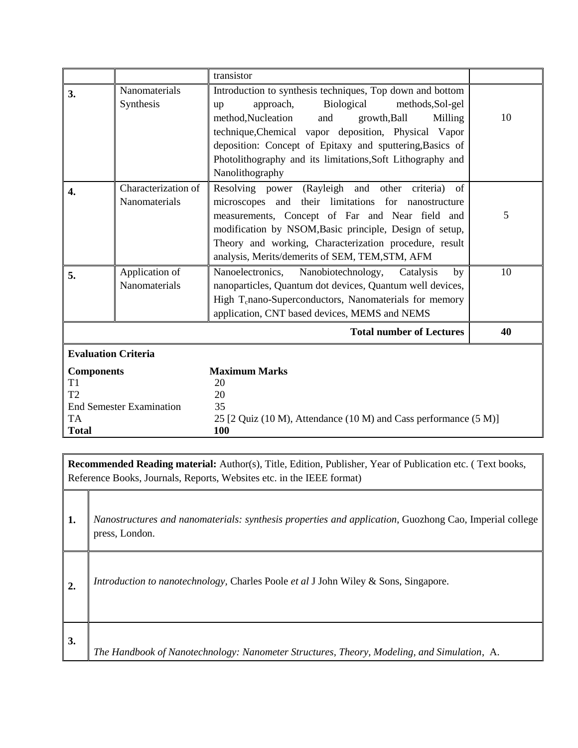| | | | |
|---|---|---|---|
| | | transistor | |
| **3.** | Nanomaterials Synthesis | Introduction to synthesis techniques, Top down and bottom up approach, Biological methods,Sol-gel method,Nucleation and growth,Ball Milling technique,Chemical vapor deposition, Physical Vapor deposition: Concept of Epitaxy and sputtering,Basics of Photolithography and its limitations,Soft Lithography and Nanolithography | 10 |
| **4.** | Characterization of Nanomaterials | Resolving power (Rayleigh and other criteria) of microscopes and their limitations for nanostructure measurements, Concept of Far and Near field and modification by NSOM,Basic principle, Design of setup, Theory and working, Characterization procedure, result analysis, Merits/demerits of SEM, TEM,STM, AFM | 5 |
| **5.** | Application of Nanomaterials | Nanoelectronics, Nanobiotechnology, Catalysis by nanoparticles, Quantum dot devices, Quantum well devices, High $T_c$nano-Superconductors, Nanomaterials for memory application, CNT based devices, MEMS and NEMS | 10 |
| | | **Total number of Lectures** | **40** |

**Evaluation Criteria**

| **Components** | **Maximum Marks** |
|---|---|
| T1 | 20 |
| T2 | 20 |
| End Semester Examination | 35 |
| TA | 25 [2 Quiz (10 M), Attendance (10 M) and Cass performance (5 M)] |
| **Total** | **100** |

| **Recommended Reading material:** Author(s), Title, Edition, Publisher, Year of Publication etc. ( Text books, Reference Books, Journals, Reports, Websites etc. in the IEEE format) | |
|---|---|
| **1.** | *Nanostructures and nanomaterials: synthesis properties and application*, Guozhong Cao, Imperial college press, London. |
| **2.** | *Introduction to nanotechnology*, Charles Poole *et al* J John Wiley & Sons, Singapore. |
| **3.** | *The Handbook of Nanotechnology: Nanometer Structures, Theory, Modeling, and Simulation*, A. |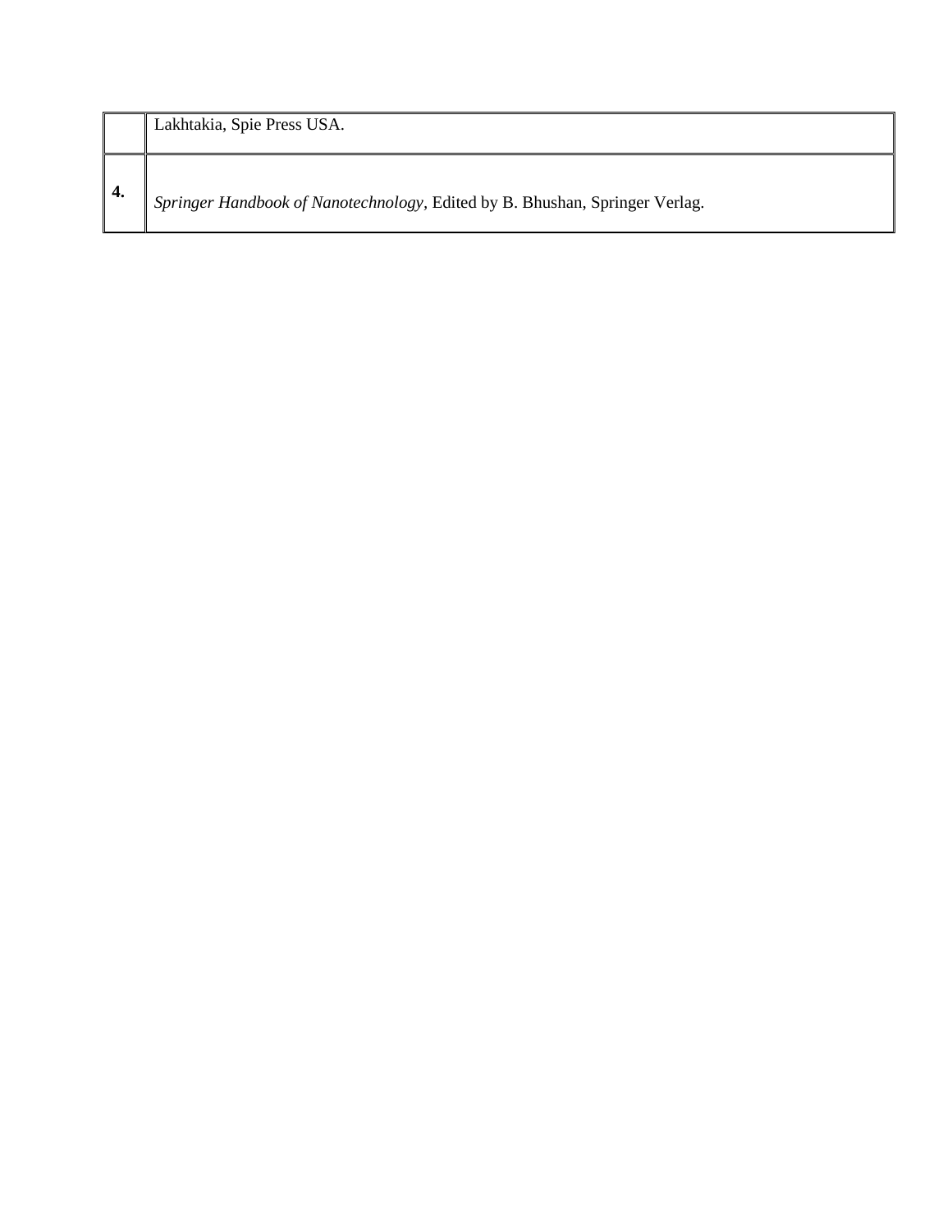| | |
|---|---|
| | Lakhtakia, Spie Press USA. |
| **4.** | *Springer Handbook of Nanotechnology*, Edited by B. Bhushan, Springer Verlag. |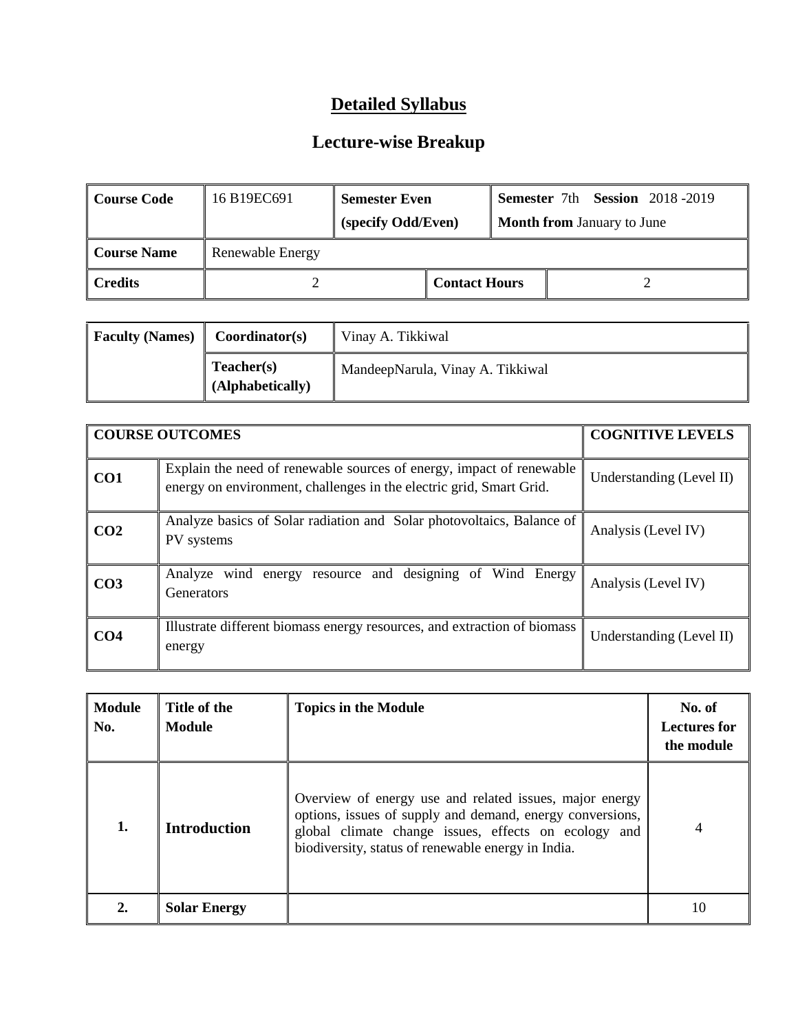# Detailed Syllabus

## Lecture-wise Breakup

| Course Code | 16 B19EC691 | Semester Even (specify Odd/Even) | | Semester 7th Session 2018 -2019 Month from January to June |
|---|---|---|---|---|
| **Course Name** | Renewable Energy | | | |
| **Credits** | 2 | | **Contact Hours** | 2 |

| Faculty (Names) | Coordinator(s) | Vinay A. Tikkiwal |
|---|---|---|
| | **Teacher(s) (Alphabetically)** | MandeepNarula, Vinay A. Tikkiwal |

| COURSE OUTCOMES | | COGNITIVE LEVELS |
|---|---|---|
| **CO1** | Explain the need of renewable sources of energy, impact of renewable energy on environment, challenges in the electric grid, Smart Grid. | Understanding (Level II) |
| **CO2** | Analyze basics of Solar radiation and Solar photovoltaics, Balance of PV systems | Analysis (Level IV) |
| **CO3** | Analyze wind energy resource and designing of Wind Energy Generators | Analysis (Level IV) |
| **CO4** | Illustrate different biomass energy resources, and extraction of biomass energy | Understanding (Level II) |

| Module No. | Title of the Module | Topics in the Module | No. of Lectures for the module |
|---|---|---|---|
| **1.** | **Introduction** | Overview of energy use and related issues, major energy options, issues of supply and demand, energy conversions, global climate change issues, effects on ecology and biodiversity, status of renewable energy in India. | 4 |
| **2.** | **Solar Energy** | | 10 |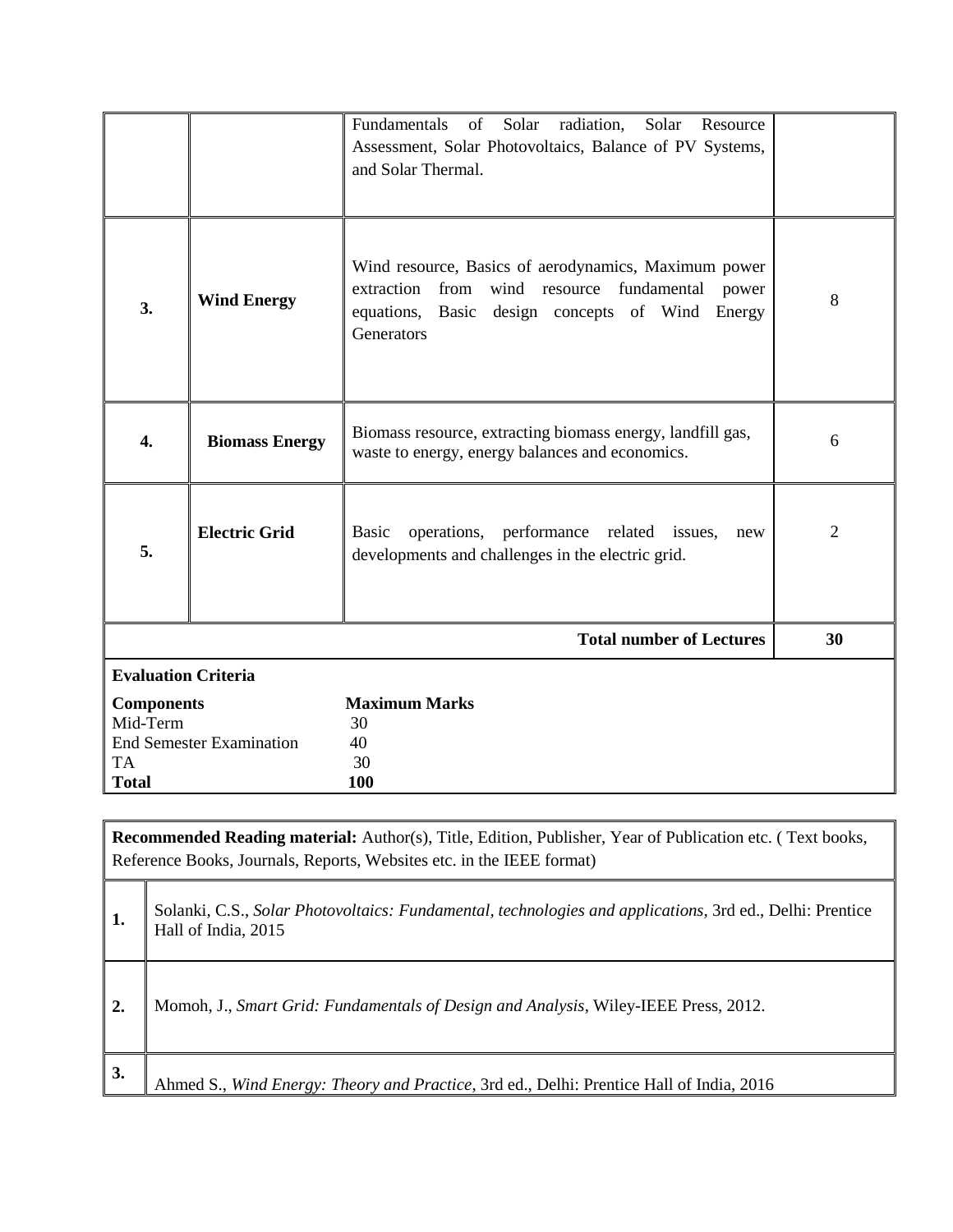| | | | |
|---|---|---|---|
| | | Fundamentals of Solar radiation, Solar Resource Assessment, Solar Photovoltaics, Balance of PV Systems, and Solar Thermal. | |
| **3.** | **Wind Energy** | Wind resource, Basics of aerodynamics, Maximum power extraction from wind resource fundamental power equations, Basic design concepts of Wind Energy Generators | 8 |
| **4.** | **Biomass Energy** | Biomass resource, extracting biomass energy, landfill gas, waste to energy, energy balances and economics. | 6 |
| **5.** | **Electric Grid** | Basic operations, performance related issues, new developments and challenges in the electric grid. | 2 |
| | | **Total number of Lectures** | **30** |

**Evaluation Criteria**

| **Components** | **Maximum Marks** |
|---|---|
| Mid-Term | 30 |
| End Semester Examination | 40 |
| TA | 30 |
| **Total** | **100** |

**Recommended Reading material:** Author(s), Title, Edition, Publisher, Year of Publication etc. ( Text books, Reference Books, Journals, Reports, Websites etc. in the IEEE format)

| | |
|---|---|
| **1.** | Solanki, C.S., *Solar Photovoltaics: Fundamental, technologies and applications,* 3rd ed., Delhi: Prentice Hall of India, 2015 |
| **2.** | Momoh, J., *Smart Grid: Fundamentals of Design and Analysis*, Wiley-IEEE Press, 2012. |
| **3.** | Ahmed S., *Wind Energy: Theory and Practice*, 3rd ed., Delhi: Prentice Hall of India, 2016 |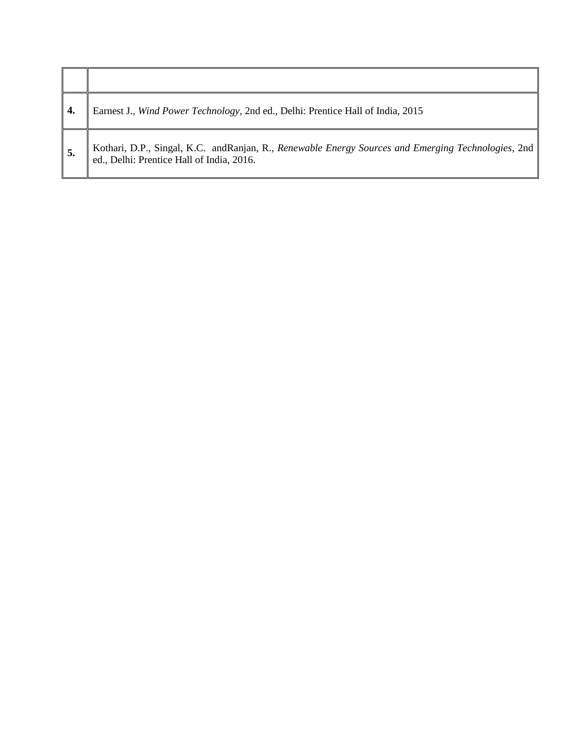| | |
|---|---|
| **4.** | Earnest J., *Wind Power Technology*, 2nd ed., Delhi: Prentice Hall of India, 2015 |
| **5.** | Kothari, D.P., Singal, K.C. andRanjan, R., *Renewable Energy Sources and Emerging Technologies*, 2nd ed., Delhi: Prentice Hall of India, 2016. |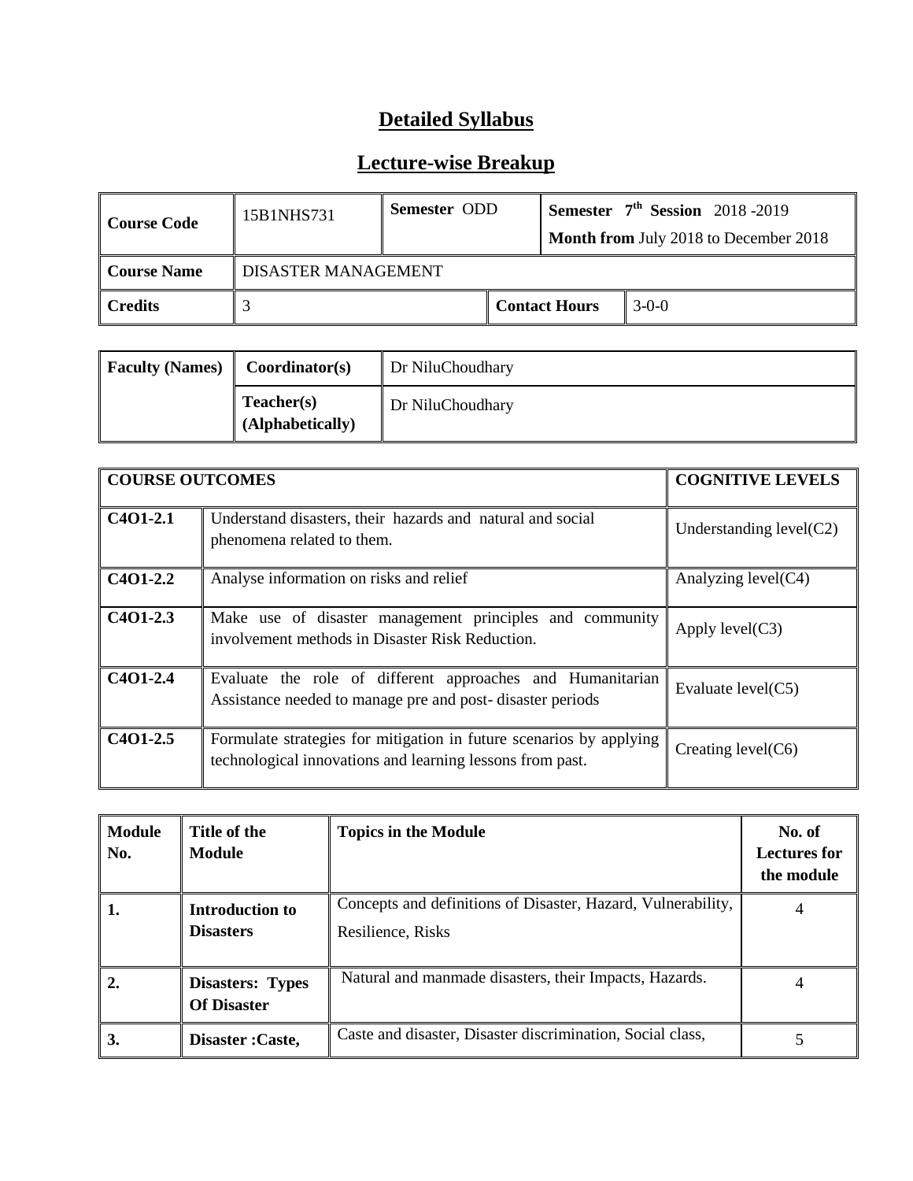# Detailed Syllabus

## Lecture-wise Breakup

| Course Code | 15B1NHS731 | Semester ODD | Semester 7th Session 2018 -2019<br>Month from July 2018 to December 2018 |
|---|---|---|---|
| Course Name | DISASTER MANAGEMENT | | |
| Credits | 3 | Contact Hours | 3-0-0 |

| Faculty (Names) | Coordinator(s) | Dr NiluChoudhary |
|---|---|---|
| | Teacher(s) (Alphabetically) | Dr NiluChoudhary |

| COURSE OUTCOMES | | COGNITIVE LEVELS |
|---|---|---|
| C4O1-2.1 | Understand disasters, their hazards and natural and social phenomena related to them. | Understanding level(C2) |
| C4O1-2.2 | Analyse information on risks and relief | Analyzing level(C4) |
| C4O1-2.3 | Make use of disaster management principles and community involvement methods in Disaster Risk Reduction. | Apply level(C3) |
| C4O1-2.4 | Evaluate the role of different approaches and Humanitarian Assistance needed to manage pre and post- disaster periods | Evaluate level(C5) |
| C4O1-2.5 | Formulate strategies for mitigation in future scenarios by applying technological innovations and learning lessons from past. | Creating level(C6) |

| Module No. | Title of the Module | Topics in the Module | No. of Lectures for the module |
|---|---|---|---|
| 1. | Introduction to Disasters | Concepts and definitions of Disaster, Hazard, Vulnerability, Resilience, Risks | 4 |
| 2. | Disasters: Types Of Disaster | Natural and manmade disasters, their Impacts, Hazards. | 4 |
| 3. | Disaster :Caste, | Caste and disaster, Disaster discrimination, Social class, | 5 |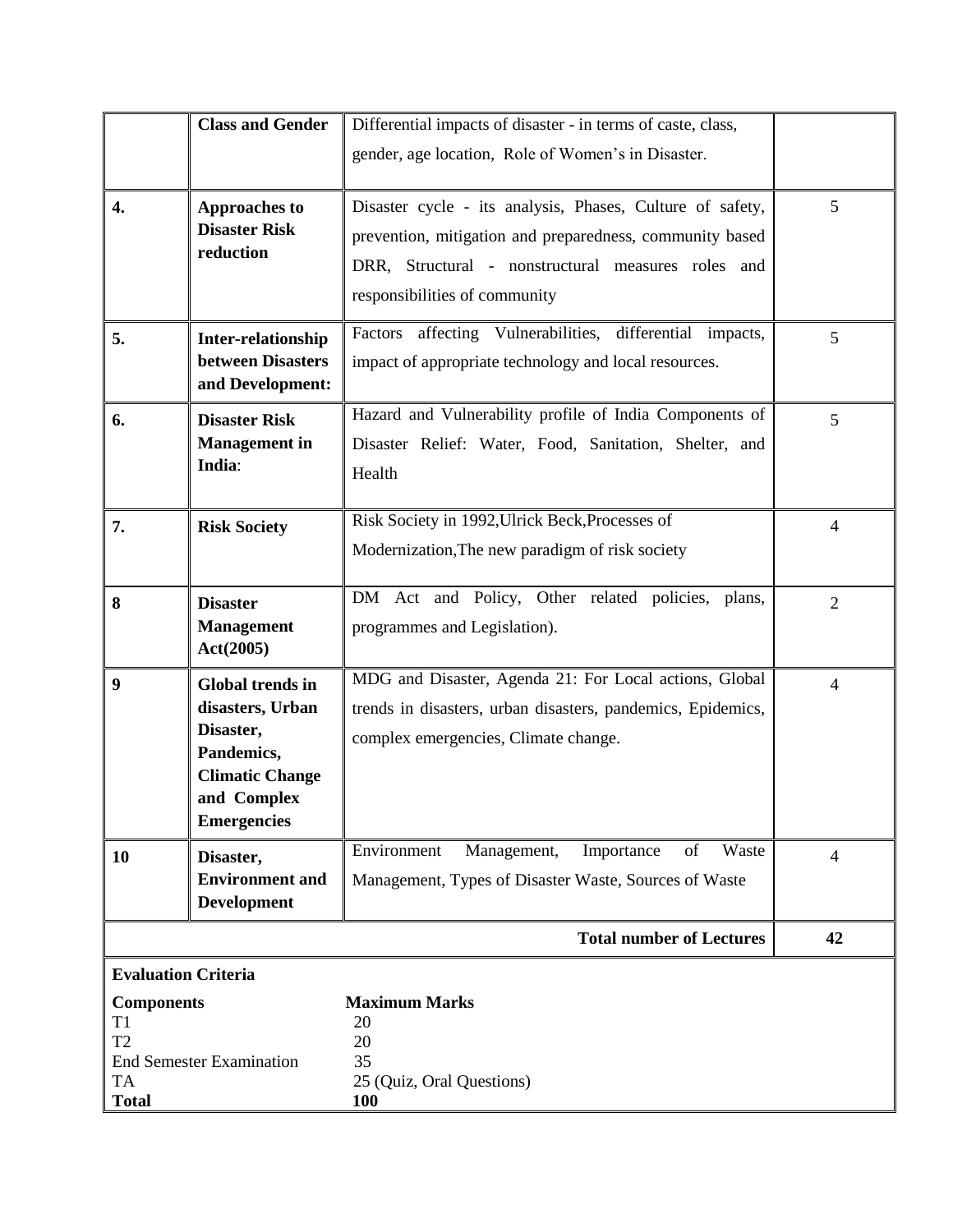| | | | |
|---|---|---|---|
| | **Class and Gender** | Differential impacts of disaster - in terms of caste, class, gender, age location, Role of Women's in Disaster. | |
| **4.** | **Approaches to Disaster Risk reduction** | Disaster cycle - its analysis, Phases, Culture of safety, prevention, mitigation and preparedness, community based DRR, Structural - nonstructural measures roles and responsibilities of community | 5 |
| **5.** | **Inter-relationship between Disasters and Development:** | Factors affecting Vulnerabilities, differential impacts, impact of appropriate technology and local resources. | 5 |
| **6.** | **Disaster Risk Management in India**: | Hazard and Vulnerability profile of India Components of Disaster Relief: Water, Food, Sanitation, Shelter, and Health | 5 |
| **7.** | **Risk Society** | Risk Society in 1992,Ulrick Beck,Processes of Modernization,The new paradigm of risk society | 4 |
| **8** | **Disaster Management Act(2005)** | DM Act and Policy, Other related policies, plans, programmes and Legislation). | 2 |
| **9** | **Global trends in disasters, Urban Disaster, Pandemics, Climatic Change and Complex Emergencies** | MDG and Disaster, Agenda 21: For Local actions, Global trends in disasters, urban disasters, pandemics, Epidemics, complex emergencies, Climate change. | 4 |
| **10** | **Disaster, Environment and Development** | Environment Management, Importance of Waste Management, Types of Disaster Waste, Sources of Waste | 4 |
| | | **Total number of Lectures** | **42** |

**Evaluation Criteria**

| **Components** | **Maximum Marks** |
|---|---|
| T1 | 20 |
| T2 | 20 |
| End Semester Examination | 35 |
| TA | 25 (Quiz, Oral Questions) |
| **Total** | **100** |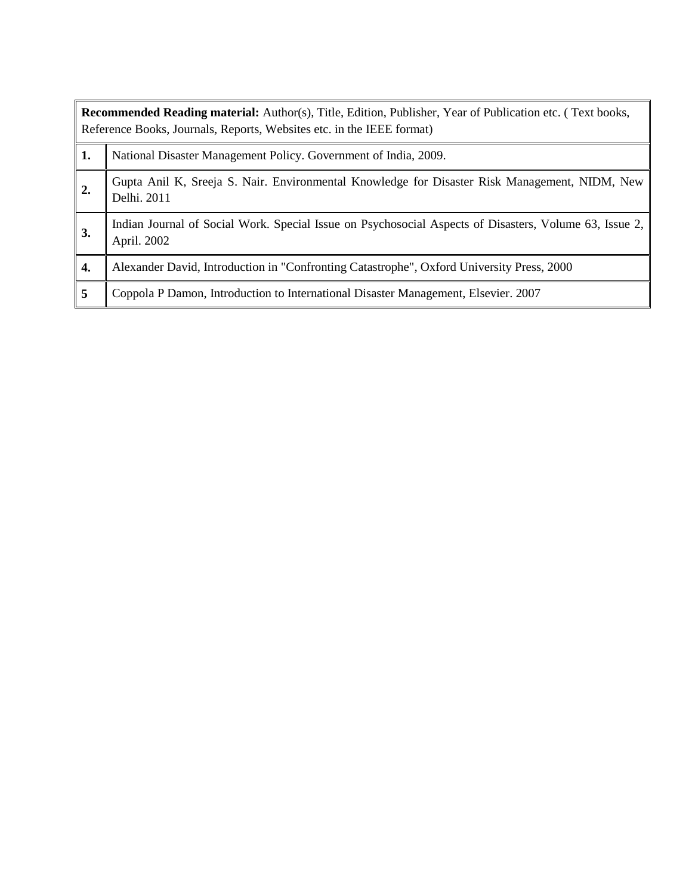| **Recommended Reading material:** Author(s), Title, Edition, Publisher, Year of Publication etc. ( Text books, Reference Books, Journals, Reports, Websites etc. in the IEEE format) | |
|---|---|
| **1.** | National Disaster Management Policy. Government of India, 2009. |
| **2.** | Gupta Anil K, Sreeja S. Nair. Environmental Knowledge for Disaster Risk Management, NIDM, New Delhi. 2011 |
| **3.** | Indian Journal of Social Work. Special Issue on Psychosocial Aspects of Disasters, Volume 63, Issue 2, April. 2002 |
| **4.** | Alexander David, Introduction in "Confronting Catastrophe", Oxford University Press, 2000 |
| **5** | Coppola P Damon, Introduction to International Disaster Management, Elsevier. 2007 |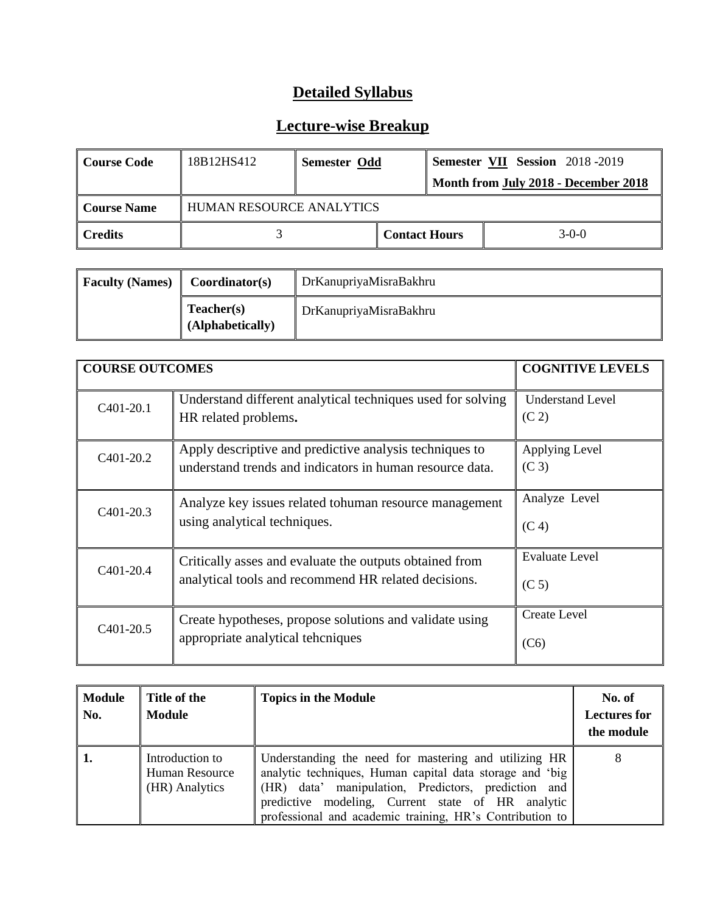# Detailed Syllabus

## Lecture-wise Breakup

| Course Code | 18B12HS412 | Semester **Odd** | Semester **VII** Session 2018 -2019<br>Month from **July 2018 - December 2018** |
|---|---|---|---|
| **Course Name** | HUMAN RESOURCE ANALYTICS | | |
| **Credits** | 3 | **Contact Hours** | 3-0-0 |

| Faculty (Names) | Coordinator(s) | DrKanupriyaMisraBakhru |
|---|---|---|
| | **Teacher(s) (Alphabetically)** | DrKanupriyaMisraBakhru |

| COURSE OUTCOMES | | COGNITIVE LEVELS |
|---|---|---|
| C401-20.1 | Understand different analytical techniques used for solving HR related problems**.** | Understand Level (C 2) |
| C401-20.2 | Apply descriptive and predictive analysis techniques to understand trends and indicators in human resource data. | Applying Level (C 3) |
| C401-20.3 | Analyze key issues related tohuman resource management using analytical techniques. | Analyze Level (C 4) |
| C401-20.4 | Critically asses and evaluate the outputs obtained from analytical tools and recommend HR related decisions. | Evaluate Level (C 5) |
| C401-20.5 | Create hypotheses, propose solutions and validate using appropriate analytical tehcniques | Create Level (C6) |

| Module No. | Title of the Module | Topics in the Module | No. of Lectures for the module |
|---|---|---|---|
| **1.** | Introduction to Human Resource (HR) Analytics | Understanding the need for mastering and utilizing HR analytic techniques, Human capital data storage and 'big (HR) data' manipulation, Predictors, prediction and predictive modeling, Current state of HR analytic professional and academic training, HR's Contribution to | 8 |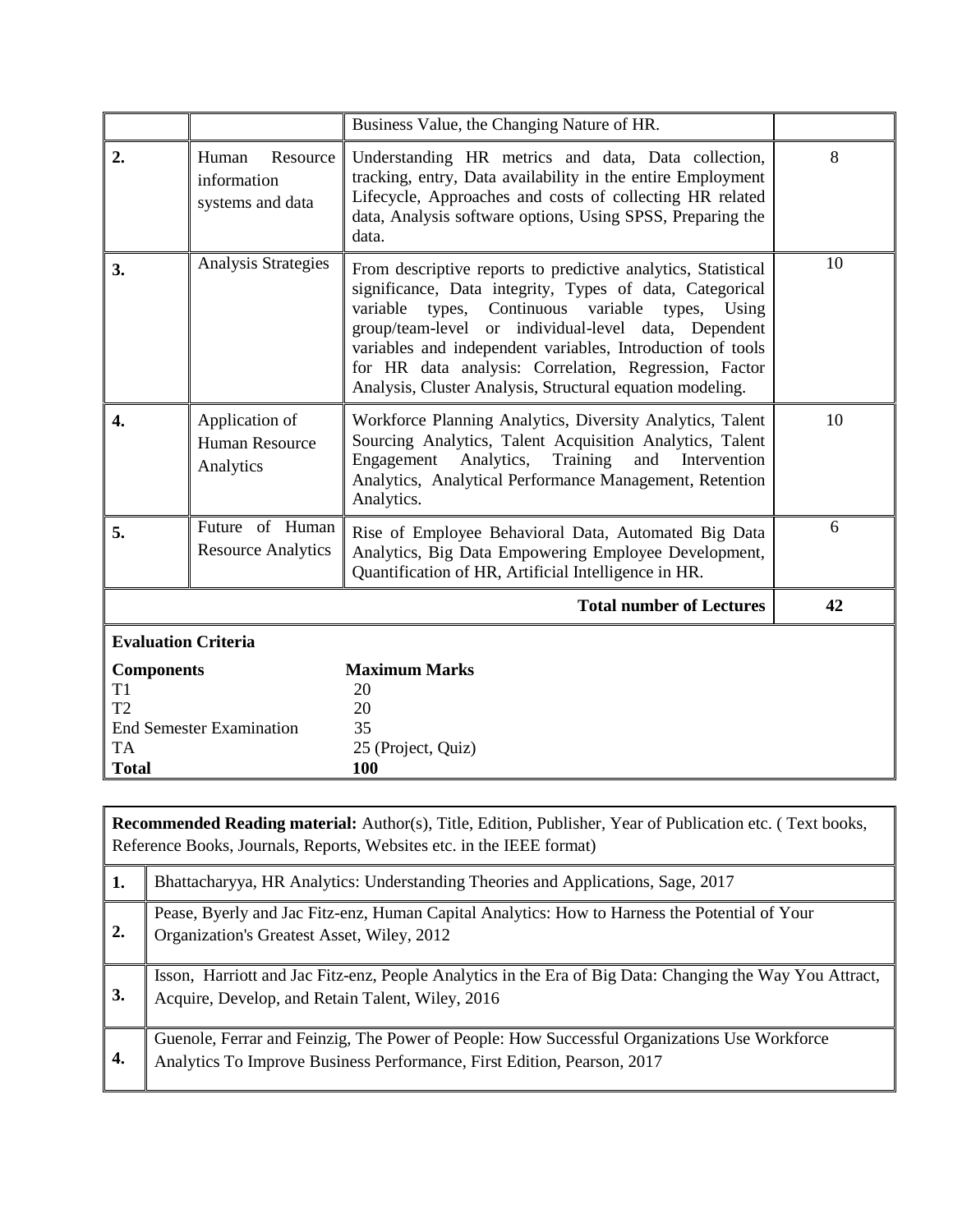| | | | |
|---|---|---|---|
| | | Business Value, the Changing Nature of HR. | |
| **2.** | Human Resource information systems and data | Understanding HR metrics and data, Data collection, tracking, entry, Data availability in the entire Employment Lifecycle, Approaches and costs of collecting HR related data, Analysis software options, Using SPSS, Preparing the data. | 8 |
| **3.** | Analysis Strategies | From descriptive reports to predictive analytics, Statistical significance, Data integrity, Types of data, Categorical variable types, Continuous variable types, Using group/team-level or individual-level data, Dependent variables and independent variables, Introduction of tools for HR data analysis: Correlation, Regression, Factor Analysis, Cluster Analysis, Structural equation modeling. | 10 |
| **4.** | Application of Human Resource Analytics | Workforce Planning Analytics, Diversity Analytics, Talent Sourcing Analytics, Talent Acquisition Analytics, Talent Engagement Analytics, Training and Intervention Analytics, Analytical Performance Management, Retention Analytics. | 10 |
| **5.** | Future of Human Resource Analytics | Rise of Employee Behavioral Data, Automated Big Data Analytics, Big Data Empowering Employee Development, Quantification of HR, Artificial Intelligence in HR. | 6 |
| | | **Total number of Lectures** | **42** |

**Evaluation Criteria**

| **Components** | **Maximum Marks** |
|---|---|
| T1 | 20 |
| T2 | 20 |
| End Semester Examination | 35 |
| TA | 25 (Project, Quiz) |
| **Total** | **100** |

**Recommended Reading material:** Author(s), Title, Edition, Publisher, Year of Publication etc. ( Text books, Reference Books, Journals, Reports, Websites etc. in the IEEE format)

| | |
|---|---|
| **1.** | Bhattacharyya, HR Analytics: Understanding Theories and Applications, Sage, 2017 |
| **2.** | Pease, Byerly and Jac Fitz-enz, Human Capital Analytics: How to Harness the Potential of Your Organization's Greatest Asset, Wiley, 2012 |
| **3.** | Isson, Harriott and Jac Fitz-enz, People Analytics in the Era of Big Data: Changing the Way You Attract, Acquire, Develop, and Retain Talent, Wiley, 2016 |
| **4.** | Guenole, Ferrar and Feinzig, The Power of People: How Successful Organizations Use Workforce Analytics To Improve Business Performance, First Edition, Pearson, 2017 |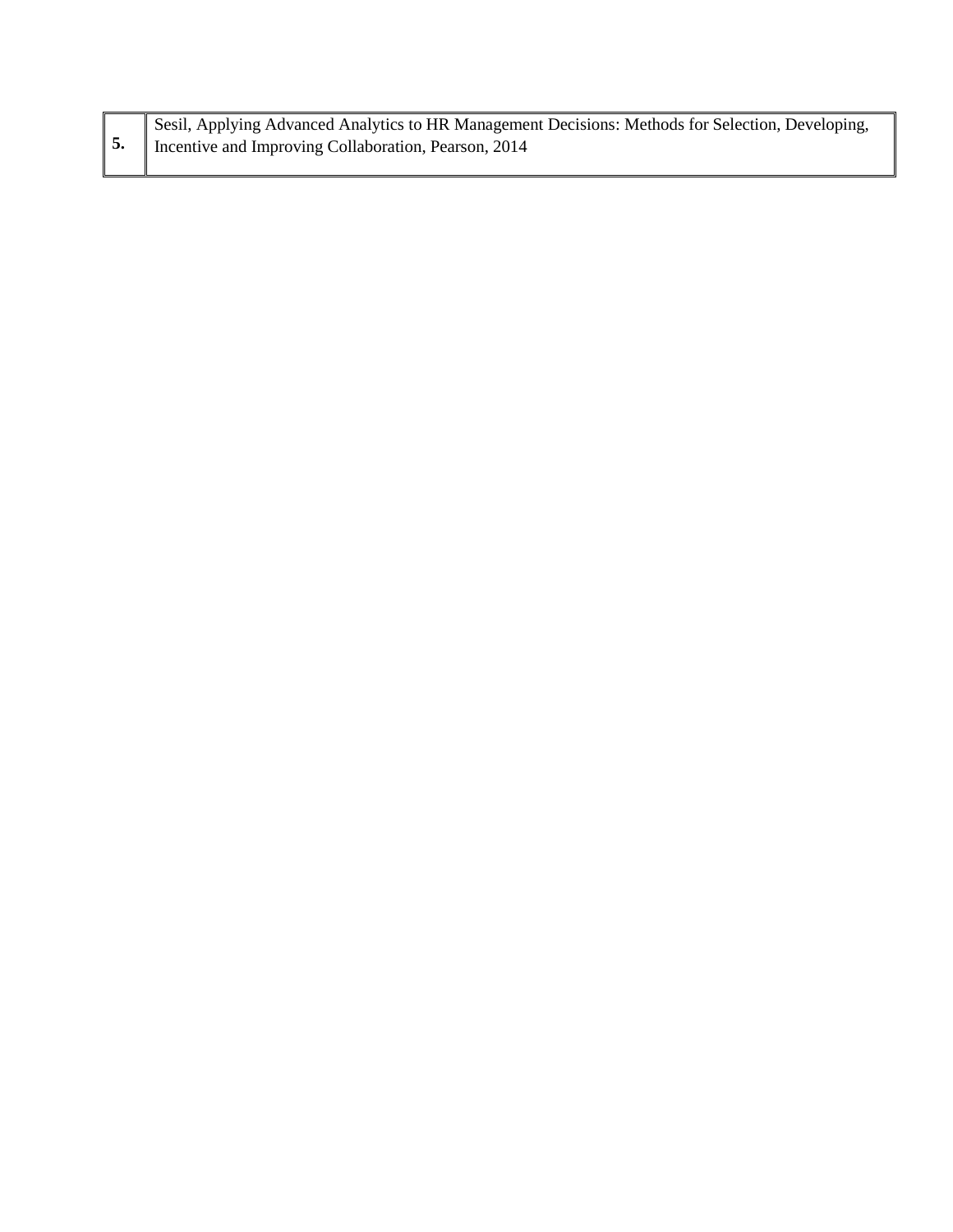| | |
|---|---|
| **5.** | Sesil, Applying Advanced Analytics to HR Management Decisions: Methods for Selection, Developing, Incentive and Improving Collaboration, Pearson, 2014 |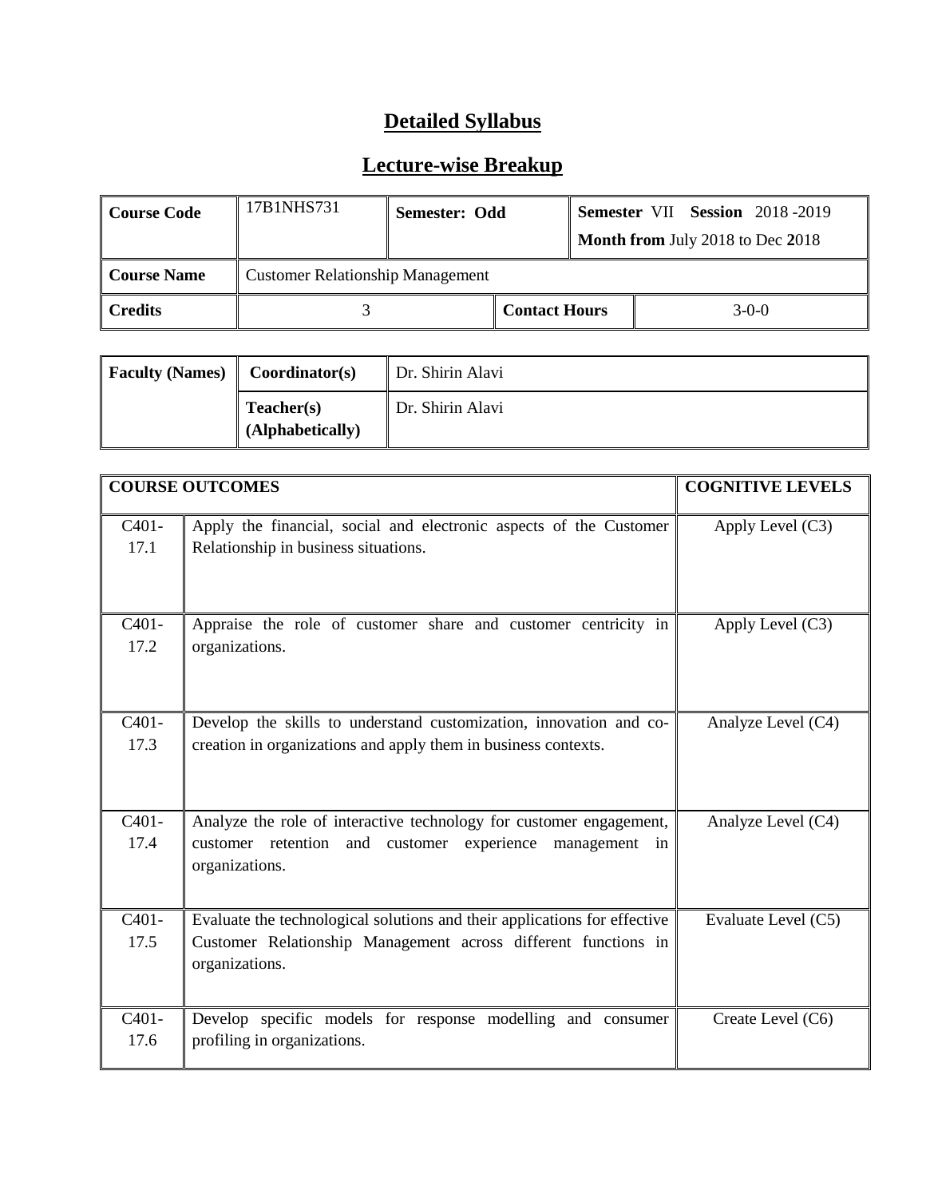# Detailed Syllabus

## Lecture-wise Breakup

| Course Code | 17B1NHS731 | Semester: Odd | | Semester VII Session 2018 -2019<br>Month from July 2018 to Dec 2018 |
|---|---|---|---|---|
| Course Name | Customer Relationship Management | | | |
| Credits | 3 | | Contact Hours | 3-0-0 |

| Faculty (Names) | Coordinator(s) | Dr. Shirin Alavi |
|---|---|---|
| | Teacher(s) (Alphabetically) | Dr. Shirin Alavi |

| COURSE OUTCOMES | | COGNITIVE LEVELS |
|---|---|---|
| C401-17.1 | Apply the financial, social and electronic aspects of the Customer Relationship in business situations. | Apply Level (C3) |
| C401-17.2 | Appraise the role of customer share and customer centricity in organizations. | Apply Level (C3) |
| C401-17.3 | Develop the skills to understand customization, innovation and co-creation in organizations and apply them in business contexts. | Analyze Level (C4) |
| C401-17.4 | Analyze the role of interactive technology for customer engagement, customer retention and customer experience management in organizations. | Analyze Level (C4) |
| C401-17.5 | Evaluate the technological solutions and their applications for effective Customer Relationship Management across different functions in organizations. | Evaluate Level (C5) |
| C401-17.6 | Develop specific models for response modelling and consumer profiling in organizations. | Create Level (C6) |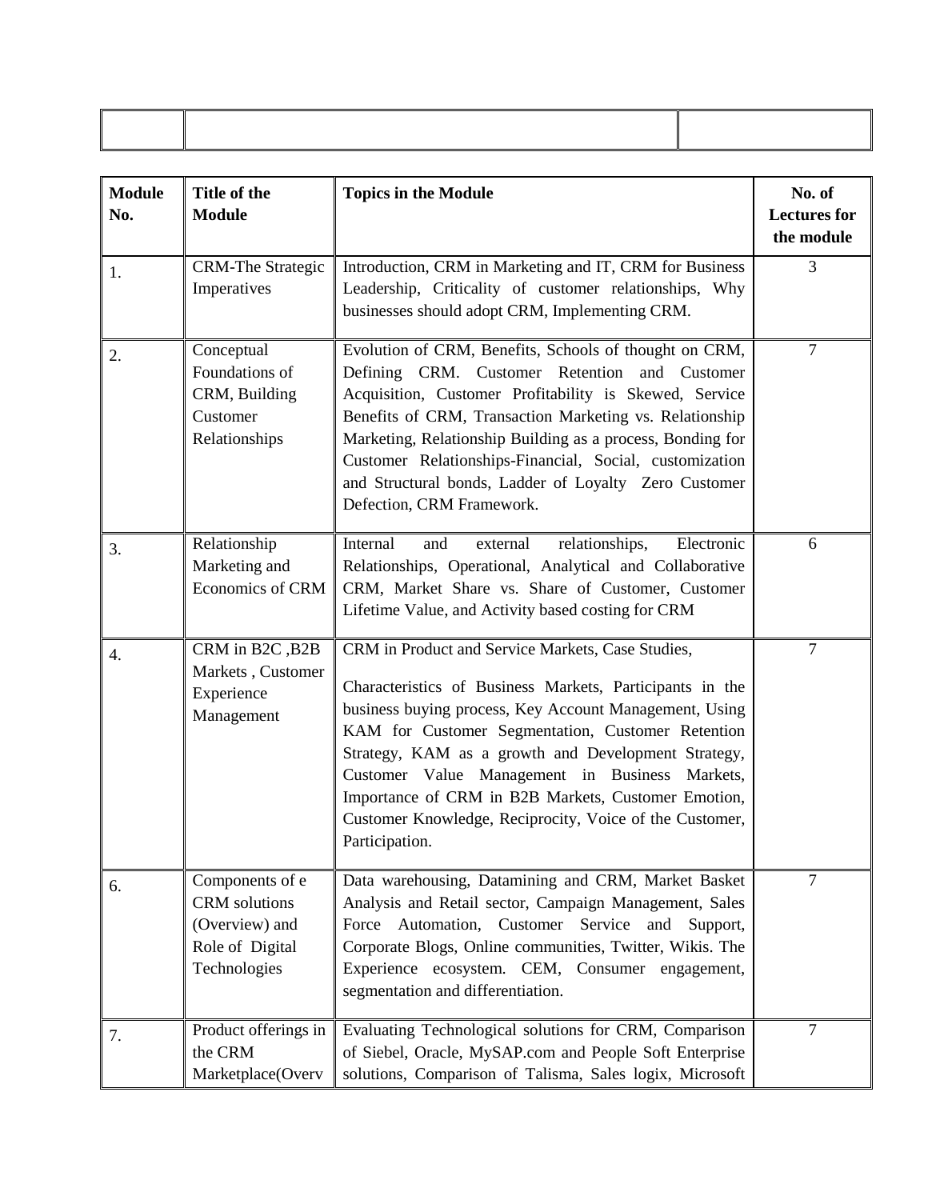| | | |
|---|---|---|
| | | |

| Module No. | Title of the Module | Topics in the Module | No. of Lectures for the module |
|---|---|---|---|
| 1. | CRM-The Strategic Imperatives | Introduction, CRM in Marketing and IT, CRM for Business Leadership, Criticality of customer relationships, Why businesses should adopt CRM, Implementing CRM. | 3 |
| 2. | Conceptual Foundations of CRM, Building Customer Relationships | Evolution of CRM, Benefits, Schools of thought on CRM, Defining CRM. Customer Retention and Customer Acquisition, Customer Profitability is Skewed, Service Benefits of CRM, Transaction Marketing vs. Relationship Marketing, Relationship Building as a process, Bonding for Customer Relationships-Financial, Social, customization and Structural bonds, Ladder of Loyalty Zero Customer Defection, CRM Framework. | 7 |
| 3. | Relationship Marketing and Economics of CRM | Internal and external relationships, Electronic Relationships, Operational, Analytical and Collaborative CRM, Market Share vs. Share of Customer, Customer Lifetime Value, and Activity based costing for CRM | 6 |
| 4. | CRM in B2C ,B2B Markets , Customer Experience Management | CRM in Product and Service Markets, Case Studies,<br><br>Characteristics of Business Markets, Participants in the business buying process, Key Account Management, Using KAM for Customer Segmentation, Customer Retention Strategy, KAM as a growth and Development Strategy, Customer Value Management in Business Markets, Importance of CRM in B2B Markets, Customer Emotion, Customer Knowledge, Reciprocity, Voice of the Customer, Participation. | 7 |
| 6. | Components of e CRM solutions (Overview) and Role of Digital Technologies | Data warehousing, Datamining and CRM, Market Basket Analysis and Retail sector, Campaign Management, Sales Force Automation, Customer Service and Support, Corporate Blogs, Online communities, Twitter, Wikis. The Experience ecosystem. CEM, Consumer engagement, segmentation and differentiation. | 7 |
| 7. | Product offerings in the CRM Marketplace(Overv | Evaluating Technological solutions for CRM, Comparison of Siebel, Oracle, MySAP.com and People Soft Enterprise solutions, Comparison of Talisma, Sales logix, Microsoft | 7 |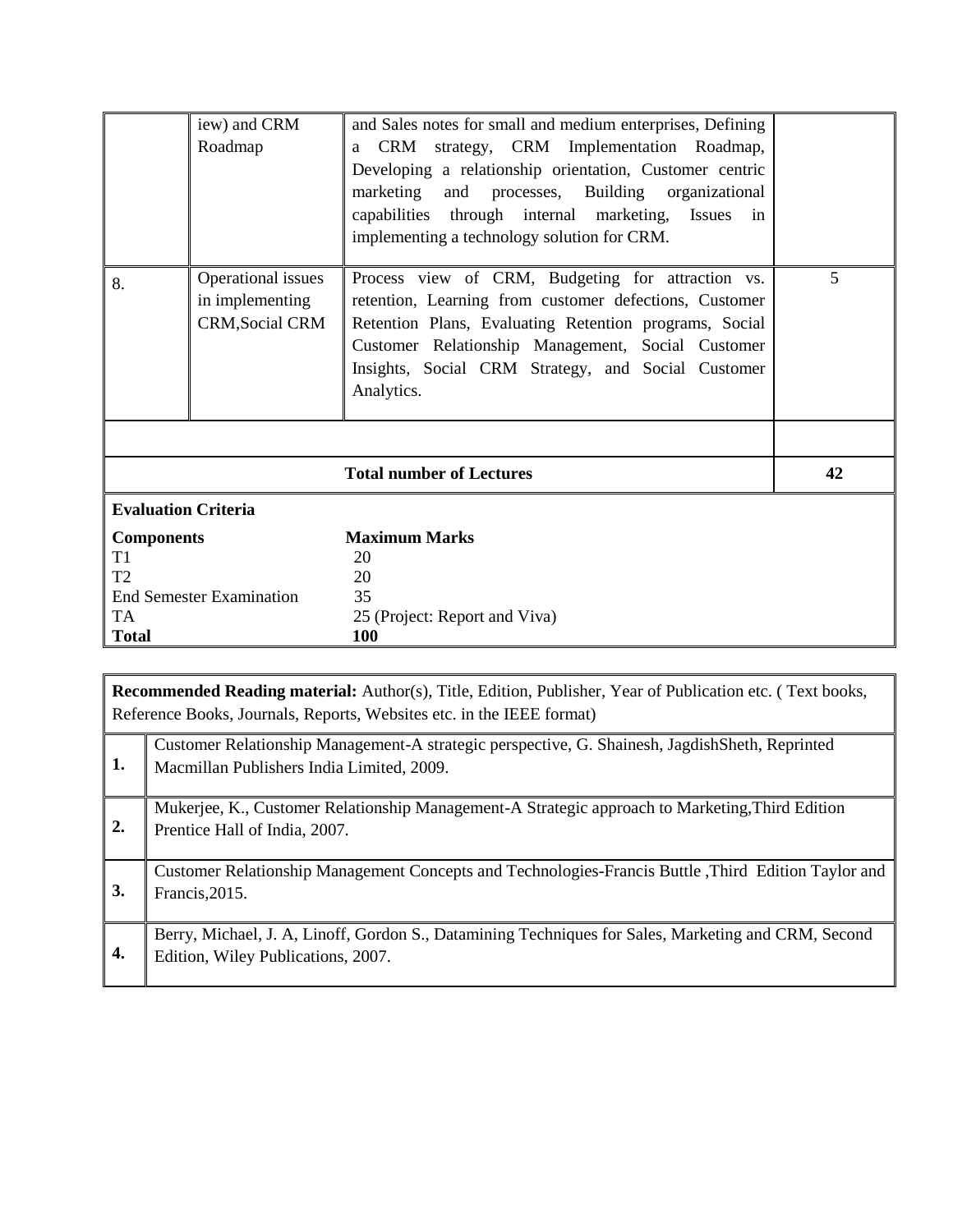|  |  |  |  |
| --- | --- | --- | --- |
|  | iew) and CRM Roadmap | and Sales notes for small and medium enterprises, Defining a CRM strategy, CRM Implementation Roadmap, Developing a relationship orientation, Customer centric marketing and processes, Building organizational capabilities through internal marketing, Issues in implementing a technology solution for CRM. |  |
| 8. | Operational issues in implementing CRM,Social CRM | Process view of CRM, Budgeting for attraction vs. retention, Learning from customer defections, Customer Retention Plans, Evaluating Retention programs, Social Customer Relationship Management, Social Customer Insights, Social CRM Strategy, and Social Customer Analytics. | 5 |
|  |  |  |  |
|  |  | **Total number of Lectures** | **42** |

**Evaluation Criteria**

| **Components** | **Maximum Marks** |
| --- | --- |
| T1 | 20 |
| T2 | 20 |
| End Semester Examination | 35 |
| TA | 25 (Project: Report and Viva) |
| **Total** | **100** |

**Recommended Reading material:** Author(s), Title, Edition, Publisher, Year of Publication etc. ( Text books, Reference Books, Journals, Reports, Websites etc. in the IEEE format)

| | |
| --- | --- |
| **1.** | Customer Relationship Management-A strategic perspective, G. Shainesh, JagdishSheth, Reprinted Macmillan Publishers India Limited, 2009. |
| **2.** | Mukerjee, K., Customer Relationship Management-A Strategic approach to Marketing,Third Edition Prentice Hall of India, 2007. |
| **3.** | Customer Relationship Management Concepts and Technologies-Francis Buttle ,Third Edition Taylor and Francis,2015. |
| **4.** | Berry, Michael, J. A, Linoff, Gordon S., Datamining Techniques for Sales, Marketing and CRM, Second Edition, Wiley Publications, 2007. |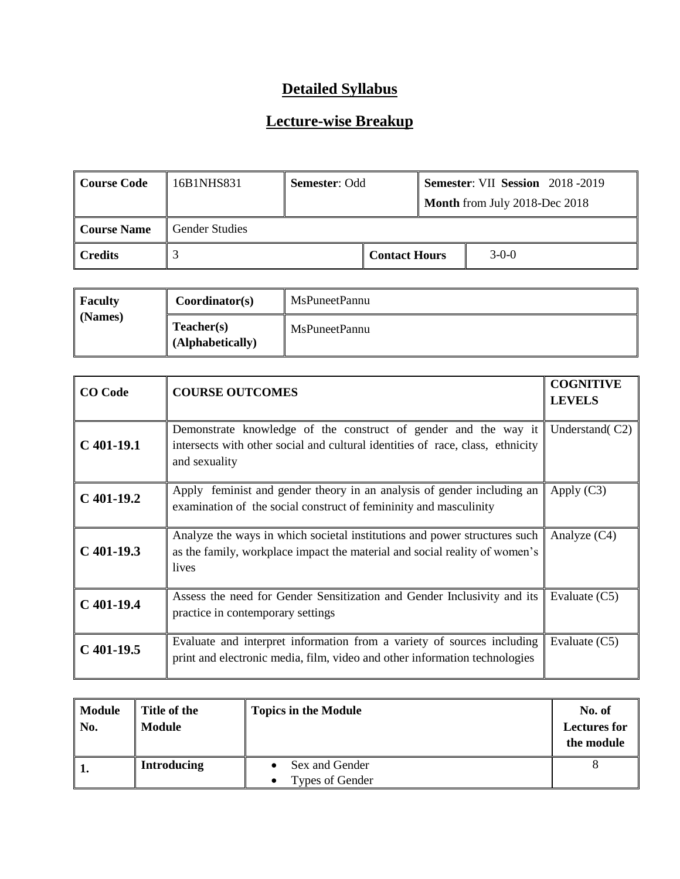# Detailed Syllabus

## Lecture-wise Breakup

| Course Code | 16B1NHS831 | Semester: Odd | Semester: VII Session 2018 -2019<br>Month from July 2018-Dec 2018 |
|---|---|---|---|
| Course Name | Gender Studies | | |
| Credits | 3 | Contact Hours | 3-0-0 |

| Faculty (Names) | Coordinator(s) | MsPuneetPannu |
|---|---|---|
| | Teacher(s) (Alphabetically) | MsPuneetPannu |

| CO Code | COURSE OUTCOMES | COGNITIVE LEVELS |
|---|---|---|
| C 401-19.1 | Demonstrate knowledge of the construct of gender and the way it intersects with other social and cultural identities of race, class, ethnicity and sexuality | Understand( C2) |
| C 401-19.2 | Apply feminist and gender theory in an analysis of gender including an examination of the social construct of femininity and masculinity | Apply (C3) |
| C 401-19.3 | Analyze the ways in which societal institutions and power structures such as the family, workplace impact the material and social reality of women's lives | Analyze (C4) |
| C 401-19.4 | Assess the need for Gender Sensitization and Gender Inclusivity and its practice in contemporary settings | Evaluate (C5) |
| C 401-19.5 | Evaluate and interpret information from a variety of sources including print and electronic media, film, video and other information technologies | Evaluate (C5) |

| Module No. | Title of the Module | Topics in the Module | No. of Lectures for the module |
|---|---|---|---|
| 1. | Introducing | • Sex and Gender<br>• Types of Gender | 8 |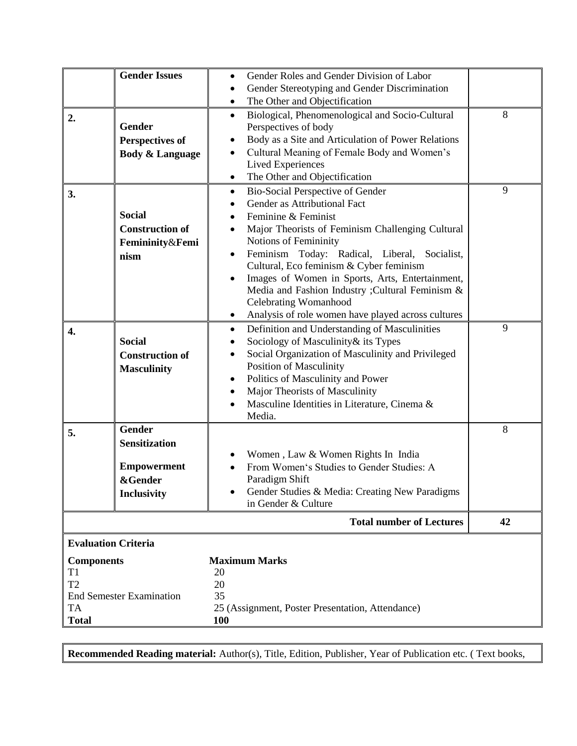|  |  |  |  |
|---|---|---|---|
|  | **Gender Issues** | • Gender Roles and Gender Division of Labor<br>• Gender Stereotyping and Gender Discrimination<br>• The Other and Objectification |  |
| **2.** | **Gender Perspectives of Body & Language** | • Biological, Phenomenological and Socio-Cultural Perspectives of body<br>• Body as a Site and Articulation of Power Relations<br>• Cultural Meaning of Female Body and Women's Lived Experiences<br>• The Other and Objectification | 8 |
| **3.** | **Social Construction of Femininity&Feminism** | • Bio-Social Perspective of Gender<br>• Gender as Attributional Fact<br>• Feminine & Feminist<br>• Major Theorists of Feminism Challenging Cultural Notions of Femininity<br>• Feminism Today: Radical, Liberal, Socialist, Cultural, Eco feminism & Cyber feminism<br>• Images of Women in Sports, Arts, Entertainment, Media and Fashion Industry ;Cultural Feminism & Celebrating Womanhood<br>• Analysis of role women have played across cultures | 9 |
| **4.** | **Social Construction of Masculinity** | • Definition and Understanding of Masculinities<br>• Sociology of Masculinity& its Types<br>• Social Organization of Masculinity and Privileged Position of Masculinity<br>• Politics of Masculinity and Power<br>• Major Theorists of Masculinity<br>• Masculine Identities in Literature, Cinema & Media. | 9 |
| **5.** | **Gender Sensitization Empowerment &Gender Inclusivity** | • Women , Law & Women Rights In India<br>• From Women's Studies to Gender Studies: A Paradigm Shift<br>• Gender Studies & Media: Creating New Paradigms in Gender & Culture | 8 |
|  |  | **Total number of Lectures** | **42** |

**Evaluation Criteria**

| **Components** | **Maximum Marks** |
|---|---|
| T1 | 20 |
| T2 | 20 |
| End Semester Examination | 35 |
| TA | 25 (Assignment, Poster Presentation, Attendance) |
| **Total** | **100** |

**Recommended Reading material:** Author(s), Title, Edition, Publisher, Year of Publication etc. ( Text books,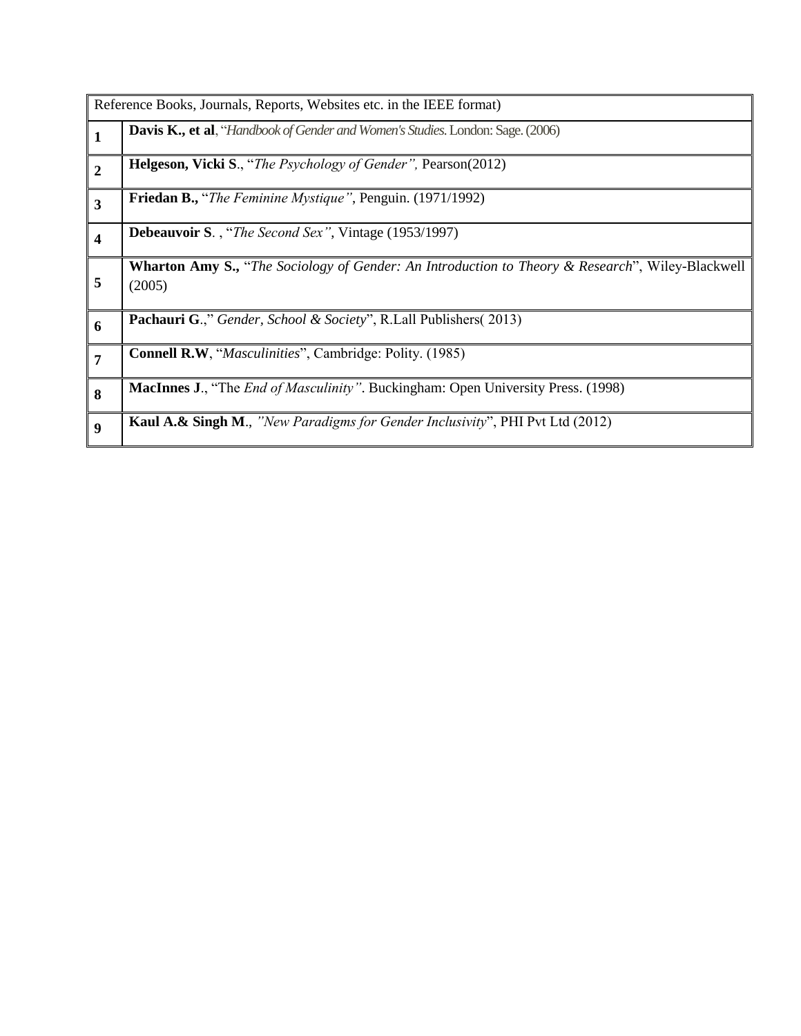| Reference Books, Journals, Reports, Websites etc. in the IEEE format) | |
|---|---|
| **1** | **Davis K., et al**, "*Handbook of Gender and Women's Studies.* London: Sage. (2006) |
| **2** | **Helgeson, Vicki S**., "*The Psychology of Gender",* Pearson(2012) |
| **3** | **Friedan B.,** "*The Feminine Mystique"*, Penguin. (1971/1992) |
| **4** | **Debeauvoir S**. , "*The Second Sex"*, Vintage (1953/1997) |
| **5** | **Wharton Amy S.,** "*The Sociology of Gender: An Introduction to Theory & Research*", Wiley-Blackwell (2005) |
| **6** | **Pachauri G**.," *Gender, School & Society*", R.Lall Publishers( 2013) |
| **7** | **Connell R.W**, "*Masculinities*", Cambridge: Polity. (1985) |
| **8** | **MacInnes J**., "The *End of Masculinity"*. Buckingham: Open University Press. (1998) |
| **9** | **Kaul A.& Singh M**., *"New Paradigms for Gender Inclusivity*", PHI Pvt Ltd (2012) |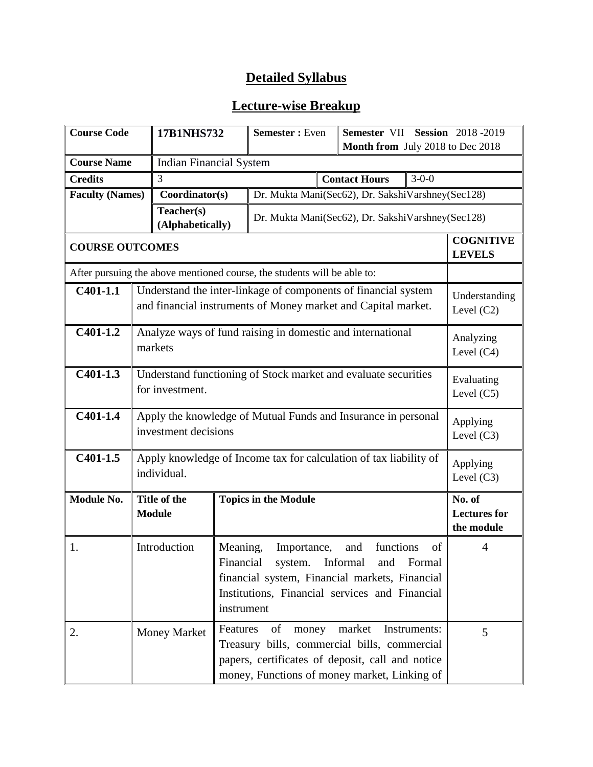# Detailed Syllabus

## Lecture-wise Breakup

| Course Code | 17B1NHS732 | Semester : Even | Semester VII Session 2018 -2019<br>Month from July 2018 to Dec 2018 |
|---|---|---|---|
| Course Name | Indian Financial System | | |
| Credits | 3 | Contact Hours | 3-0-0 |
| Faculty (Names) | Coordinator(s) | Dr. Mukta Mani(Sec62), Dr. SakshiVarshney(Sec128) | |
| | Teacher(s) (Alphabetically) | Dr. Mukta Mani(Sec62), Dr. SakshiVarshney(Sec128) | |

| COURSE OUTCOMES | | COGNITIVE LEVELS |
|---|---|---|
| After pursuing the above mentioned course, the students will be able to: | | |
| C401-1.1 | Understand the inter-linkage of components of financial system and financial instruments of Money market and Capital market. | Understanding Level (C2) |
| C401-1.2 | Analyze ways of fund raising in domestic and international markets | Analyzing Level (C4) |
| C401-1.3 | Understand functioning of Stock market and evaluate securities for investment. | Evaluating Level (C5) |
| C401-1.4 | Apply the knowledge of Mutual Funds and Insurance in personal investment decisions | Applying Level (C3) |
| C401-1.5 | Apply knowledge of Income tax for calculation of tax liability of individual. | Applying Level (C3) |

| Module No. | Title of the Module | Topics in the Module | No. of Lectures for the module |
|---|---|---|---|
| 1. | Introduction | Meaning, Importance, and functions of Financial system. Informal and Formal financial system, Financial markets, Financial Institutions, Financial services and Financial instrument | 4 |
| 2. | Money Market | Features of money market Instruments: Treasury bills, commercial bills, commercial papers, certificates of deposit, call and notice money, Functions of money market, Linking of | 5 |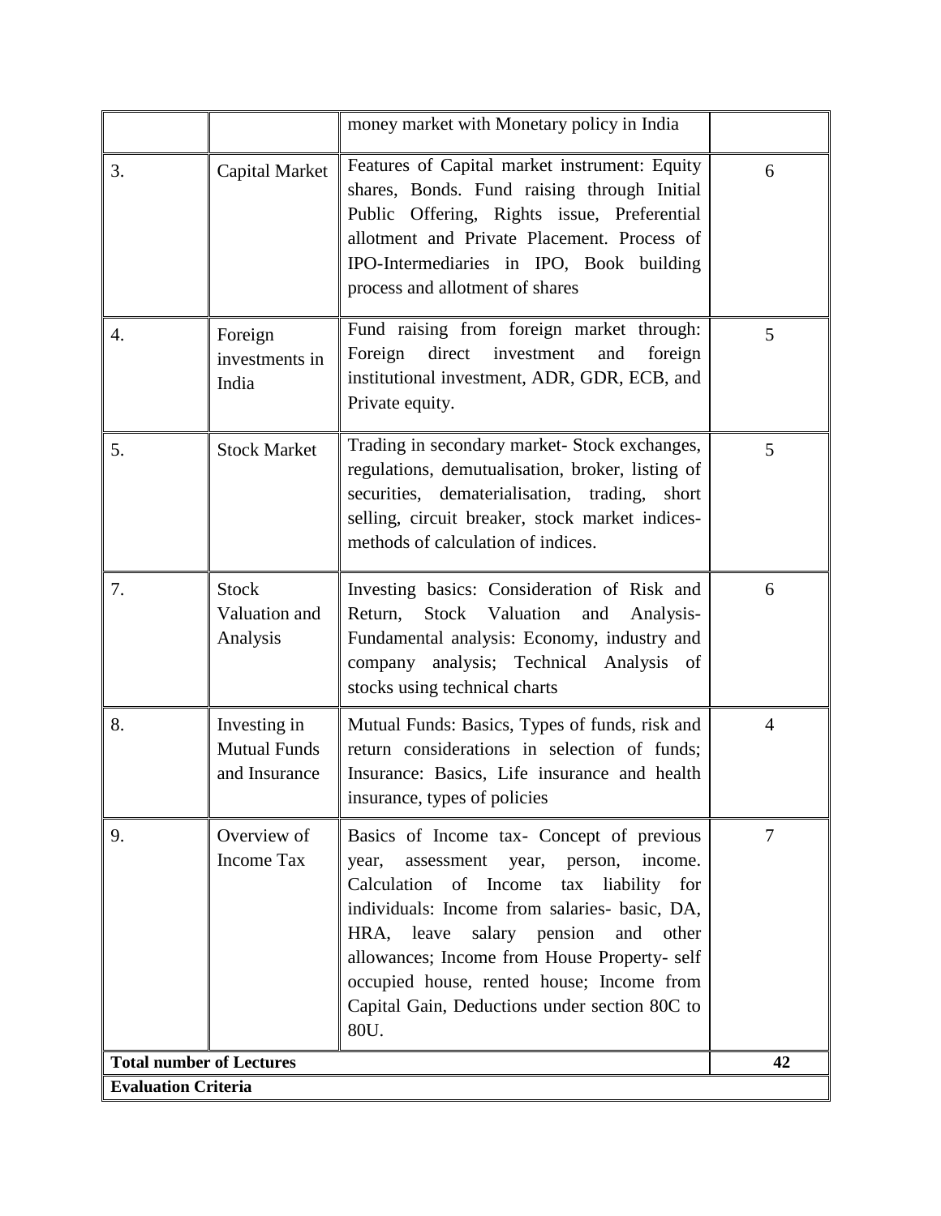| | | | |
|---|---|---|---|
| | | money market with Monetary policy in India | |
| 3. | Capital Market | Features of Capital market instrument: Equity shares, Bonds. Fund raising through Initial Public Offering, Rights issue, Preferential allotment and Private Placement. Process of IPO-Intermediaries in IPO, Book building process and allotment of shares | 6 |
| 4. | Foreign investments in India | Fund raising from foreign market through: Foreign direct investment and foreign institutional investment, ADR, GDR, ECB, and Private equity. | 5 |
| 5. | Stock Market | Trading in secondary market- Stock exchanges, regulations, demutualisation, broker, listing of securities, dematerialisation, trading, short selling, circuit breaker, stock market indices- methods of calculation of indices. | 5 |
| 7. | Stock Valuation and Analysis | Investing basics: Consideration of Risk and Return, Stock Valuation and Analysis- Fundamental analysis: Economy, industry and company analysis; Technical Analysis of stocks using technical charts | 6 |
| 8. | Investing in Mutual Funds and Insurance | Mutual Funds: Basics, Types of funds, risk and return considerations in selection of funds; Insurance: Basics, Life insurance and health insurance, types of policies | 4 |
| 9. | Overview of Income Tax | Basics of Income tax- Concept of previous year, assessment year, person, income. Calculation of Income tax liability for individuals: Income from salaries- basic, DA, HRA, leave salary pension and other allowances; Income from House Property- self occupied house, rented house; Income from Capital Gain, Deductions under section 80C to 80U. | 7 |
| **Total number of Lectures** | | | **42** |
| **Evaluation Criteria** | | | |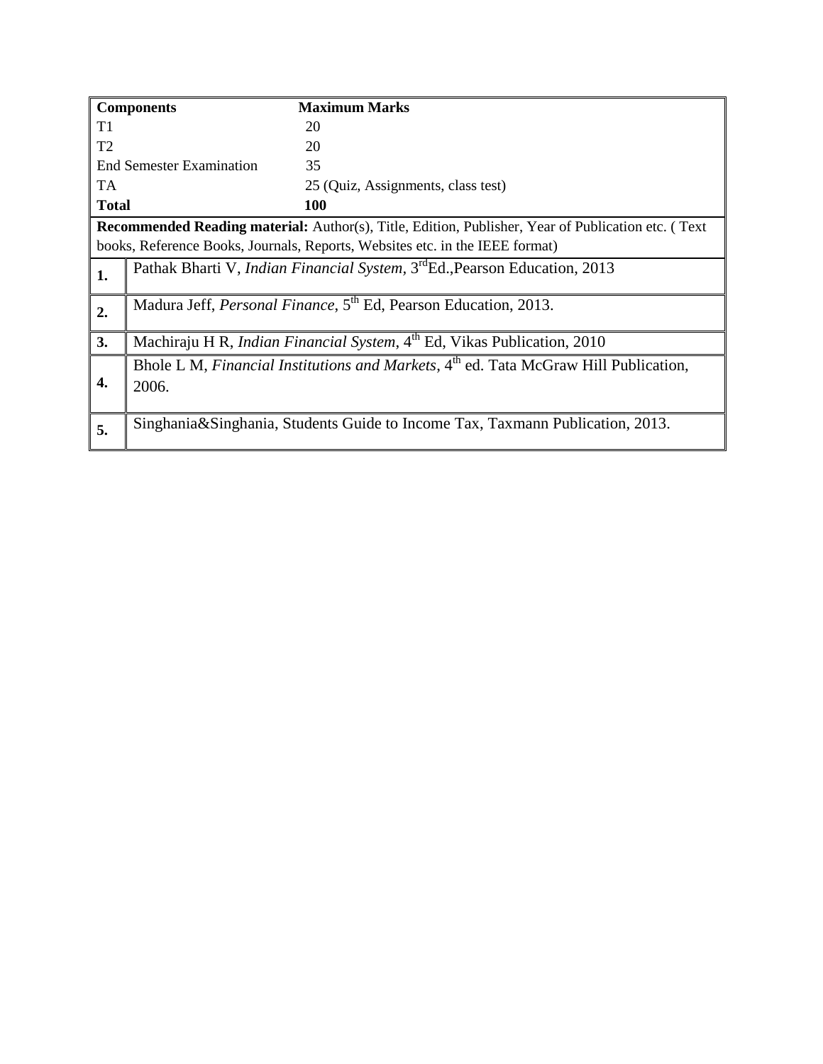| **Components** | **Maximum Marks** |
|---|---|
| T1 | 20 |
| T2 | 20 |
| End Semester Examination | 35 |
| TA | 25 (Quiz, Assignments, class test) |
| **Total** | **100** |

**Recommended Reading material:** Author(s), Title, Edition, Publisher, Year of Publication etc. ( Text books, Reference Books, Journals, Reports, Websites etc. in the IEEE format)

| | |
|---|---|
| **1.** | Pathak Bharti V, *Indian Financial System*, 3rdEd.,Pearson Education, 2013 |
| **2.** | Madura Jeff, *Personal Finance*, 5th Ed, Pearson Education, 2013. |
| **3.** | Machiraju H R, *Indian Financial System*, 4th Ed, Vikas Publication, 2010 |
| **4.** | Bhole L M, *Financial Institutions and Markets*, 4th ed. Tata McGraw Hill Publication, 2006. |
| **5.** | Singhania&Singhania, Students Guide to Income Tax, Taxmann Publication, 2013. |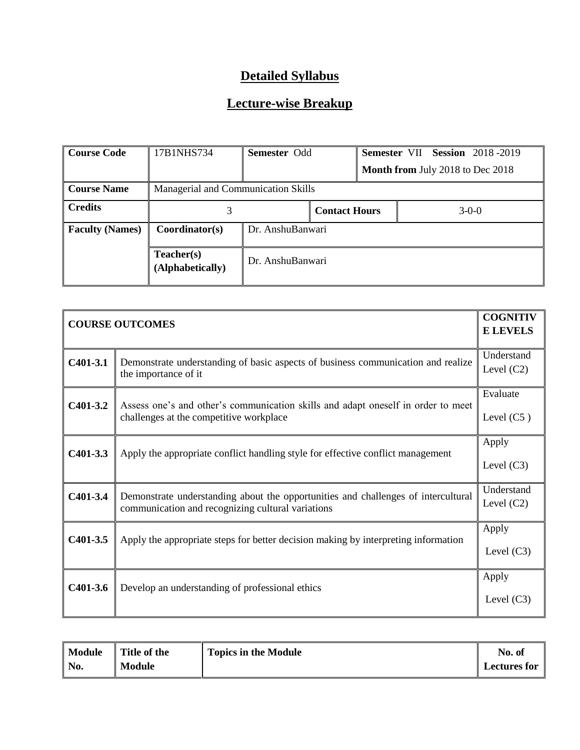# Detailed Syllabus

## Lecture-wise Breakup

| Course Code | 17B1NHS734 | Semester Odd | | Semester VII Session 2018 -2019<br>Month from July 2018 to Dec 2018 |
|---|---|---|---|---|
| Course Name | Managerial and Communication Skills | | | |
| Credits | 3 | | Contact Hours | 3-0-0 |
| Faculty (Names) | Coordinator(s) | Dr. AnshuBanwari | | |
| | Teacher(s) (Alphabetically) | Dr. AnshuBanwari | | |

| COURSE OUTCOMES | | COGNITIVE LEVELS |
|---|---|---|
| C401-3.1 | Demonstrate understanding of basic aspects of business communication and realize the importance of it | Understand Level (C2) |
| C401-3.2 | Assess one's and other's communication skills and adapt oneself in order to meet challenges at the competitive workplace | Evaluate Level (C5 ) |
| C401-3.3 | Apply the appropriate conflict handling style for effective conflict management | Apply Level (C3) |
| C401-3.4 | Demonstrate understanding about the opportunities and challenges of intercultural communication and recognizing cultural variations | Understand Level (C2) |
| C401-3.5 | Apply the appropriate steps for better decision making by interpreting information | Apply Level (C3) |
| C401-3.6 | Develop an understanding of professional ethics | Apply Level (C3) |

| Module No. | Title of the Module | Topics in the Module | No. of Lectures for |
|---|---|---|---|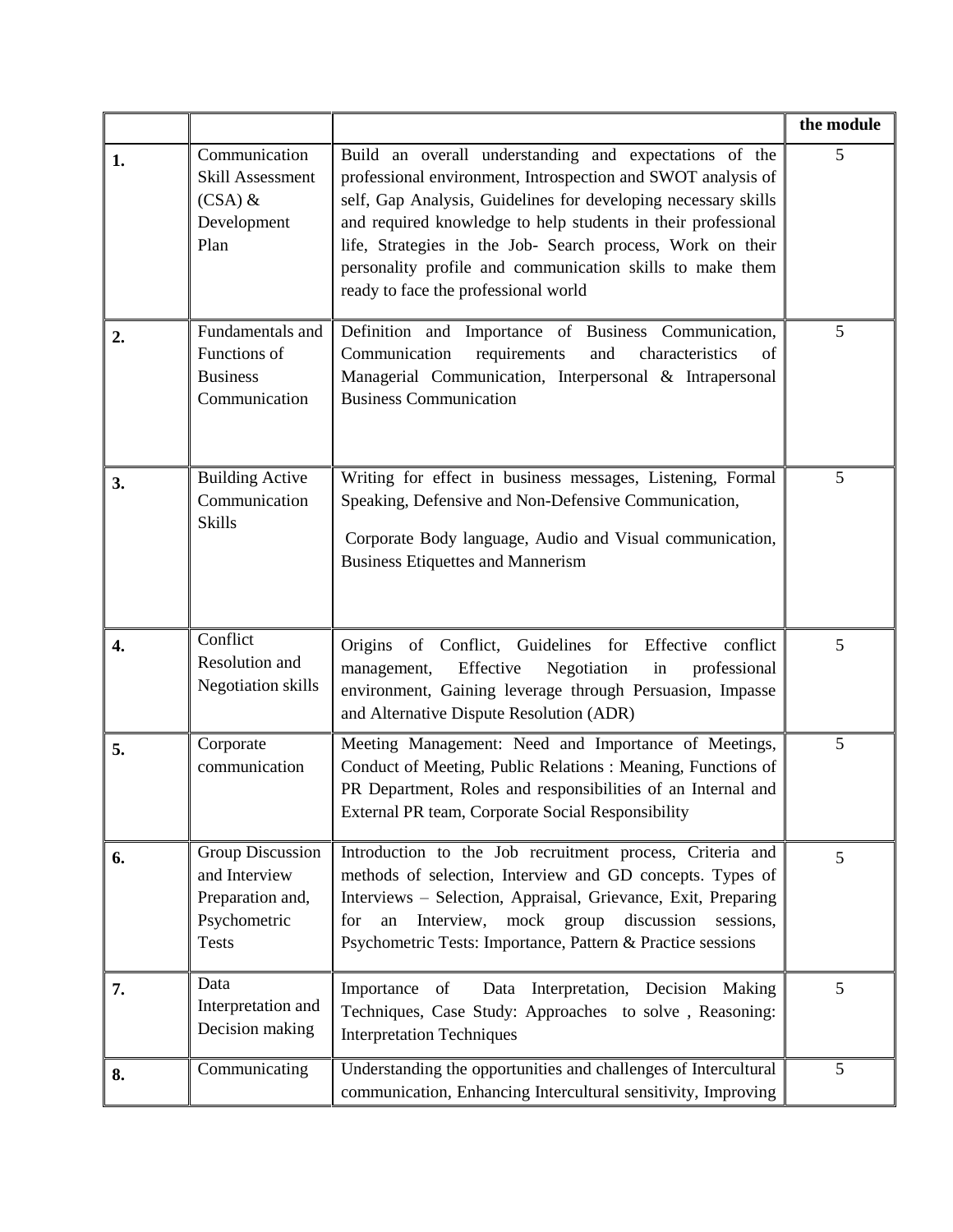| | | | the module |
|---|---|---|---|
| **1.** | Communication Skill Assessment (CSA) & Development Plan | Build an overall understanding and expectations of the professional environment, Introspection and SWOT analysis of self, Gap Analysis, Guidelines for developing necessary skills and required knowledge to help students in their professional life, Strategies in the Job- Search process, Work on their personality profile and communication skills to make them ready to face the professional world | 5 |
| **2.** | Fundamentals and Functions of Business Communication | Definition and Importance of Business Communication, Communication requirements and characteristics of Managerial Communication, Interpersonal & Intrapersonal Business Communication | 5 |
| **3.** | Building Active Communication Skills | Writing for effect in business messages, Listening, Formal Speaking, Defensive and Non-Defensive Communication, Corporate Body language, Audio and Visual communication, Business Etiquettes and Mannerism | 5 |
| **4.** | Conflict Resolution and Negotiation skills | Origins of Conflict, Guidelines for Effective conflict management, Effective Negotiation in professional environment, Gaining leverage through Persuasion, Impasse and Alternative Dispute Resolution (ADR) | 5 |
| **5.** | Corporate communication | Meeting Management: Need and Importance of Meetings, Conduct of Meeting, Public Relations : Meaning, Functions of PR Department, Roles and responsibilities of an Internal and External PR team, Corporate Social Responsibility | 5 |
| **6.** | Group Discussion and Interview Preparation and, Psychometric Tests | Introduction to the Job recruitment process, Criteria and methods of selection, Interview and GD concepts. Types of Interviews – Selection, Appraisal, Grievance, Exit, Preparing for an Interview, mock group discussion sessions, Psychometric Tests: Importance, Pattern & Practice sessions | 5 |
| **7.** | Data Interpretation and Decision making | Importance of Data Interpretation, Decision Making Techniques, Case Study: Approaches to solve , Reasoning: Interpretation Techniques | 5 |
| **8.** | Communicating | Understanding the opportunities and challenges of Intercultural communication, Enhancing Intercultural sensitivity, Improving | 5 |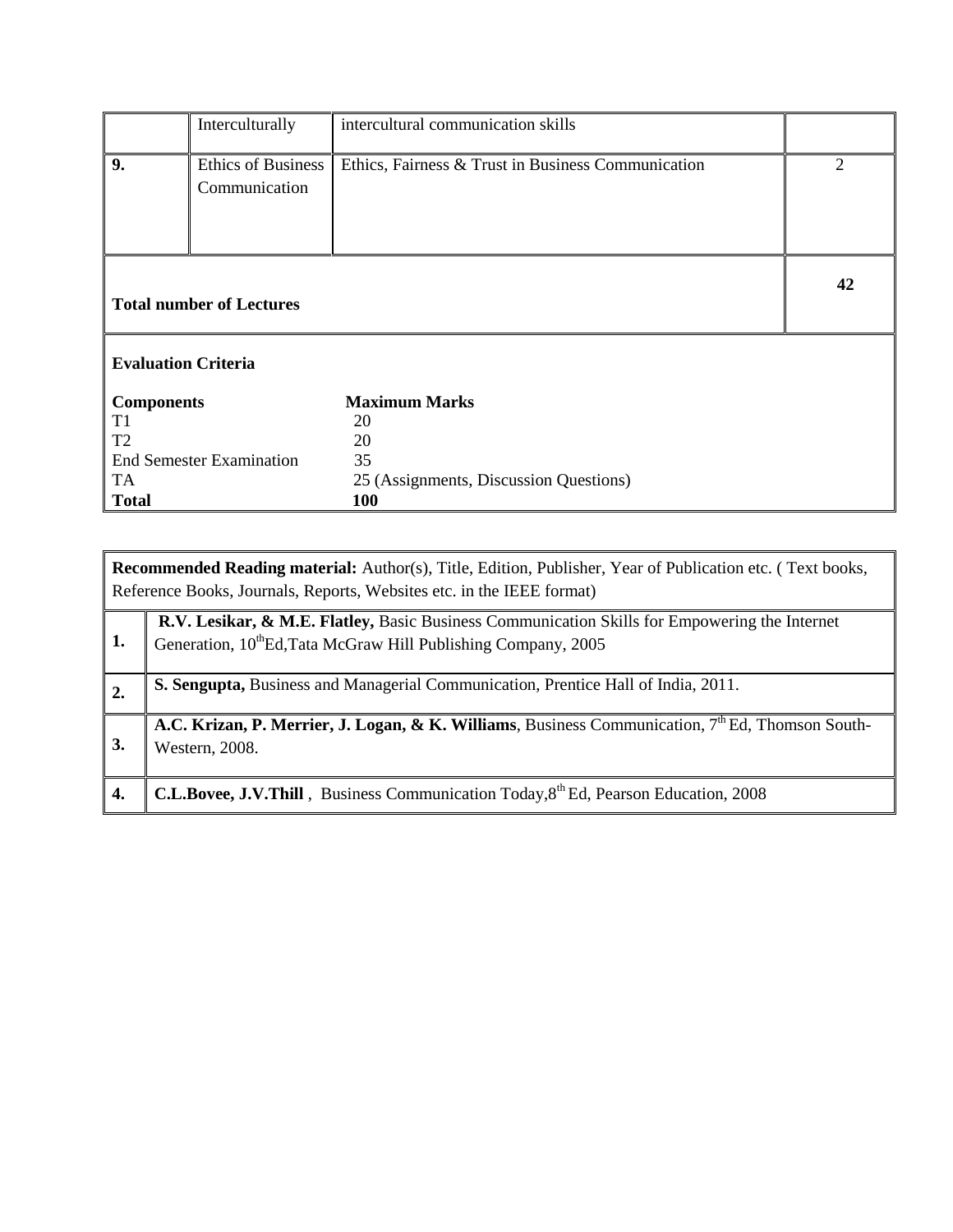| | | | |
|---|---|---|---|
| | Interculturally | intercultural communication skills | |
| **9.** | Ethics of Business Communication | Ethics, Fairness & Trust in Business Communication | 2 |
| **Total number of Lectures** | | | **42** |

**Evaluation Criteria**

| **Components** | **Maximum Marks** |
|---|---|
| T1 | 20 |
| T2 | 20 |
| End Semester Examination | 35 |
| TA | 25 (Assignments, Discussion Questions) |
| **Total** | **100** |

**Recommended Reading material:** Author(s), Title, Edition, Publisher, Year of Publication etc. ( Text books, Reference Books, Journals, Reports, Websites etc. in the IEEE format)

| | |
|---|---|
| **1.** | **R.V. Lesikar, & M.E. Flatley,** Basic Business Communication Skills for Empowering the Internet Generation, 10thEd,Tata McGraw Hill Publishing Company, 2005 |
| **2.** | **S. Sengupta,** Business and Managerial Communication, Prentice Hall of India, 2011. |
| **3.** | **A.C. Krizan, P. Merrier, J. Logan, & K. Williams**, Business Communication, 7th Ed, Thomson South-Western, 2008. |
| **4.** | **C.L.Bovee, J.V.Thill** , Business Communication Today,8th Ed, Pearson Education, 2008 |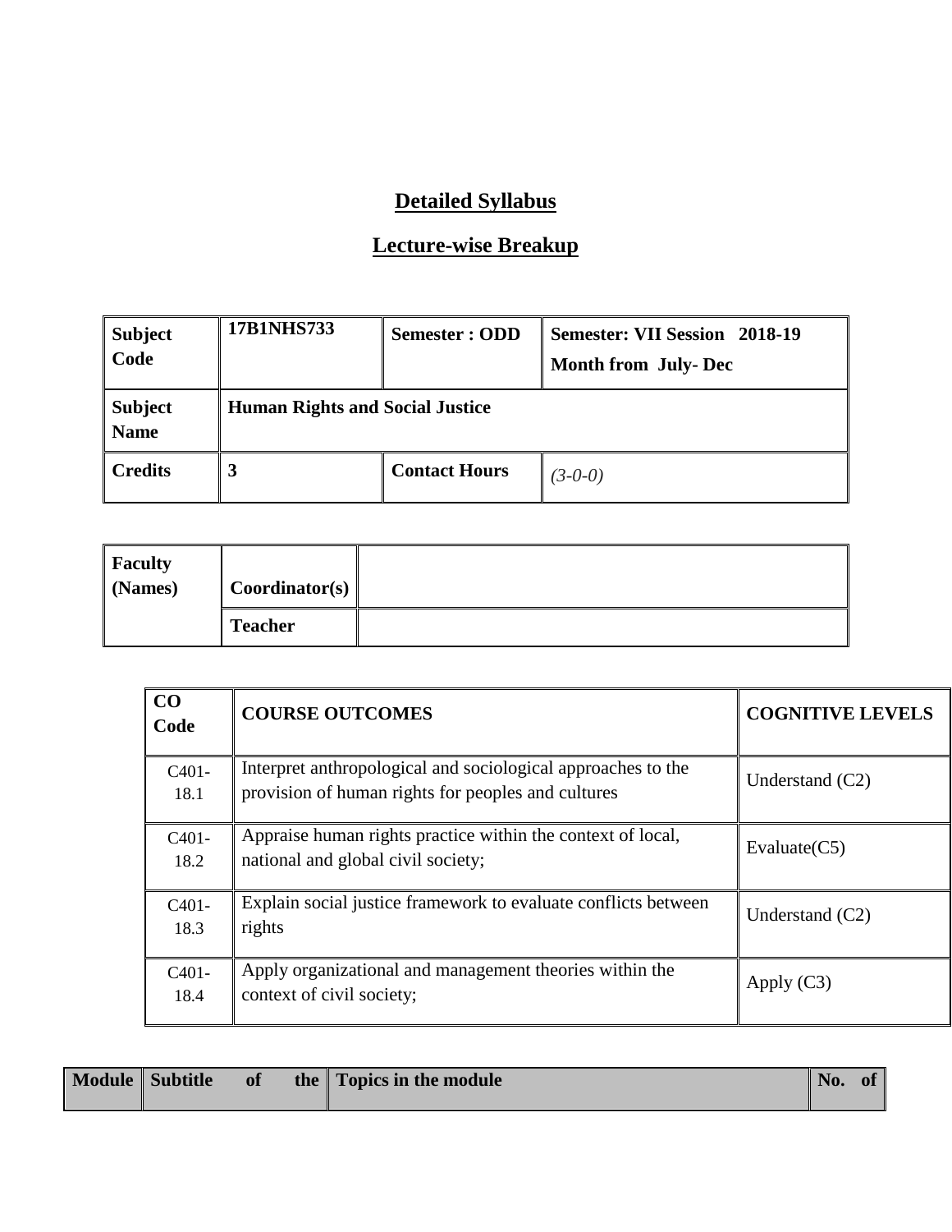## Detailed Syllabus

## Lecture-wise Breakup

| Subject Code | 17B1NHS733 | Semester : ODD | Semester: VII Session 2018-19<br>Month from July- Dec |
|---|---|---|---|
| Subject Name | Human Rights and Social Justice | | |
| Credits | 3 | Contact Hours | *(3-0-0)* |

| Faculty (Names) | Coordinator(s) | |
|---|---|---|
| | Teacher | |

| CO Code | COURSE OUTCOMES | COGNITIVE LEVELS |
|---|---|---|
| C401-18.1 | Interpret anthropological and sociological approaches to the provision of human rights for peoples and cultures | Understand (C2) |
| C401-18.2 | Appraise human rights practice within the context of local, national and global civil society; | Evaluate(C5) |
| C401-18.3 | Explain social justice framework to evaluate conflicts between rights | Understand (C2) |
| C401-18.4 | Apply organizational and management theories within the context of civil society; | Apply (C3) |

| Module | Subtitle of the | Topics in the module | No. of |
|---|---|---|---|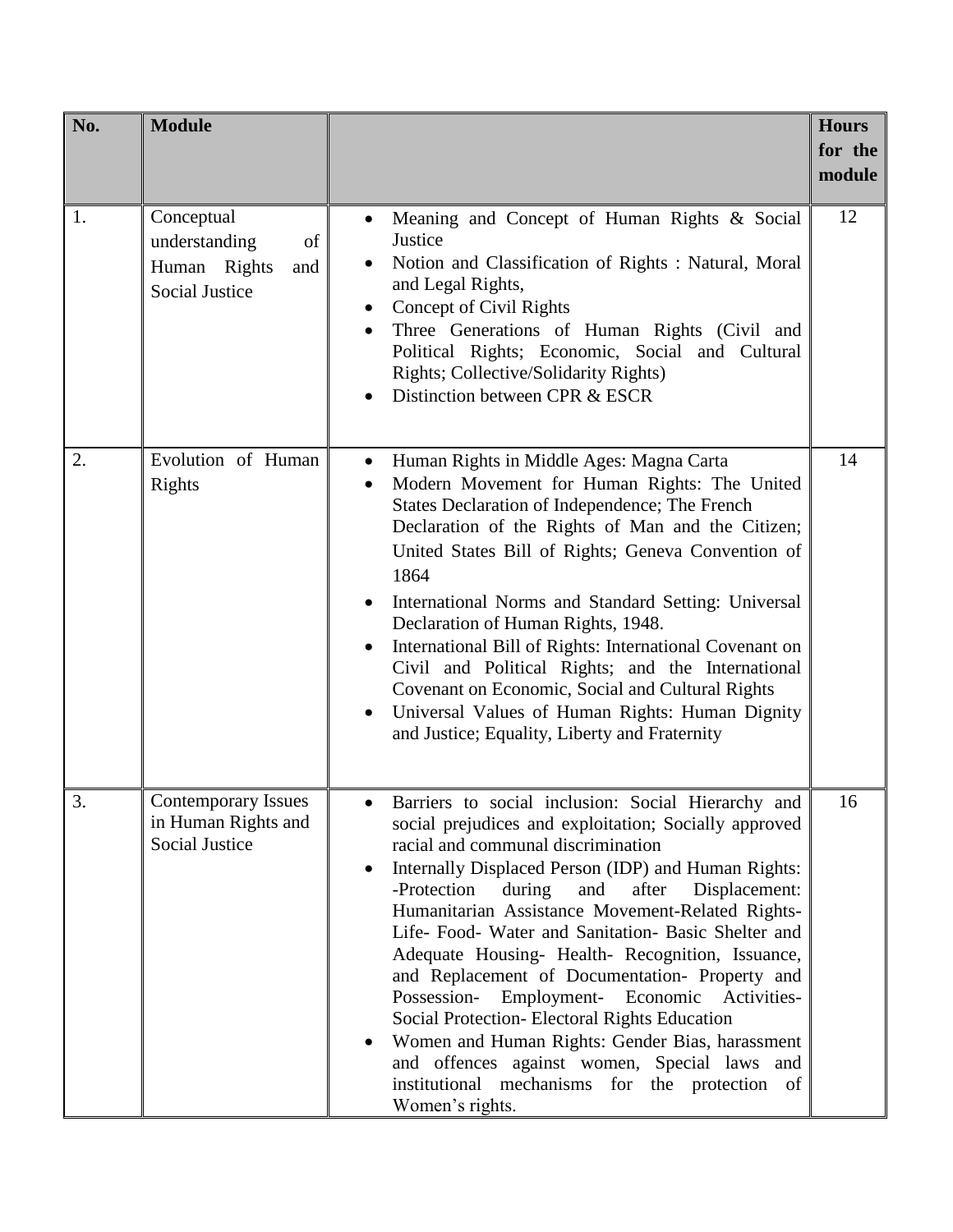| No. | Module | | Hours for the module |
|---|---|---|---|
| 1. | Conceptual understanding of Human Rights and Social Justice | • Meaning and Concept of Human Rights & Social Justice<br>• Notion and Classification of Rights : Natural, Moral and Legal Rights,<br>• Concept of Civil Rights<br>• Three Generations of Human Rights (Civil and Political Rights; Economic, Social and Cultural Rights; Collective/Solidarity Rights)<br>• Distinction between CPR & ESCR | 12 |
| 2. | Evolution of Human Rights | • Human Rights in Middle Ages: Magna Carta<br>• Modern Movement for Human Rights: The United States Declaration of Independence; The French Declaration of the Rights of Man and the Citizen; United States Bill of Rights; Geneva Convention of 1864<br>• International Norms and Standard Setting: Universal Declaration of Human Rights, 1948.<br>• International Bill of Rights: International Covenant on Civil and Political Rights; and the International Covenant on Economic, Social and Cultural Rights<br>• Universal Values of Human Rights: Human Dignity and Justice; Equality, Liberty and Fraternity | 14 |
| 3. | Contemporary Issues in Human Rights and Social Justice | • Barriers to social inclusion: Social Hierarchy and social prejudices and exploitation; Socially approved racial and communal discrimination<br>• Internally Displaced Person (IDP) and Human Rights: -Protection during and after Displacement: Humanitarian Assistance Movement-Related Rights- Life- Food- Water and Sanitation- Basic Shelter and Adequate Housing- Health- Recognition, Issuance, and Replacement of Documentation- Property and Possession- Employment- Economic Activities- Social Protection- Electoral Rights Education<br>• Women and Human Rights: Gender Bias, harassment and offences against women, Special laws and institutional mechanisms for the protection of Women's rights. | 16 |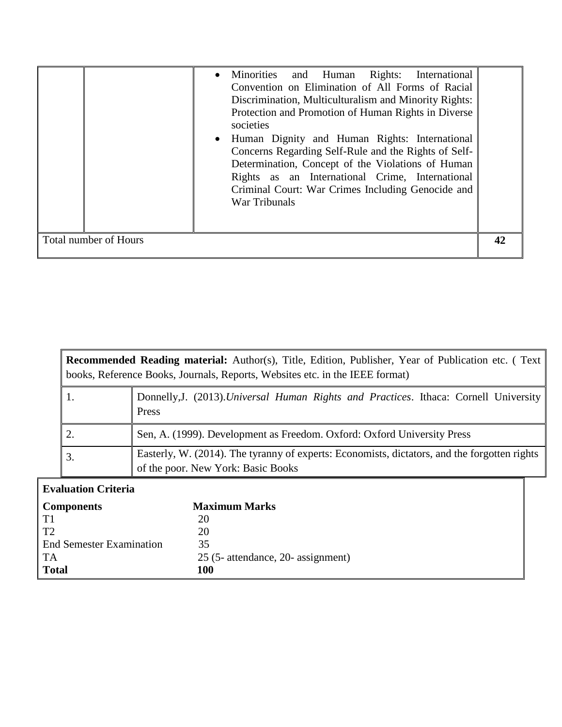| | | | |
|---|---|---|---|
| | | • Minorities and Human Rights: International Convention on Elimination of All Forms of Racial Discrimination, Multiculturalism and Minority Rights: Protection and Promotion of Human Rights in Diverse societies<br>• Human Dignity and Human Rights: International Concerns Regarding Self-Rule and the Rights of Self-Determination, Concept of the Violations of Human Rights as an International Crime, International Criminal Court: War Crimes Including Genocide and War Tribunals | |
| Total number of Hours | | | **42** |

| **Recommended Reading material:** Author(s), Title, Edition, Publisher, Year of Publication etc. ( Text books, Reference Books, Journals, Reports, Websites etc. in the IEEE format) | |
|---|---|
| 1. | Donnelly,J. (2013).*Universal Human Rights and Practices*. Ithaca: Cornell University Press |
| 2. | Sen, A. (1999). Development as Freedom. Oxford: Oxford University Press |
| 3. | Easterly, W. (2014). The tyranny of experts: Economists, dictators, and the forgotten rights of the poor. New York: Basic Books |

**Evaluation Criteria**

| **Components** | **Maximum Marks** |
|---|---|
| T1 | 20 |
| T2 | 20 |
| End Semester Examination | 35 |
| TA | 25 (5- attendance, 20- assignment) |
| **Total** | **100** |